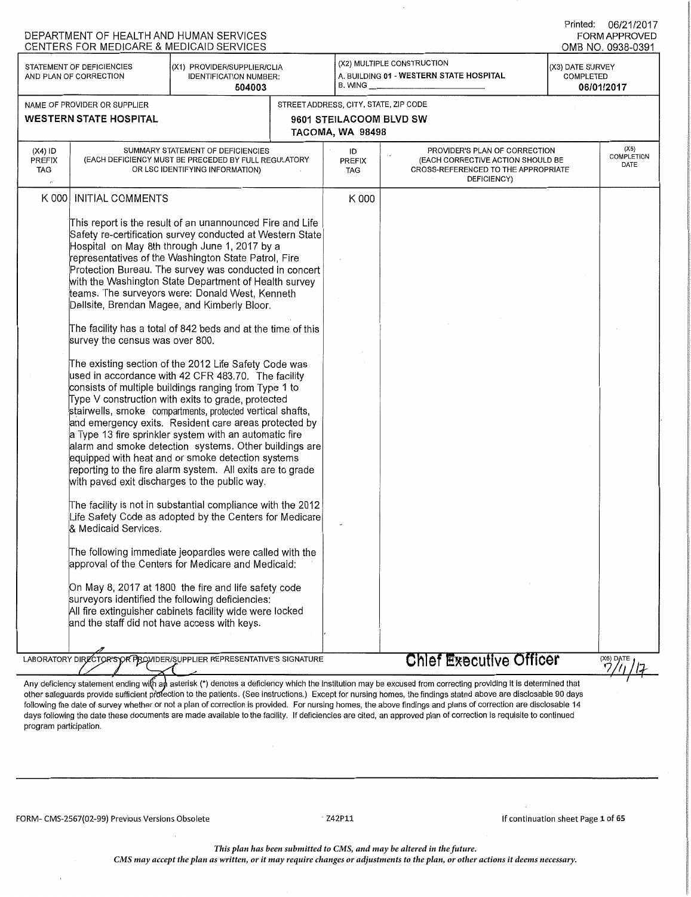DEPARTMENT OF HEALTH AND HUMAN SERVICES
CENTERS FOR MEDICARE & MEDICAID SERVICES

Printed: 06/21/2017
FORM APPROVED
OMB NO. 0938-0391

| STATEMENT OF DEFICIENCIES AND PLAN OF CORRECTION | (X1) PROVIDER/SUPPLIER/CLIA IDENTIFICATION NUMBER: | (X2) MULTIPLE CONSTRUCTION | (X3) DATE SURVEY COMPLETED |
|---|---|---|---|
| | 504003 | A. BUILDING 01 - WESTERN STATE HOSPITAL<br>B. WING ______ | 06/01/2017 |

| NAME OF PROVIDER OR SUPPLIER | STREET ADDRESS, CITY, STATE, ZIP CODE |
|---|---|
| WESTERN STATE HOSPITAL | 9601 STEILACOOM BLVD SW<br>TACOMA, WA 98498 |

| (X4) ID PREFIX TAG | SUMMARY STATEMENT OF DEFICIENCIES (EACH DEFICIENCY MUST BE PRECEDED BY FULL REGULATORY OR LSC IDENTIFYING INFORMATION) | ID PREFIX TAG | PROVIDER'S PLAN OF CORRECTION (EACH CORRECTIVE ACTION SHOULD BE CROSS-REFERENCED TO THE APPROPRIATE DEFICIENCY) | (X5) COMPLETION DATE |
|---|---|---|---|---|
| K 000 | INITIAL COMMENTS | K 000 | | |

This report is the result of an unannounced Fire and Life Safety re-certification survey conducted at Western State Hospital on May 8th through June 1, 2017 by a representatives of the Washington State Patrol, Fire Protection Bureau. The survey was conducted in concert with the Washington State Department of Health survey teams. The surveyors were: Donald West, Kenneth Dellsite, Brendan Magee, and Kimberly Bloor.

The facility has a total of 842 beds and at the time of this survey the census was over 800.

The existing section of the 2012 Life Safety Code was used in accordance with 42 CFR 483.70. The facility consists of multiple buildings ranging from Type 1 to Type V construction with exits to grade, protected stairwells, smoke compartments, protected vertical shafts, and emergency exits. Resident care areas protected by a Type 13 fire sprinkler system with an automatic fire alarm and smoke detection systems. Other buildings are equipped with heat and or smoke detection systems reporting to the fire alarm system. All exits are to grade with paved exit discharges to the public way.

The facility is not in substantial compliance with the 2012 Life Safety Code as adopted by the Centers for Medicare & Medicaid Services.

The following immediate jeopardies were called with the approval of the Centers for Medicare and Medicaid:

On May 8, 2017 at 1800 the fire and life safety code surveyors identified the following deficiencies:
All fire extinguisher cabinets facility wide were locked and the staff did not have access with keys.

LABORATORY DIRECTOR'S OR PROVIDER/SUPPLIER REPRESENTATIVE'S SIGNATURE: Chief Executive Officer — (X6) DATE 7/11/17

Any deficiency statement ending with an asterisk (*) denotes a deficiency which the institution may be excused from correcting providing it is determined that other safeguards provide sufficient protection to the patients. (See instructions.) Except for nursing homes, the findings stated above are disclosable 90 days following the date of survey whether or not a plan of correction is provided. For nursing homes, the above findings and plans of correction are disclosable 14 days following the date these documents are made available to the facility. If deficiencies are cited, an approved plan of correction is requisite to continued program participation.

FORM- CMS-2567(02-99) Previous Versions Obsolete — Z42P11

*This plan has been submitted to CMS, and may be altered in the future.*
*CMS may accept the plan as written, or it may require changes or adjustments to the plan, or other actions it deems necessary.*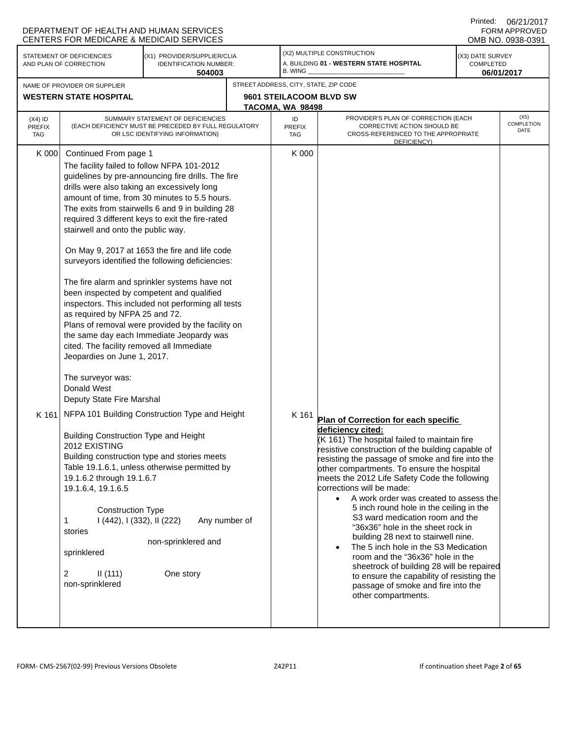DEPARTMENT OF HEALTH AND HUMAN SERVICES
CENTERS FOR MEDICARE & MEDICAID SERVICES

Printed: 06/21/2017
FORM APPROVED
OMB NO. 0938-0391

| STATEMENT OF DEFICIENCIES AND PLAN OF CORRECTION | (X1) PROVIDER/SUPPLIER/CLIA IDENTIFICATION NUMBER: | (X2) MULTIPLE CONSTRUCTION | (X3) DATE SURVEY COMPLETED |
|---|---|---|---|
| | 504003 | A. BUILDING 01 - WESTERN STATE HOSPITAL<br>B. WING ___ | 06/01/2017 |

| NAME OF PROVIDER OR SUPPLIER | STREET ADDRESS, CITY, STATE, ZIP CODE |
|---|---|
| WESTERN STATE HOSPITAL | 9601 STEILACOOM BLVD SW<br>TACOMA, WA 98498 |

| (X4) ID PREFIX TAG | SUMMARY STATEMENT OF DEFICIENCIES (EACH DEFICIENCY MUST BE PRECEDED BY FULL REGULATORY OR LSC IDENTIFYING INFORMATION) | ID PREFIX TAG | PROVIDER'S PLAN OF CORRECTION (EACH CORRECTIVE ACTION SHOULD BE CROSS-REFERENCED TO THE APPROPRIATE DEFICIENCY) | (X5) COMPLETION DATE |
|---|---|---|---|---|
| K 000 | Continued From page 1<br>The facility failed to follow NFPA 101-2012 guidelines by pre-announcing fire drills. The fire drills were also taking an excessively long amount of time, from 30 minutes to 5.5 hours. The exits from stairwells 6 and 9 in building 28 required 3 different keys to exit the fire-rated stairwell and onto the public way.<br><br>On May 9, 2017 at 1653 the fire and life code surveyors identified the following deficiencies:<br><br>The fire alarm and sprinkler systems have not been inspected by competent and qualified inspectors. This included not performing all tests as required by NFPA 25 and 72.<br>Plans of removal were provided by the facility on the same day each Immediate Jeopardy was cited. The facility removed all Immediate Jeopardies on June 1, 2017.<br><br>The surveyor was:<br>Donald West<br>Deputy State Fire Marshal | K 000 | | |
| K 161 | NFPA 101 Building Construction Type and Height<br><br>Building Construction Type and Height<br>2012 EXISTING<br>Building construction type and stories meets Table 19.1.6.1, unless otherwise permitted by 19.1.6.2 through 19.1.6.7<br>19.1.6.4, 19.1.6.5<br><br>Construction Type<br>1 I (442), I (332), II (222) Any number of stories<br>non-sprinklered and sprinklered<br><br>2 II (111) One story non-sprinklered | K 161 | **Plan of Correction for each specific deficiency cited:**<br>(K 161) The hospital failed to maintain fire resistive construction of the building capable of resisting the passage of smoke and fire into the other compartments. To ensure the hospital meets the 2012 Life Safety Code the following corrections will be made:<br>• A work order was created to assess the 5 inch round hole in the ceiling in the S3 ward medication room and the "36x36" hole in the sheet rock in building 28 next to stairwell nine.<br>• The 5 inch hole in the S3 Medication room and the "36x36" hole in the sheetrock of building 28 will be repaired to ensure the capability of resisting the passage of smoke and fire into the other compartments. | |

FORM- CMS-2567(02-99) Previous Versions Obsolete Z42P11 If continuation sheet Page 2 of 65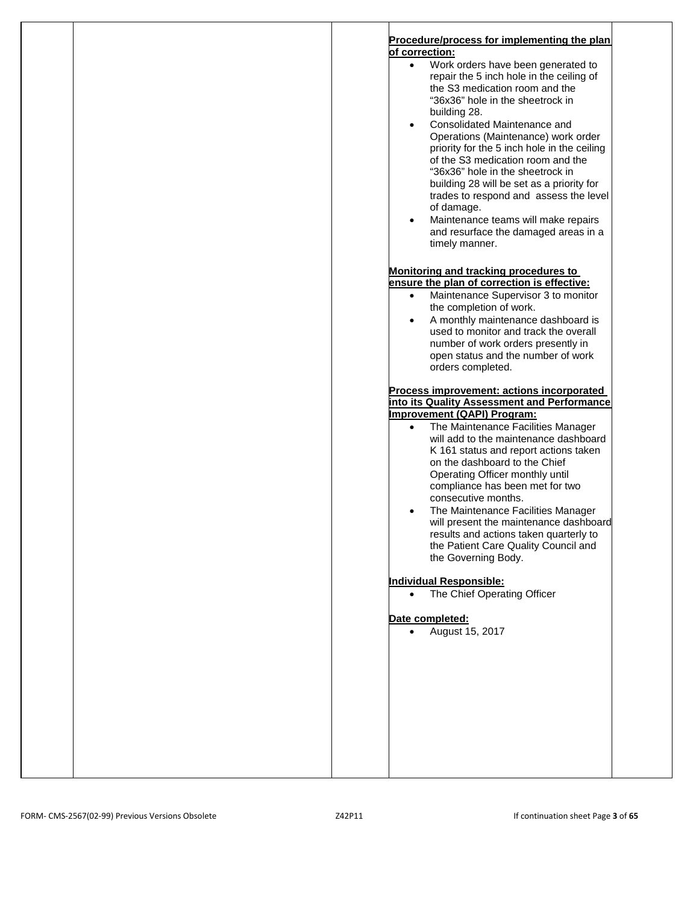**Procedure/process for implementing the plan of correction:**

- Work orders have been generated to repair the 5 inch hole in the ceiling of the S3 medication room and the "36x36" hole in the sheetrock in building 28.
- Consolidated Maintenance and Operations (Maintenance) work order priority for the 5 inch hole in the ceiling of the S3 medication room and the "36x36" hole in the sheetrock in building 28 will be set as a priority for trades to respond and assess the level of damage.
- Maintenance teams will make repairs and resurface the damaged areas in a timely manner.

**Monitoring and tracking procedures to ensure the plan of correction is effective:**

- Maintenance Supervisor 3 to monitor the completion of work.
- A monthly maintenance dashboard is used to monitor and track the overall number of work orders presently in open status and the number of work orders completed.

**Process improvement: actions incorporated into its Quality Assessment and Performance Improvement (QAPI) Program:**

- The Maintenance Facilities Manager will add to the maintenance dashboard K 161 status and report actions taken on the dashboard to the Chief Operating Officer monthly until compliance has been met for two consecutive months.
- The Maintenance Facilities Manager will present the maintenance dashboard results and actions taken quarterly to the Patient Care Quality Council and the Governing Body.

**Individual Responsible:**

- The Chief Operating Officer

**Date completed:**

- August 15, 2017

FORM- CMS-2567(02-99) Previous Versions Obsolete Z42P11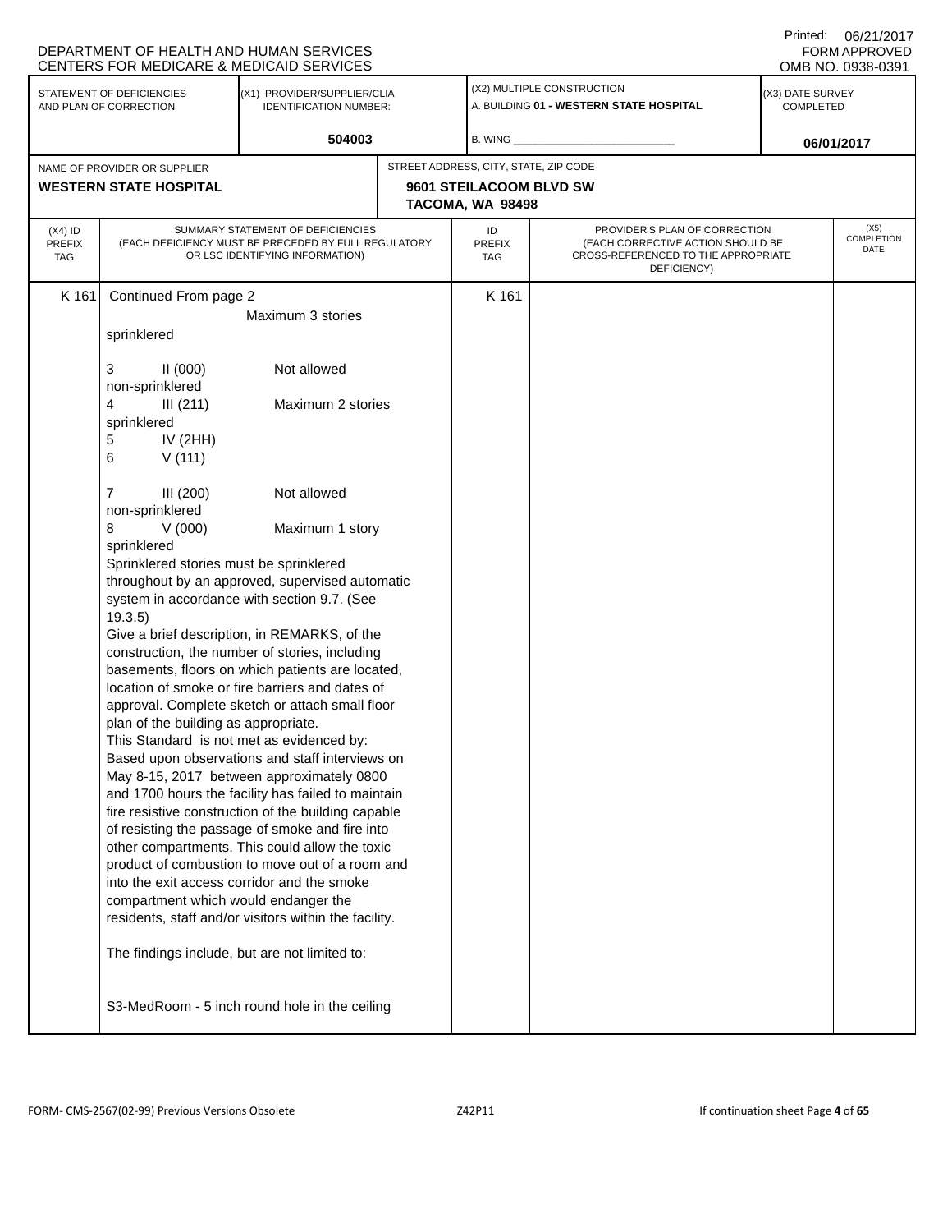DEPARTMENT OF HEALTH AND HUMAN SERVICES
CENTERS FOR MEDICARE & MEDICAID SERVICES

Printed: 06/21/2017
FORM APPROVED
OMB NO. 0938-0391

| STATEMENT OF DEFICIENCIES AND PLAN OF CORRECTION | (X1) PROVIDER/SUPPLIER/CLIA IDENTIFICATION NUMBER: | (X2) MULTIPLE CONSTRUCTION | (X3) DATE SURVEY COMPLETED |
|---|---|---|---|
| | 504003 | A. BUILDING 01 - WESTERN STATE HOSPITAL<br>B. WING ___ | 06/01/2017 |

| NAME OF PROVIDER OR SUPPLIER | STREET ADDRESS, CITY, STATE, ZIP CODE |
|---|---|
| WESTERN STATE HOSPITAL | 9601 STEILACOOM BLVD SW<br>TACOMA, WA 98498 |

| (X4) ID PREFIX TAG | SUMMARY STATEMENT OF DEFICIENCIES (EACH DEFICIENCY MUST BE PRECEDED BY FULL REGULATORY OR LSC IDENTIFYING INFORMATION) | ID PREFIX TAG | PROVIDER'S PLAN OF CORRECTION (EACH CORRECTIVE ACTION SHOULD BE CROSS-REFERENCED TO THE APPROPRIATE DEFICIENCY) | (X5) COMPLETION DATE |
|---|---|---|---|---|
| K 161 | Continued From page 2<br>Maximum 3 stories<br>sprinklered<br><br>3 II (000) Not allowed<br>non-sprinklered<br>4 III (211) Maximum 2 stories<br>sprinklered<br>5 IV (2HH)<br>6 V (111)<br><br>7 III (200) Not allowed<br>non-sprinklered<br>8 V (000) Maximum 1 story<br>sprinklered<br>Sprinklered stories must be sprinklered throughout by an approved, supervised automatic system in accordance with section 9.7. (See 19.3.5)<br>Give a brief description, in REMARKS, of the construction, the number of stories, including basements, floors on which patients are located, location of smoke or fire barriers and dates of approval. Complete sketch or attach small floor plan of the building as appropriate.<br>This Standard is not met as evidenced by:<br>Based upon observations and staff interviews on May 8-15, 2017 between approximately 0800 and 1700 hours the facility has failed to maintain fire resistive construction of the building capable of resisting the passage of smoke and fire into other compartments. This could allow the toxic product of combustion to move out of a room and into the exit access corridor and the smoke compartment which would endanger the residents, staff and/or visitors within the facility.<br><br>The findings include, but are not limited to:<br><br>S3-MedRoom - 5 inch round hole in the ceiling | K 161 | | |

FORM- CMS-2567(02-99) Previous Versions Obsolete Z42P11 If continuation sheet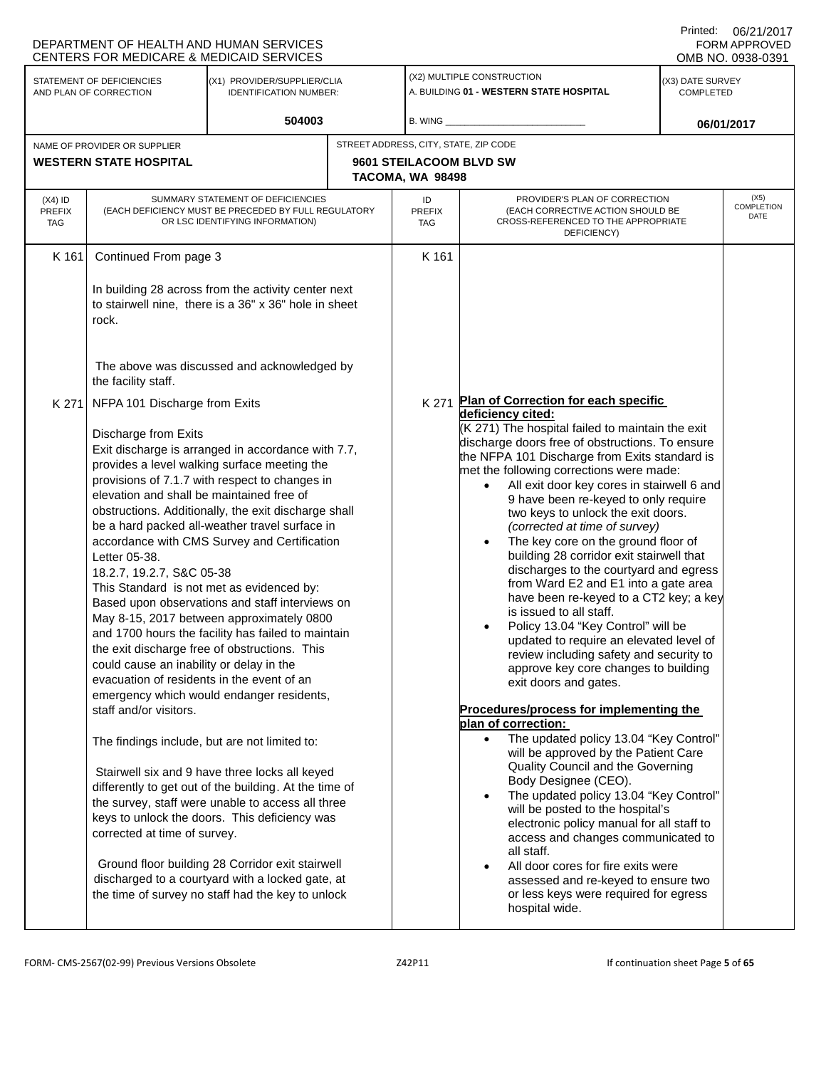DEPARTMENT OF HEALTH AND HUMAN SERVICES
CENTERS FOR MEDICARE & MEDICAID SERVICES

Printed: 06/21/2017
FORM APPROVED
OMB NO. 0938-0391

| STATEMENT OF DEFICIENCIES AND PLAN OF CORRECTION | (X1) PROVIDER/SUPPLIER/CLIA IDENTIFICATION NUMBER: | (X2) MULTIPLE CONSTRUCTION | (X3) DATE SURVEY COMPLETED |
|---|---|---|---|
| | 504003 | A. BUILDING 01 - WESTERN STATE HOSPITAL<br>B. WING ___ | 06/01/2017 |

| NAME OF PROVIDER OR SUPPLIER | STREET ADDRESS, CITY, STATE, ZIP CODE |
|---|---|
| WESTERN STATE HOSPITAL | 9601 STEILACOOM BLVD SW<br>TACOMA, WA 98498 |

| (X4) ID PREFIX TAG | SUMMARY STATEMENT OF DEFICIENCIES (EACH DEFICIENCY MUST BE PRECEDED BY FULL REGULATORY OR LSC IDENTIFYING INFORMATION) | ID PREFIX TAG | PROVIDER'S PLAN OF CORRECTION (EACH CORRECTIVE ACTION SHOULD BE CROSS-REFERENCED TO THE APPROPRIATE DEFICIENCY) | (X5) COMPLETION DATE |
|---|---|---|---|---|
| K 161 | Continued From page 3<br><br>In building 28 across from the activity center next to stairwell nine, there is a 36" x 36" hole in sheet rock.<br><br>The above was discussed and acknowledged by the facility staff. | K 161 | | |
| K 271 | NFPA 101 Discharge from Exits<br><br>Discharge from Exits<br>Exit discharge is arranged in accordance with 7.7, provides a level walking surface meeting the provisions of 7.1.7 with respect to changes in elevation and shall be maintained free of obstructions. Additionally, the exit discharge shall be a hard packed all-weather travel surface in accordance with CMS Survey and Certification Letter 05-38.<br>18.2.7, 19.2.7, S&C 05-38<br>This Standard is not met as evidenced by:<br>Based upon observations and staff interviews on May 8-15, 2017 between approximately 0800 and 1700 hours the facility has failed to maintain the exit discharge free of obstructions. This could cause an inability or delay in the evacuation of residents in the event of an emergency which would endanger residents, staff and/or visitors.<br><br>The findings include, but are not limited to:<br><br>Stairwell six and 9 have three locks all keyed differently to get out of the building. At the time of the survey, staff were unable to access all three keys to unlock the doors. This deficiency was corrected at time of survey.<br><br>Ground floor building 28 Corridor exit stairwell discharged to a courtyard with a locked gate, at the time of survey no staff had the key to unlock | K 271 | **Plan of Correction for each specific deficiency cited:**<br>(K 271) The hospital failed to maintain the exit discharge doors free of obstructions. To ensure the NFPA 101 Discharge from Exits standard is met the following corrections were made:<br>• All exit door key cores in stairwell 6 and 9 have been re-keyed to only require two keys to unlock the exit doors. *(corrected at time of survey)*<br>• The key core on the ground floor of building 28 corridor exit stairwell that discharges to the courtyard and egress from Ward E2 and E1 into a gate area have been re-keyed to a CT2 key; a key is issued to all staff.<br>• Policy 13.04 "Key Control" will be updated to require an elevated level of review including safety and security to approve key core changes to building exit doors and gates.<br><br>**Procedures/process for implementing the plan of correction:**<br>• The updated policy 13.04 "Key Control" will be approved by the Patient Care Quality Council and the Governing Body Designee (CEO).<br>• The updated policy 13.04 "Key Control" will be posted to the hospital's electronic policy manual for all staff to access and changes communicated to all staff.<br>• All door cores for fire exits were assessed and re-keyed to ensure two or less keys were required for egress hospital wide. | |

FORM- CMS-2567(02-99) Previous Versions Obsolete Z42P11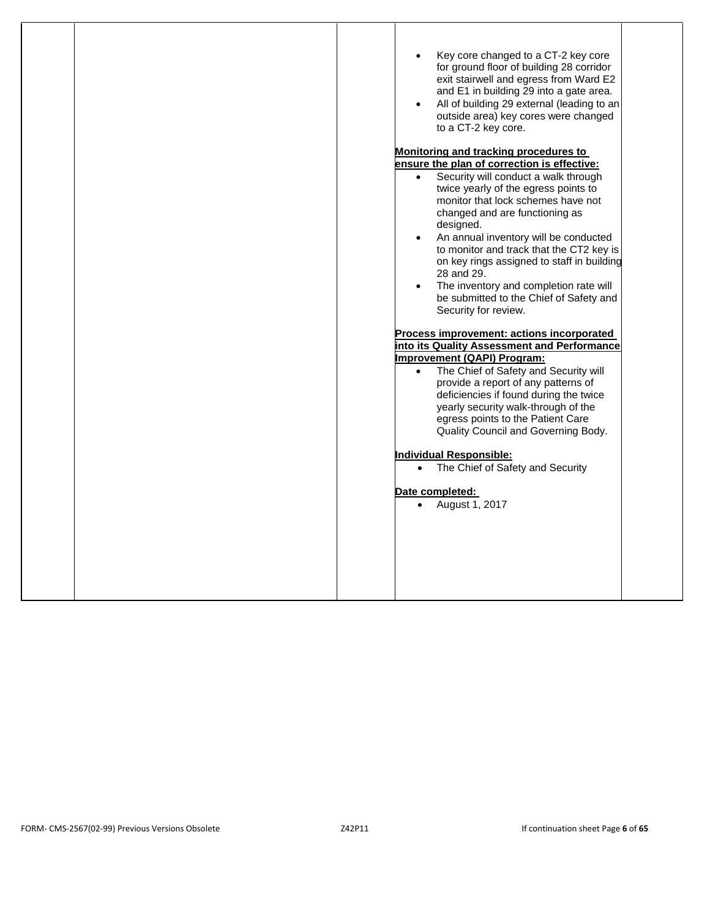- Key core changed to a CT-2 key core for ground floor of building 28 corridor exit stairwell and egress from Ward E2 and E1 in building 29 into a gate area.
- All of building 29 external (leading to an outside area) key cores were changed to a CT-2 key core.

**Monitoring and tracking procedures to ensure the plan of correction is effective:**

- Security will conduct a walk through twice yearly of the egress points to monitor that lock schemes have not changed and are functioning as designed.
- An annual inventory will be conducted to monitor and track that the CT2 key is on key rings assigned to staff in building 28 and 29.
- The inventory and completion rate will be submitted to the Chief of Safety and Security for review.

**Process improvement: actions incorporated into its Quality Assessment and Performance Improvement (QAPI) Program:**

- The Chief of Safety and Security will provide a report of any patterns of deficiencies if found during the twice yearly security walk-through of the egress points to the Patient Care Quality Council and Governing Body.

**Individual Responsible:**

- The Chief of Safety and Security

**Date completed:**

- August 1, 2017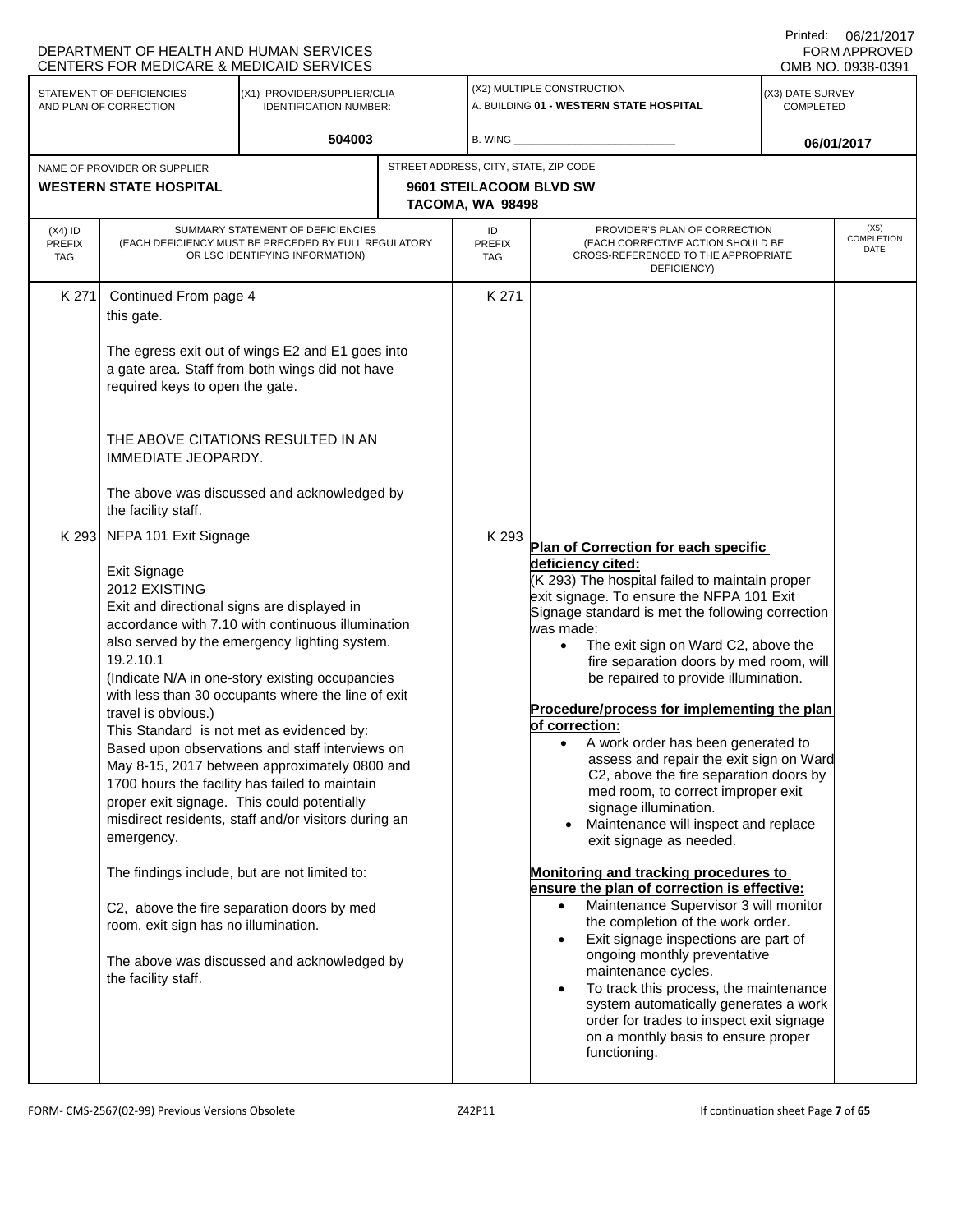DEPARTMENT OF HEALTH AND HUMAN SERVICES
CENTERS FOR MEDICARE & MEDICAID SERVICES

Printed: 06/21/2017
FORM APPROVED
OMB NO. 0938-0391

| STATEMENT OF DEFICIENCIES AND PLAN OF CORRECTION | (X1) PROVIDER/SUPPLIER/CLIA IDENTIFICATION NUMBER: | (X2) MULTIPLE CONSTRUCTION | (X3) DATE SURVEY COMPLETED |
|---|---|---|---|
| | 504003 | A. BUILDING 01 - WESTERN STATE HOSPITAL<br>B. WING ___ | 06/01/2017 |

| NAME OF PROVIDER OR SUPPLIER | STREET ADDRESS, CITY, STATE, ZIP CODE |
|---|---|
| WESTERN STATE HOSPITAL | 9601 STEILACOOM BLVD SW<br>TACOMA, WA 98498 |

| (X4) ID PREFIX TAG | SUMMARY STATEMENT OF DEFICIENCIES (EACH DEFICIENCY MUST BE PRECEDED BY FULL REGULATORY OR LSC IDENTIFYING INFORMATION) | ID PREFIX TAG | PROVIDER'S PLAN OF CORRECTION (EACH CORRECTIVE ACTION SHOULD BE CROSS-REFERENCED TO THE APPROPRIATE DEFICIENCY) | (X5) COMPLETION DATE |
|---|---|---|---|---|
| K 271 | Continued From page 4<br>this gate.<br><br>The egress exit out of wings E2 and E1 goes into a gate area. Staff from both wings did not have required keys to open the gate.<br><br>THE ABOVE CITATIONS RESULTED IN AN IMMEDIATE JEOPARDY.<br><br>The above was discussed and acknowledged by the facility staff. | K 271 | | |
| K 293 | NFPA 101 Exit Signage<br><br>Exit Signage<br>2012 EXISTING<br>Exit and directional signs are displayed in accordance with 7.10 with continuous illumination also served by the emergency lighting system.<br>19.2.10.1<br>(Indicate N/A in one-story existing occupancies with less than 30 occupants where the line of exit travel is obvious.)<br>This Standard is not met as evidenced by:<br>Based upon observations and staff interviews on May 8-15, 2017 between approximately 0800 and 1700 hours the facility has failed to maintain proper exit signage. This could potentially misdirect residents, staff and/or visitors during an emergency.<br><br>The findings include, but are not limited to:<br><br>C2, above the fire separation doors by med room, exit sign has no illumination.<br><br>The above was discussed and acknowledged by the facility staff. | K 293 | **Plan of Correction for each specific deficiency cited:**<br>(K 293) The hospital failed to maintain proper exit signage. To ensure the NFPA 101 Exit Signage standard is met the following correction was made:<br>• The exit sign on Ward C2, above the fire separation doors by med room, will be repaired to provide illumination.<br><br>**Procedure/process for implementing the plan of correction:**<br>• A work order has been generated to assess and repair the exit sign on Ward C2, above the fire separation doors by med room, to correct improper exit signage illumination.<br>• Maintenance will inspect and replace exit signage as needed.<br><br>**Monitoring and tracking procedures to ensure the plan of correction is effective:**<br>• Maintenance Supervisor 3 will monitor the completion of the work order.<br>• Exit signage inspections are part of ongoing monthly preventative maintenance cycles.<br>• To track this process, the maintenance system automatically generates a work order for trades to inspect exit signage on a monthly basis to ensure proper functioning. | |

FORM- CMS-2567(02-99) Previous Versions Obsolete  Z42P11  If continuation sheet Page 7 of 65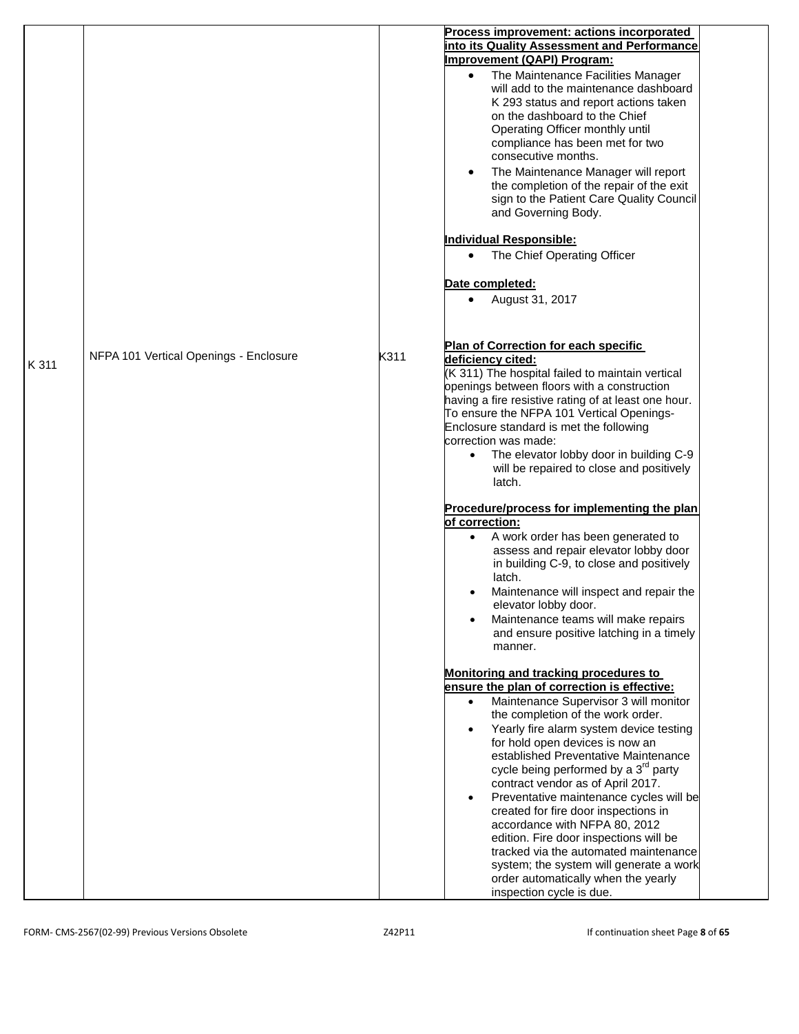| | | | | |
|---|---|---|---|---|
| | | | **Process improvement: actions incorporated into its Quality Assessment and Performance Improvement (QAPI) Program:**<br>• The Maintenance Facilities Manager will add to the maintenance dashboard K 293 status and report actions taken on the dashboard to the Chief Operating Officer monthly until compliance has been met for two consecutive months.<br>• The Maintenance Manager will report the completion of the repair of the exit sign to the Patient Care Quality Council and Governing Body.<br><br>**Individual Responsible:**<br>• The Chief Operating Officer<br><br>**Date completed:**<br>• August 31, 2017 | |
| K 311 | NFPA 101 Vertical Openings - Enclosure | K311 | **Plan of Correction for each specific deficiency cited:**<br>(K 311) The hospital failed to maintain vertical openings between floors with a construction having a fire resistive rating of at least one hour. To ensure the NFPA 101 Vertical Openings-Enclosure standard is met the following correction was made:<br>• The elevator lobby door in building C-9 will be repaired to close and positively latch.<br><br>**Procedure/process for implementing the plan of correction:**<br>• A work order has been generated to assess and repair elevator lobby door in building C-9, to close and positively latch.<br>• Maintenance will inspect and repair the elevator lobby door.<br>• Maintenance teams will make repairs and ensure positive latching in a timely manner.<br><br>**Monitoring and tracking procedures to ensure the plan of correction is effective:**<br>• Maintenance Supervisor 3 will monitor the completion of the work order.<br>• Yearly fire alarm system device testing for hold open devices is now an established Preventative Maintenance cycle being performed by a 3rd party contract vendor as of April 2017.<br>• Preventative maintenance cycles will be created for fire door inspections in accordance with NFPA 80, 2012 edition. Fire door inspections will be tracked via the automated maintenance system; the system will generate a work order automatically when the yearly inspection cycle is due. | |

FORM- CMS-2567(02-99) Previous Versions Obsolete Z42P11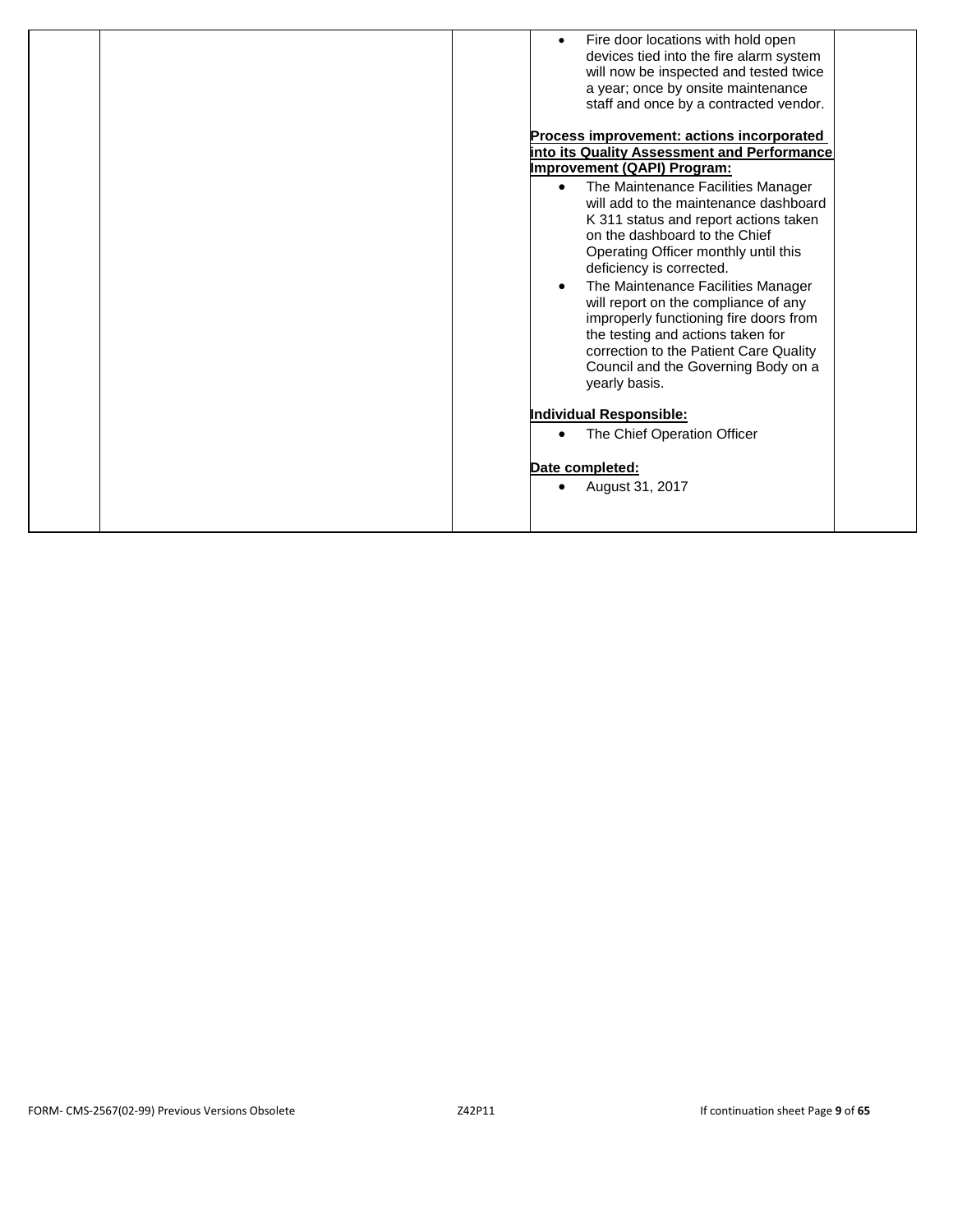- Fire door locations with hold open devices tied into the fire alarm system will now be inspected and tested twice a year; once by onsite maintenance staff and once by a contracted vendor.

**Process improvement: actions incorporated into its Quality Assessment and Performance Improvement (QAPI) Program:**

- The Maintenance Facilities Manager will add to the maintenance dashboard K 311 status and report actions taken on the dashboard to the Chief Operating Officer monthly until this deficiency is corrected.
- The Maintenance Facilities Manager will report on the compliance of any improperly functioning fire doors from the testing and actions taken for correction to the Patient Care Quality Council and the Governing Body on a yearly basis.

**Individual Responsible:**

- The Chief Operation Officer

**Date completed:**

- August 31, 2017

FORM- CMS-2567(02-99) Previous Versions Obsolete Z42P11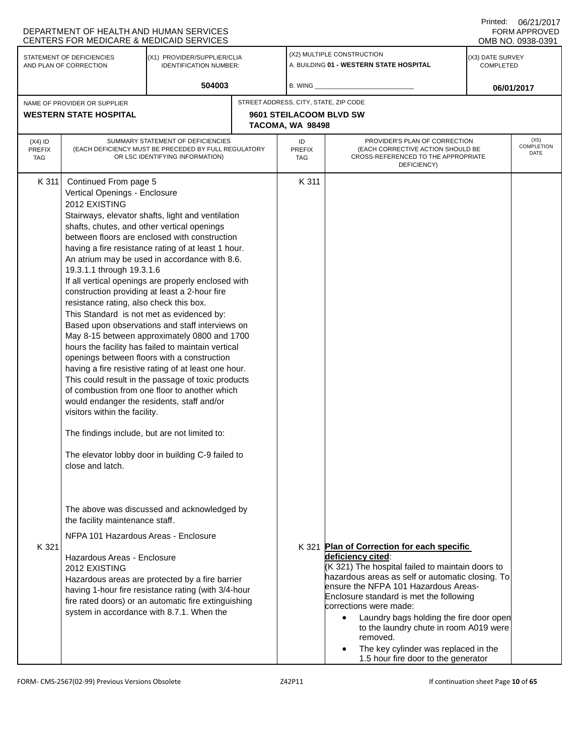DEPARTMENT OF HEALTH AND HUMAN SERVICES
CENTERS FOR MEDICARE & MEDICAID SERVICES

Printed: 06/21/2017
FORM APPROVED
OMB NO. 0938-0391

| STATEMENT OF DEFICIENCIES AND PLAN OF CORRECTION | (X1) PROVIDER/SUPPLIER/CLIA IDENTIFICATION NUMBER: | (X2) MULTIPLE CONSTRUCTION | (X3) DATE SURVEY COMPLETED |
|---|---|---|---|
| | 504003 | A. BUILDING 01 - WESTERN STATE HOSPITAL<br>B. WING ___ | 06/01/2017 |

| NAME OF PROVIDER OR SUPPLIER | STREET ADDRESS, CITY, STATE, ZIP CODE |
|---|---|
| WESTERN STATE HOSPITAL | 9601 STEILACOOM BLVD SW<br>TACOMA, WA 98498 |

| (X4) ID PREFIX TAG | SUMMARY STATEMENT OF DEFICIENCIES (EACH DEFICIENCY MUST BE PRECEDED BY FULL REGULATORY OR LSC IDENTIFYING INFORMATION) | ID PREFIX TAG | PROVIDER'S PLAN OF CORRECTION (EACH CORRECTIVE ACTION SHOULD BE CROSS-REFERENCED TO THE APPROPRIATE DEFICIENCY) | (X5) COMPLETION DATE |
|---|---|---|---|---|
| K 311 | Continued From page 5<br>Vertical Openings - Enclosure<br>2012 EXISTING<br>Stairways, elevator shafts, light and ventilation shafts, chutes, and other vertical openings between floors are enclosed with construction having a fire resistance rating of at least 1 hour. An atrium may be used in accordance with 8.6.<br>19.3.1.1 through 19.3.1.6<br>If all vertical openings are properly enclosed with construction providing at least a 2-hour fire resistance rating, also check this box.<br>This Standard is not met as evidenced by:<br>Based upon observations and staff interviews on May 8-15 between approximately 0800 and 1700 hours the facility has failed to maintain vertical openings between floors with a construction having a fire resistive rating of at least one hour. This could result in the passage of toxic products of combustion from one floor to another which would endanger the residents, staff and/or visitors within the facility.<br><br>The findings include, but are not limited to:<br><br>The elevator lobby door in building C-9 failed to close and latch.<br><br>The above was discussed and acknowledged by the facility maintenance staff. | K 311 | | |
| K 321 | NFPA 101 Hazardous Areas - Enclosure<br><br>Hazardous Areas - Enclosure<br>2012 EXISTING<br>Hazardous areas are protected by a fire barrier having 1-hour fire resistance rating (with 3/4-hour fire rated doors) or an automatic fire extinguishing system in accordance with 8.7.1. When the | K 321 | **Plan of Correction for each specific deficiency cited**:<br>(K 321) The hospital failed to maintain doors to hazardous areas as self or automatic closing. To ensure the NFPA 101 Hazardous Areas-Enclosure standard is met the following corrections were made:<br>• Laundry bags holding the fire door open to the laundry chute in room A019 were removed.<br>• The key cylinder was replaced in the 1.5 hour fire door to the generator | |

FORM- CMS-2567(02-99) Previous Versions Obsolete Z42P11 If continuation sheet Page 10 of 65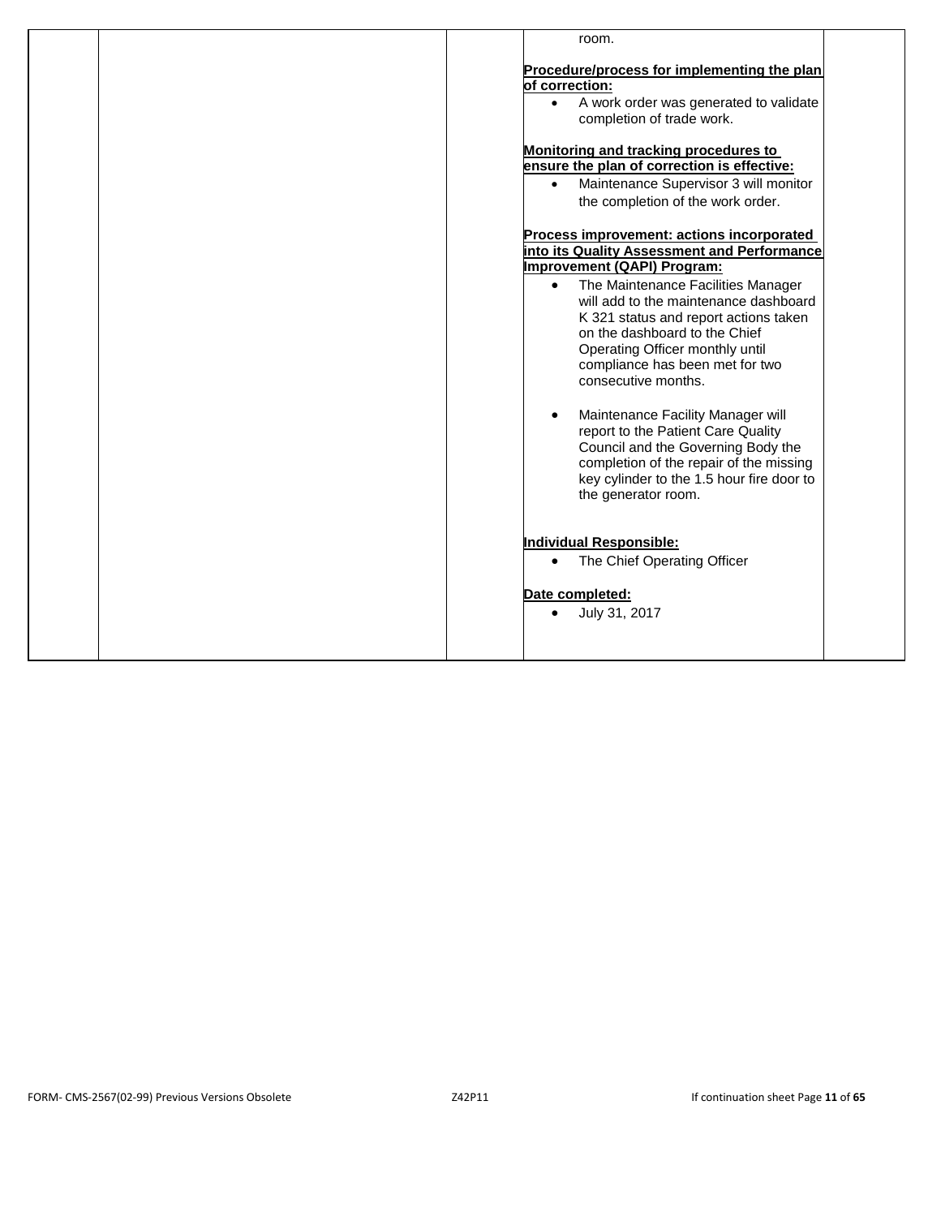room.

**Procedure/process for implementing the plan of correction:**

- A work order was generated to validate completion of trade work.

**Monitoring and tracking procedures to ensure the plan of correction is effective:**

- Maintenance Supervisor 3 will monitor the completion of the work order.

**Process improvement: actions incorporated into its Quality Assessment and Performance Improvement (QAPI) Program:**

- The Maintenance Facilities Manager will add to the maintenance dashboard K 321 status and report actions taken on the dashboard to the Chief Operating Officer monthly until compliance has been met for two consecutive months.

- Maintenance Facility Manager will report to the Patient Care Quality Council and the Governing Body the completion of the repair of the missing key cylinder to the 1.5 hour fire door to the generator room.

**Individual Responsible:**

- The Chief Operating Officer

**Date completed:**

- July 31, 2017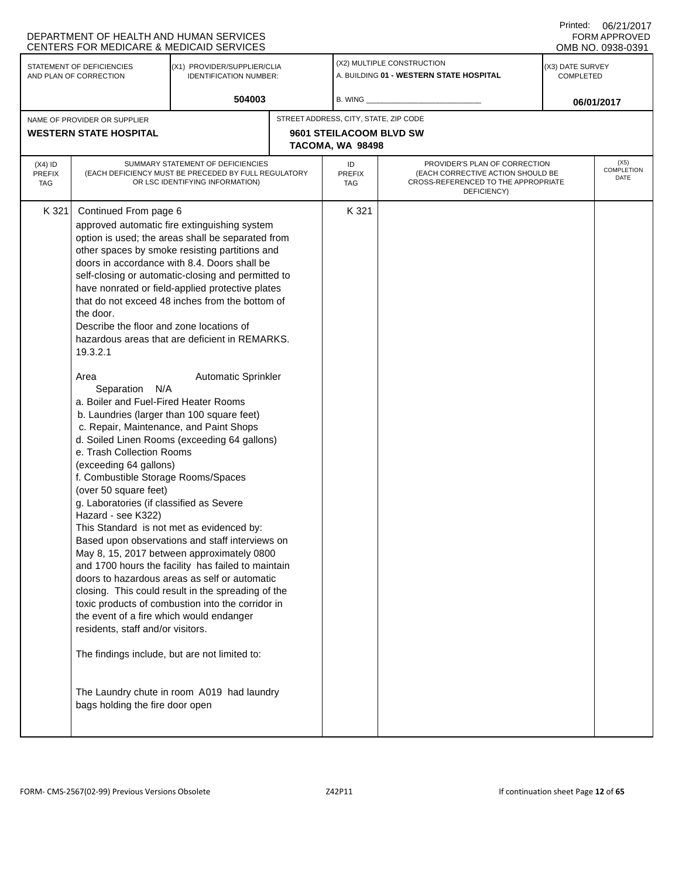DEPARTMENT OF HEALTH AND HUMAN SERVICES
CENTERS FOR MEDICARE & MEDICAID SERVICES

Printed: 06/21/2017
FORM APPROVED
OMB NO. 0938-0391

| STATEMENT OF DEFICIENCIES AND PLAN OF CORRECTION | (X1) PROVIDER/SUPPLIER/CLIA IDENTIFICATION NUMBER: | (X2) MULTIPLE CONSTRUCTION | (X3) DATE SURVEY COMPLETED |
|---|---|---|---|
| | 504003 | A. BUILDING **01 - WESTERN STATE HOSPITAL** B. WING ___ | 06/01/2017 |

| NAME OF PROVIDER OR SUPPLIER | STREET ADDRESS, CITY, STATE, ZIP CODE |
|---|---|
| **WESTERN STATE HOSPITAL** | **9601 STEILACOOM BLVD SW TACOMA, WA 98498** |

| (X4) ID PREFIX TAG | SUMMARY STATEMENT OF DEFICIENCIES (EACH DEFICIENCY MUST BE PRECEDED BY FULL REGULATORY OR LSC IDENTIFYING INFORMATION) | ID PREFIX TAG | PROVIDER'S PLAN OF CORRECTION (EACH CORRECTIVE ACTION SHOULD BE CROSS-REFERENCED TO THE APPROPRIATE DEFICIENCY) | (X5) COMPLETION DATE |
|---|---|---|---|---|
| K 321 | Continued From page 6<br>approved automatic fire extinguishing system option is used; the areas shall be separated from other spaces by smoke resisting partitions and doors in accordance with 8.4. Doors shall be self-closing or automatic-closing and permitted to have nonrated or field-applied protective plates that do not exceed 48 inches from the bottom of the door.<br>Describe the floor and zone locations of hazardous areas that are deficient in REMARKS.<br>19.3.2.1<br><br>Area Automatic Sprinkler Separation N/A<br>a. Boiler and Fuel-Fired Heater Rooms<br>b. Laundries (larger than 100 square feet)<br>c. Repair, Maintenance, and Paint Shops<br>d. Soiled Linen Rooms (exceeding 64 gallons)<br>e. Trash Collection Rooms (exceeding 64 gallons)<br>f. Combustible Storage Rooms/Spaces (over 50 square feet)<br>g. Laboratories (if classified as Severe Hazard - see K322)<br>This Standard is not met as evidenced by:<br>Based upon observations and staff interviews on May 8, 15, 2017 between approximately 0800 and 1700 hours the facility has failed to maintain doors to hazardous areas as self or automatic closing. This could result in the spreading of the toxic products of combustion into the corridor in the event of a fire which would endanger residents, staff and/or visitors.<br><br>The findings include, but are not limited to:<br><br>The Laundry chute in room A019 had laundry bags holding the fire door open | K 321 | | |

FORM- CMS-2567(02-99) Previous Versions Obsolete Z42P11 If continuation sheet Page 12 of 65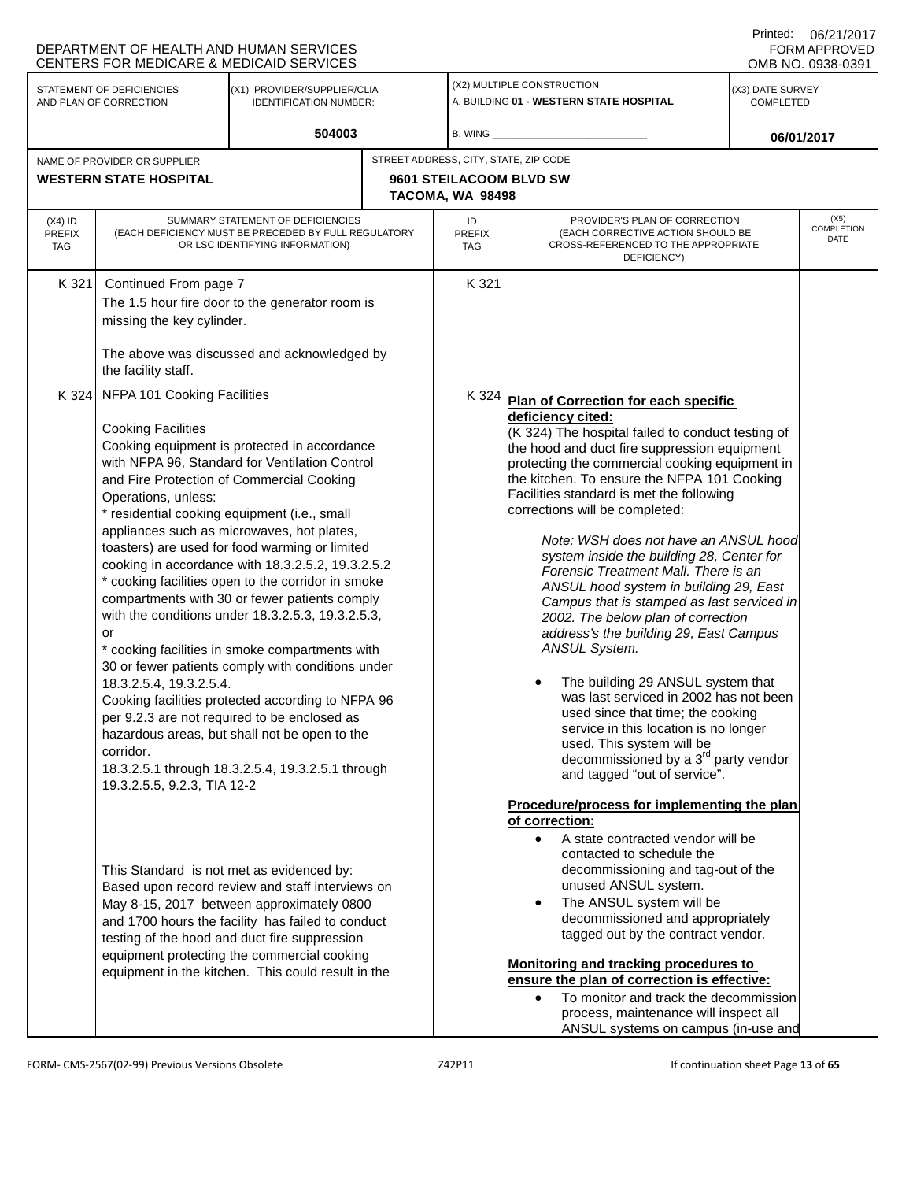DEPARTMENT OF HEALTH AND HUMAN SERVICES
CENTERS FOR MEDICARE & MEDICAID SERVICES

Printed: 06/21/2017
FORM APPROVED
OMB NO. 0938-0391

| STATEMENT OF DEFICIENCIES AND PLAN OF CORRECTION | (X1) PROVIDER/SUPPLIER/CLIA IDENTIFICATION NUMBER: | (X2) MULTIPLE CONSTRUCTION | (X3) DATE SURVEY COMPLETED |
|---|---|---|---|
| | 504003 | A. BUILDING 01 - WESTERN STATE HOSPITAL<br>B. WING | 06/01/2017 |

| NAME OF PROVIDER OR SUPPLIER | STREET ADDRESS, CITY, STATE, ZIP CODE |
|---|---|
| WESTERN STATE HOSPITAL | 9601 STEILACOOM BLVD SW<br>TACOMA, WA 98498 |

| (X4) ID PREFIX TAG | SUMMARY STATEMENT OF DEFICIENCIES (EACH DEFICIENCY MUST BE PRECEDED BY FULL REGULATORY OR LSC IDENTIFYING INFORMATION) | ID PREFIX TAG | PROVIDER'S PLAN OF CORRECTION (EACH CORRECTIVE ACTION SHOULD BE CROSS-REFERENCED TO THE APPROPRIATE DEFICIENCY) | (X5) COMPLETION DATE |
|---|---|---|---|---|
| K 321 | Continued From page 7<br>The 1.5 hour fire door to the generator room is missing the key cylinder.<br><br>The above was discussed and acknowledged by the facility staff. | K 321 | | |
| K 324 | NFPA 101 Cooking Facilities<br><br>Cooking Facilities<br>Cooking equipment is protected in accordance with NFPA 96, Standard for Ventilation Control and Fire Protection of Commercial Cooking Operations, unless:<br>* residential cooking equipment (i.e., small appliances such as microwaves, hot plates, toasters) are used for food warming or limited cooking in accordance with 18.3.2.5.2, 19.3.2.5.2<br>* cooking facilities open to the corridor in smoke compartments with 30 or fewer patients comply with the conditions under 18.3.2.5.3, 19.3.2.5.3, or<br>* cooking facilities in smoke compartments with 30 or fewer patients comply with conditions under 18.3.2.5.4, 19.3.2.5.4.<br>Cooking facilities protected according to NFPA 96 per 9.2.3 are not required to be enclosed as hazardous areas, but shall not be open to the corridor.<br>18.3.2.5.1 through 18.3.2.5.4, 19.3.2.5.1 through 19.3.2.5.5, 9.2.3, TIA 12-2<br><br>This Standard is not met as evidenced by:<br>Based upon record review and staff interviews on May 8-15, 2017 between approximately 0800 and 1700 hours the facility has failed to conduct testing of the hood and duct fire suppression equipment protecting the commercial cooking equipment in the kitchen. This could result in the | K 324 | **Plan of Correction for each specific deficiency cited:**<br>(K 324) The hospital failed to conduct testing of the hood and duct fire suppression equipment protecting the commercial cooking equipment in the kitchen. To ensure the NFPA 101 Cooking Facilities standard is met the following corrections will be completed:<br><br>*Note: WSH does not have an ANSUL hood system inside the building 28, Center for Forensic Treatment Mall. There is an ANSUL hood system in building 29, East Campus that is stamped as last serviced in 2002. The below plan of correction address's the building 29, East Campus ANSUL System.*<br><br>• The building 29 ANSUL system that was last serviced in 2002 has not been used since that time; the cooking service in this location is no longer used. This system will be decommissioned by a 3rd party vendor and tagged "out of service".<br><br>**Procedure/process for implementing the plan of correction:**<br>• A state contracted vendor will be contacted to schedule the decommissioning and tag-out of the unused ANSUL system.<br>• The ANSUL system will be decommissioned and appropriately tagged out by the contract vendor.<br><br>**Monitoring and tracking procedures to ensure the plan of correction is effective:**<br>• To monitor and track the decommission process, maintenance will inspect all ANSUL systems on campus (in-use and | |

FORM- CMS-2567(02-99) Previous Versions Obsolete — Z42P11 — If continuation sheet Page 13 of 65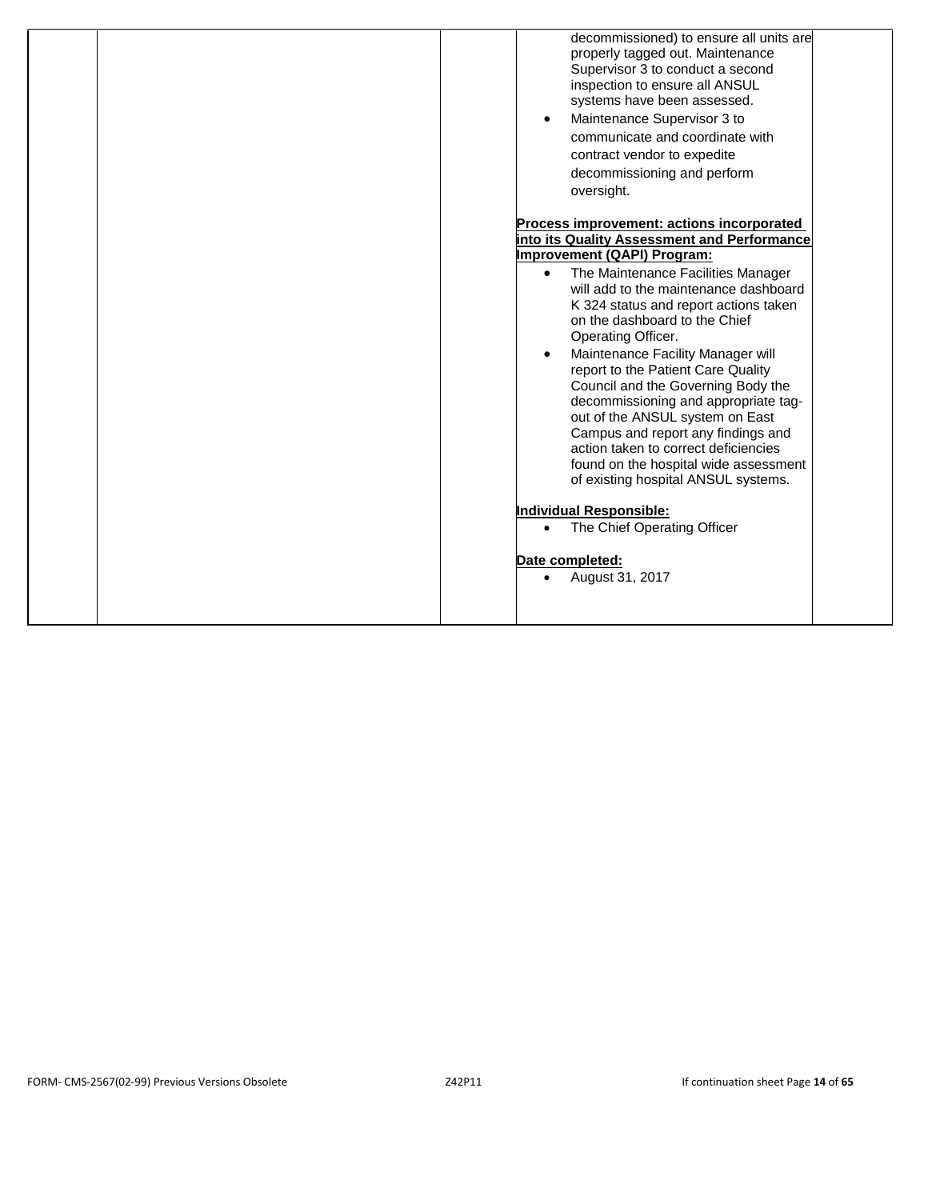decommissioned) to ensure all units are properly tagged out. Maintenance Supervisor 3 to conduct a second inspection to ensure all ANSUL systems have been assessed.

- Maintenance Supervisor 3 to communicate and coordinate with contract vendor to expedite decommissioning and perform oversight.

**Process improvement: actions incorporated into its Quality Assessment and Performance Improvement (QAPI) Program:**

- The Maintenance Facilities Manager will add to the maintenance dashboard K 324 status and report actions taken on the dashboard to the Chief Operating Officer.
- Maintenance Facility Manager will report to the Patient Care Quality Council and the Governing Body the decommissioning and appropriate tag-out of the ANSUL system on East Campus and report any findings and action taken to correct deficiencies found on the hospital wide assessment of existing hospital ANSUL systems.

**Individual Responsible:**

- The Chief Operating Officer

**Date completed:**

- August 31, 2017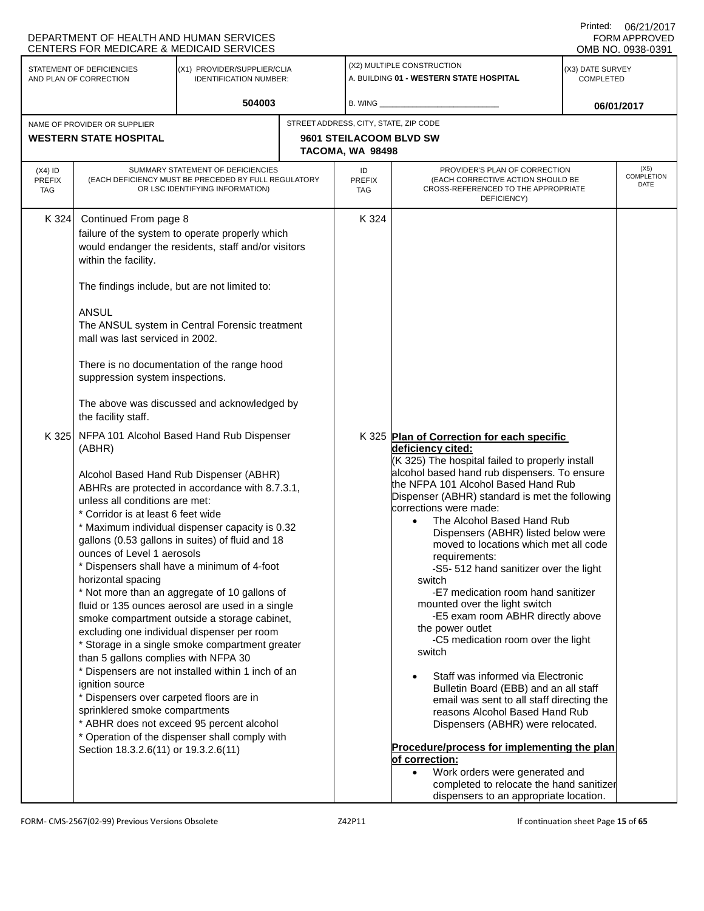DEPARTMENT OF HEALTH AND HUMAN SERVICES
CENTERS FOR MEDICARE & MEDICAID SERVICES

Printed: 06/21/2017
FORM APPROVED
OMB NO. 0938-0391

| STATEMENT OF DEFICIENCIES AND PLAN OF CORRECTION | (X1) PROVIDER/SUPPLIER/CLIA IDENTIFICATION NUMBER: | (X2) MULTIPLE CONSTRUCTION | (X3) DATE SURVEY COMPLETED |
|---|---|---|---|
| | 504003 | A. BUILDING 01 - WESTERN STATE HOSPITAL<br>B. WING ______ | 06/01/2017 |

| NAME OF PROVIDER OR SUPPLIER | STREET ADDRESS, CITY, STATE, ZIP CODE |
|---|---|
| WESTERN STATE HOSPITAL | 9601 STEILACOOM BLVD SW<br>TACOMA, WA 98498 |

| (X4) ID PREFIX TAG | SUMMARY STATEMENT OF DEFICIENCIES (EACH DEFICIENCY MUST BE PRECEDED BY FULL REGULATORY OR LSC IDENTIFYING INFORMATION) | ID PREFIX TAG | PROVIDER'S PLAN OF CORRECTION (EACH CORRECTIVE ACTION SHOULD BE CROSS-REFERENCED TO THE APPROPRIATE DEFICIENCY) | (X5) COMPLETION DATE |
|---|---|---|---|---|
| K 324 | Continued From page 8<br>failure of the system to operate properly which would endanger the residents, staff and/or visitors within the facility.<br><br>The findings include, but are not limited to:<br><br>ANSUL<br>The ANSUL system in Central Forensic treatment mall was last serviced in 2002.<br><br>There is no documentation of the range hood suppression system inspections.<br><br>The above was discussed and acknowledged by the facility staff. | K 324 | | |
| K 325 | NFPA 101 Alcohol Based Hand Rub Dispenser (ABHR)<br><br>Alcohol Based Hand Rub Dispenser (ABHR)<br>ABHRs are protected in accordance with 8.7.3.1, unless all conditions are met:<br>* Corridor is at least 6 feet wide<br>* Maximum individual dispenser capacity is 0.32 gallons (0.53 gallons in suites) of fluid and 18 ounces of Level 1 aerosols<br>* Dispensers shall have a minimum of 4-foot horizontal spacing<br>* Not more than an aggregate of 10 gallons of fluid or 135 ounces aerosol are used in a single smoke compartment outside a storage cabinet, excluding one individual dispenser per room<br>* Storage in a single smoke compartment greater than 5 gallons complies with NFPA 30<br>* Dispensers are not installed within 1 inch of an ignition source<br>* Dispensers over carpeted floors are in sprinklered smoke compartments<br>* ABHR does not exceed 95 percent alcohol<br>* Operation of the dispenser shall comply with Section 18.3.2.6(11) or 19.3.2.6(11) | K 325 | **Plan of Correction for each specific deficiency cited:**<br>(K 325) The hospital failed to properly install alcohol based hand rub dispensers. To ensure the NFPA 101 Alcohol Based Hand Rub Dispenser (ABHR) standard is met the following corrections were made:<br>• The Alcohol Based Hand Rub Dispensers (ABHR) listed below were moved to locations which met all code requirements:<br>-S5- 512 hand sanitizer over the light switch<br>-E7 medication room hand sanitizer mounted over the light switch<br>-E5 exam room ABHR directly above the power outlet<br>-C5 medication room over the light switch<br><br>• Staff was informed via Electronic Bulletin Board (EBB) and an all staff email was sent to all staff directing the reasons Alcohol Based Hand Rub Dispensers (ABHR) were relocated.<br><br>**Procedure/process for implementing the plan of correction:**<br>• Work orders were generated and completed to relocate the hand sanitizer dispensers to an appropriate location. | |

FORM- CMS-2567(02-99) Previous Versions Obsolete — Z42P11 — If continuation sheet Page 15 of 65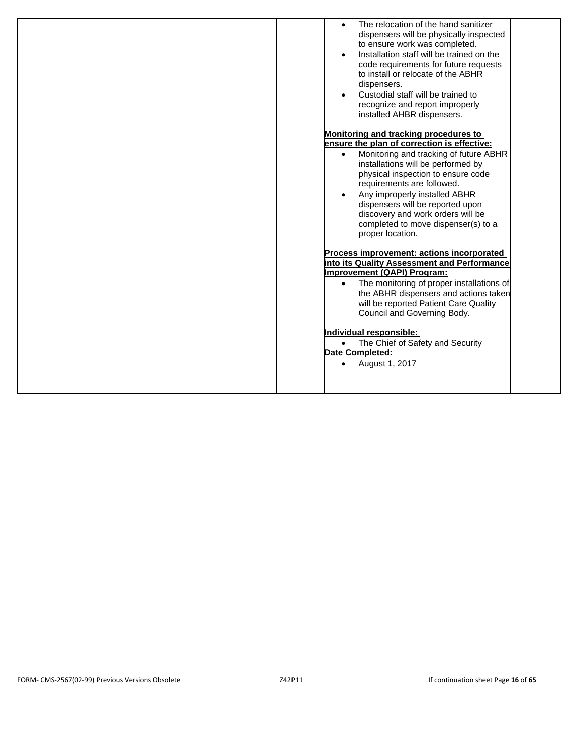- The relocation of the hand sanitizer dispensers will be physically inspected to ensure work was completed.
- Installation staff will be trained on the code requirements for future requests to install or relocate of the ABHR dispensers.
- Custodial staff will be trained to recognize and report improperly installed AHBR dispensers.

**Monitoring and tracking procedures to ensure the plan of correction is effective:**

- Monitoring and tracking of future ABHR installations will be performed by physical inspection to ensure code requirements are followed.
- Any improperly installed ABHR dispensers will be reported upon discovery and work orders will be completed to move dispenser(s) to a proper location.

**Process improvement: actions incorporated into its Quality Assessment and Performance Improvement (QAPI) Program:**

- The monitoring of proper installations of the ABHR dispensers and actions taken will be reported Patient Care Quality Council and Governing Body.

**Individual responsible:**

- The Chief of Safety and Security

**Date Completed:**

- August 1, 2017

FORM- CMS-2567(02-99) Previous Versions Obsolete Z42P11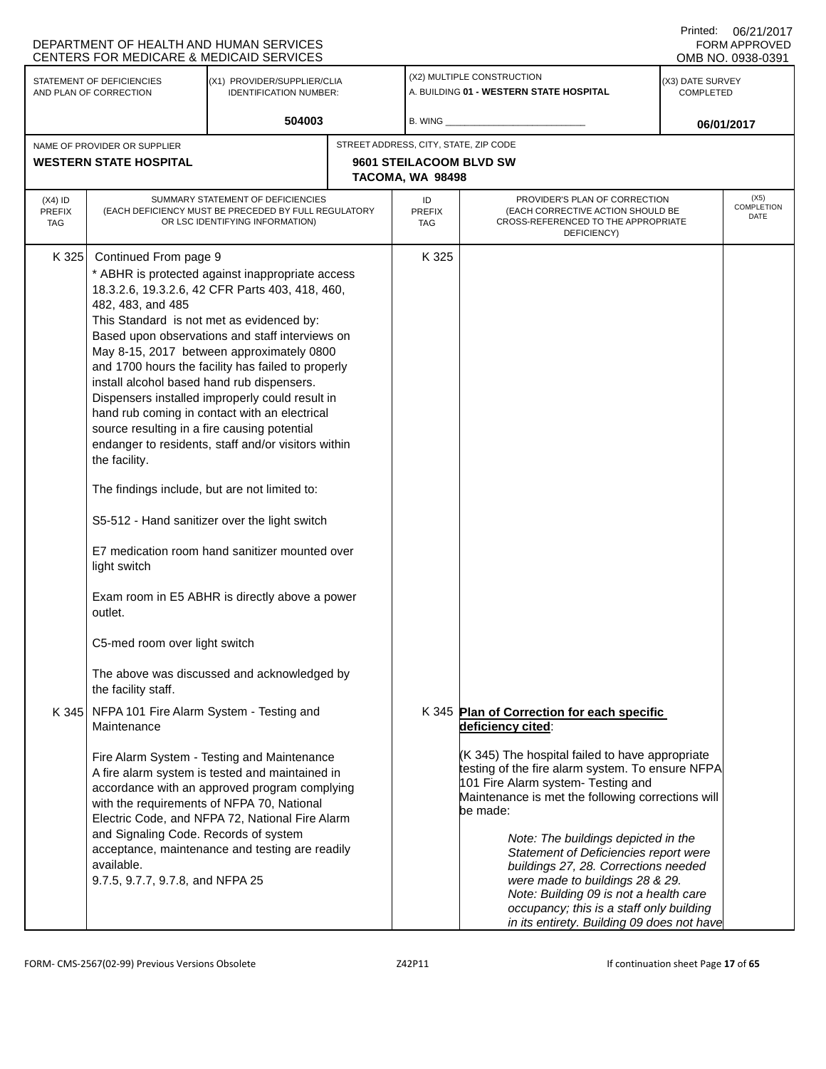DEPARTMENT OF HEALTH AND HUMAN SERVICES
CENTERS FOR MEDICARE & MEDICAID SERVICES

Printed: 06/21/2017
FORM APPROVED
OMB NO. 0938-0391

| STATEMENT OF DEFICIENCIES AND PLAN OF CORRECTION | (X1) PROVIDER/SUPPLIER/CLIA IDENTIFICATION NUMBER: | (X2) MULTIPLE CONSTRUCTION | (X3) DATE SURVEY COMPLETED |
|---|---|---|---|
| | 504003 | A. BUILDING 01 - WESTERN STATE HOSPITAL<br>B. WING ____ | 06/01/2017 |

| NAME OF PROVIDER OR SUPPLIER | STREET ADDRESS, CITY, STATE, ZIP CODE |
|---|---|
| WESTERN STATE HOSPITAL | 9601 STEILACOOM BLVD SW<br>TACOMA, WA 98498 |

| (X4) ID PREFIX TAG | SUMMARY STATEMENT OF DEFICIENCIES (EACH DEFICIENCY MUST BE PRECEDED BY FULL REGULATORY OR LSC IDENTIFYING INFORMATION) | ID PREFIX TAG | PROVIDER'S PLAN OF CORRECTION (EACH CORRECTIVE ACTION SHOULD BE CROSS-REFERENCED TO THE APPROPRIATE DEFICIENCY) | (X5) COMPLETION DATE |
|---|---|---|---|---|
| K 325 | Continued From page 9<br>* ABHR is protected against inappropriate access 18.3.2.6, 19.3.2.6, 42 CFR Parts 403, 418, 460, 482, 483, and 485<br>This Standard is not met as evidenced by:<br>Based upon observations and staff interviews on May 8-15, 2017 between approximately 0800 and 1700 hours the facility has failed to properly install alcohol based hand rub dispensers. Dispensers installed improperly could result in hand rub coming in contact with an electrical source resulting in a fire causing potential endanger to residents, staff and/or visitors within the facility.<br><br>The findings include, but are not limited to:<br><br>S5-512 - Hand sanitizer over the light switch<br><br>E7 medication room hand sanitizer mounted over light switch<br><br>Exam room in E5 ABHR is directly above a power outlet.<br><br>C5-med room over light switch<br><br>The above was discussed and acknowledged by the facility staff. | K 325 | | |
| K 345 | NFPA 101 Fire Alarm System - Testing and Maintenance<br><br>Fire Alarm System - Testing and Maintenance<br>A fire alarm system is tested and maintained in accordance with an approved program complying with the requirements of NFPA 70, National Electric Code, and NFPA 72, National Fire Alarm and Signaling Code. Records of system acceptance, maintenance and testing are readily available.<br>9.7.5, 9.7.7, 9.7.8, and NFPA 25 | K 345 | **Plan of Correction for each specific deficiency cited**:<br><br>(K 345) The hospital failed to have appropriate testing of the fire alarm system. To ensure NFPA 101 Fire Alarm system- Testing and Maintenance is met the following corrections will be made:<br><br>*Note: The buildings depicted in the Statement of Deficiencies report were buildings 27, 28. Corrections needed were made to buildings 28 & 29.*<br>*Note: Building 09 is not a health care occupancy; this is a staff only building in its entirety. Building 09 does not have* | |

FORM- CMS-2567(02-99) Previous Versions Obsolete Z42P11 If continuation sheet Page 17 of 65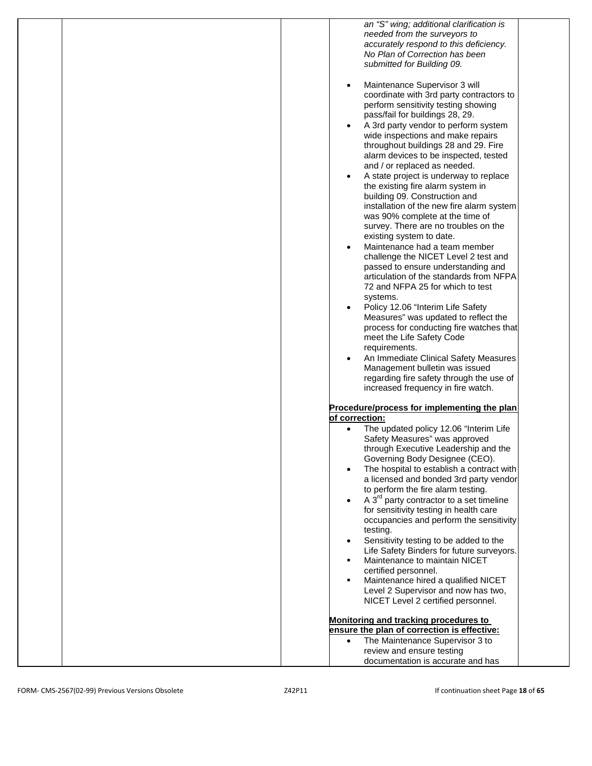*an "S" wing; additional clarification is needed from the surveyors to accurately respond to this deficiency. No Plan of Correction has been submitted for Building 09.*

- Maintenance Supervisor 3 will coordinate with 3rd party contractors to perform sensitivity testing showing pass/fail for buildings 28, 29.
- A 3rd party vendor to perform system wide inspections and make repairs throughout buildings 28 and 29. Fire alarm devices to be inspected, tested and / or replaced as needed.
- A state project is underway to replace the existing fire alarm system in building 09. Construction and installation of the new fire alarm system was 90% complete at the time of survey. There are no troubles on the existing system to date.
- Maintenance had a team member challenge the NICET Level 2 test and passed to ensure understanding and articulation of the standards from NFPA 72 and NFPA 25 for which to test systems.
- Policy 12.06 "Interim Life Safety Measures" was updated to reflect the process for conducting fire watches that meet the Life Safety Code requirements.
- An Immediate Clinical Safety Measures Management bulletin was issued regarding fire safety through the use of increased frequency in fire watch.

**Procedure/process for implementing the plan of correction:**

- The updated policy 12.06 "Interim Life Safety Measures" was approved through Executive Leadership and the Governing Body Designee (CEO).
- The hospital to establish a contract with a licensed and bonded 3rd party vendor to perform the fire alarm testing.
- A 3rd party contractor to a set timeline for sensitivity testing in health care occupancies and perform the sensitivity testing.
- Sensitivity testing to be added to the Life Safety Binders for future surveyors.
- Maintenance to maintain NICET certified personnel.
- Maintenance hired a qualified NICET Level 2 Supervisor and now has two, NICET Level 2 certified personnel.

**Monitoring and tracking procedures to ensure the plan of correction is effective:**

- The Maintenance Supervisor 3 to review and ensure testing documentation is accurate and has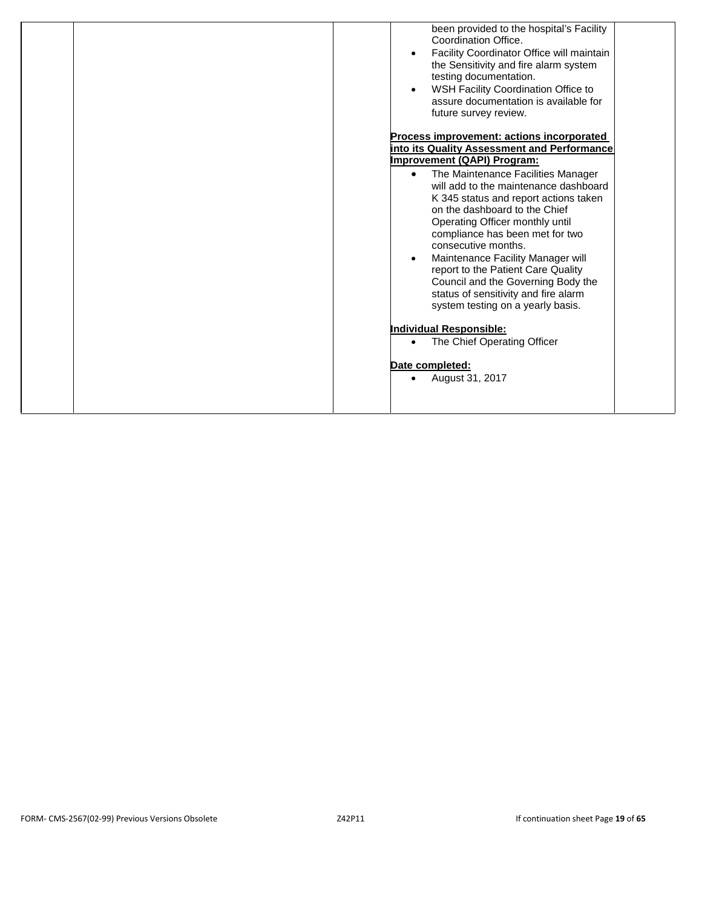- been provided to the hospital's Facility Coordination Office.
- Facility Coordinator Office will maintain the Sensitivity and fire alarm system testing documentation.
- WSH Facility Coordination Office to assure documentation is available for future survey review.

**Process improvement: actions incorporated into its Quality Assessment and Performance Improvement (QAPI) Program:**

- The Maintenance Facilities Manager will add to the maintenance dashboard K 345 status and report actions taken on the dashboard to the Chief Operating Officer monthly until compliance has been met for two consecutive months.
- Maintenance Facility Manager will report to the Patient Care Quality Council and the Governing Body the status of sensitivity and fire alarm system testing on a yearly basis.

**Individual Responsible:**

- The Chief Operating Officer

**Date completed:**

- August 31, 2017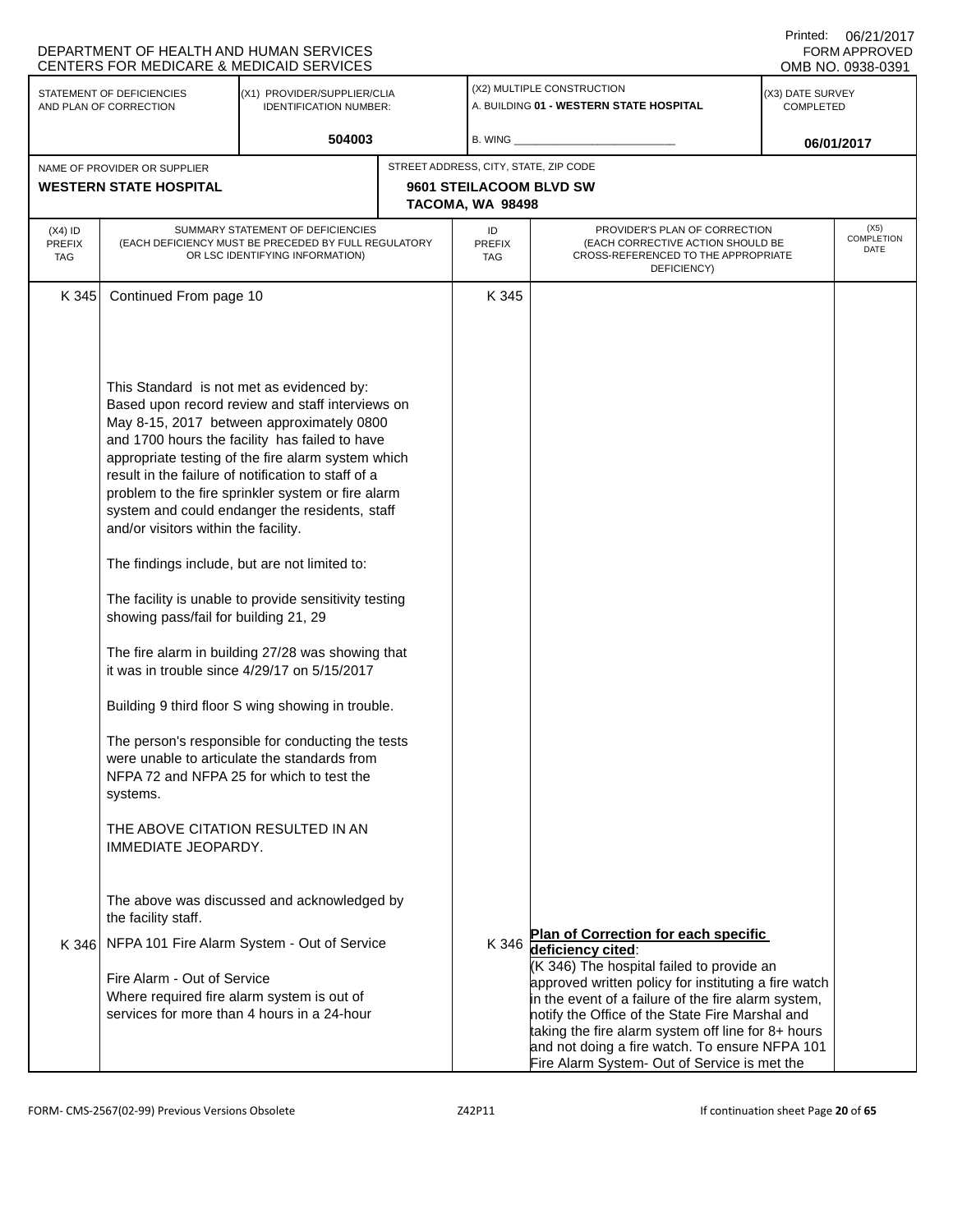DEPARTMENT OF HEALTH AND HUMAN SERVICES
CENTERS FOR MEDICARE & MEDICAID SERVICES

Printed: 06/21/2017
FORM APPROVED
OMB NO. 0938-0391

| STATEMENT OF DEFICIENCIES AND PLAN OF CORRECTION | (X1) PROVIDER/SUPPLIER/CLIA IDENTIFICATION NUMBER: | (X2) MULTIPLE CONSTRUCTION | (X3) DATE SURVEY COMPLETED |
|---|---|---|---|
| | 504003 | A. BUILDING 01 - WESTERN STATE HOSPITAL<br>B. WING ___ | 06/01/2017 |

| NAME OF PROVIDER OR SUPPLIER | STREET ADDRESS, CITY, STATE, ZIP CODE |
|---|---|
| **WESTERN STATE HOSPITAL** | **9601 STEILACOOM BLVD SW TACOMA, WA 98498** |

| (X4) ID PREFIX TAG | SUMMARY STATEMENT OF DEFICIENCIES (EACH DEFICIENCY MUST BE PRECEDED BY FULL REGULATORY OR LSC IDENTIFYING INFORMATION) | ID PREFIX TAG | PROVIDER'S PLAN OF CORRECTION (EACH CORRECTIVE ACTION SHOULD BE CROSS-REFERENCED TO THE APPROPRIATE DEFICIENCY) | (X5) COMPLETION DATE |
|---|---|---|---|---|
| K 345 | Continued From page 10<br><br>This Standand is not met as evidenced by:<br>Based upon record review and staff interviews on May 8-15, 2017 between approximately 0800 and 1700 hours the facility has failed to have appropriate testing of the fire alarm system which result in the failure of notification to staff of a problem to the fire sprinkler system or fire alarm system and could endanger the residents, staff and/or visitors within the facility.<br><br>The findings include, but are not limited to:<br><br>The facility is unable to provide sensitivity testing showing pass/fail for building 21, 29<br><br>The fire alarm in building 27/28 was showing that it was in trouble since 4/29/17 on 5/15/2017<br><br>Building 9 third floor S wing showing in trouble.<br><br>The person's responsible for conducting the tests were unable to articulate the standards from NFPA 72 and NFPA 25 for which to test the systems.<br><br>THE ABOVE CITATION RESULTED IN AN IMMEDIATE JEOPARDY.<br><br>The above was discussed and acknowledged by the facility staff. | K 345 | | |
| K 346 | NFPA 101 Fire Alarm System - Out of Service<br><br>Fire Alarm - Out of Service<br>Where required fire alarm system is out of services for more than 4 hours in a 24-hour | K 346 | **Plan of Correction for each specific deficiency cited**:<br>(K 346) The hospital failed to provide an approved written policy for instituting a fire watch in the event of a failure of the fire alarm system, notify the Office of the State Fire Marshal and taking the fire alarm system off line for 8+ hours and not doing a fire watch. To ensure NFPA 101 Fire Alarm System- Out of Service is met the | |

FORM- CMS-2567(02-99) Previous Versions Obsolete Z42P11 If continuation sheet Page 20 of 65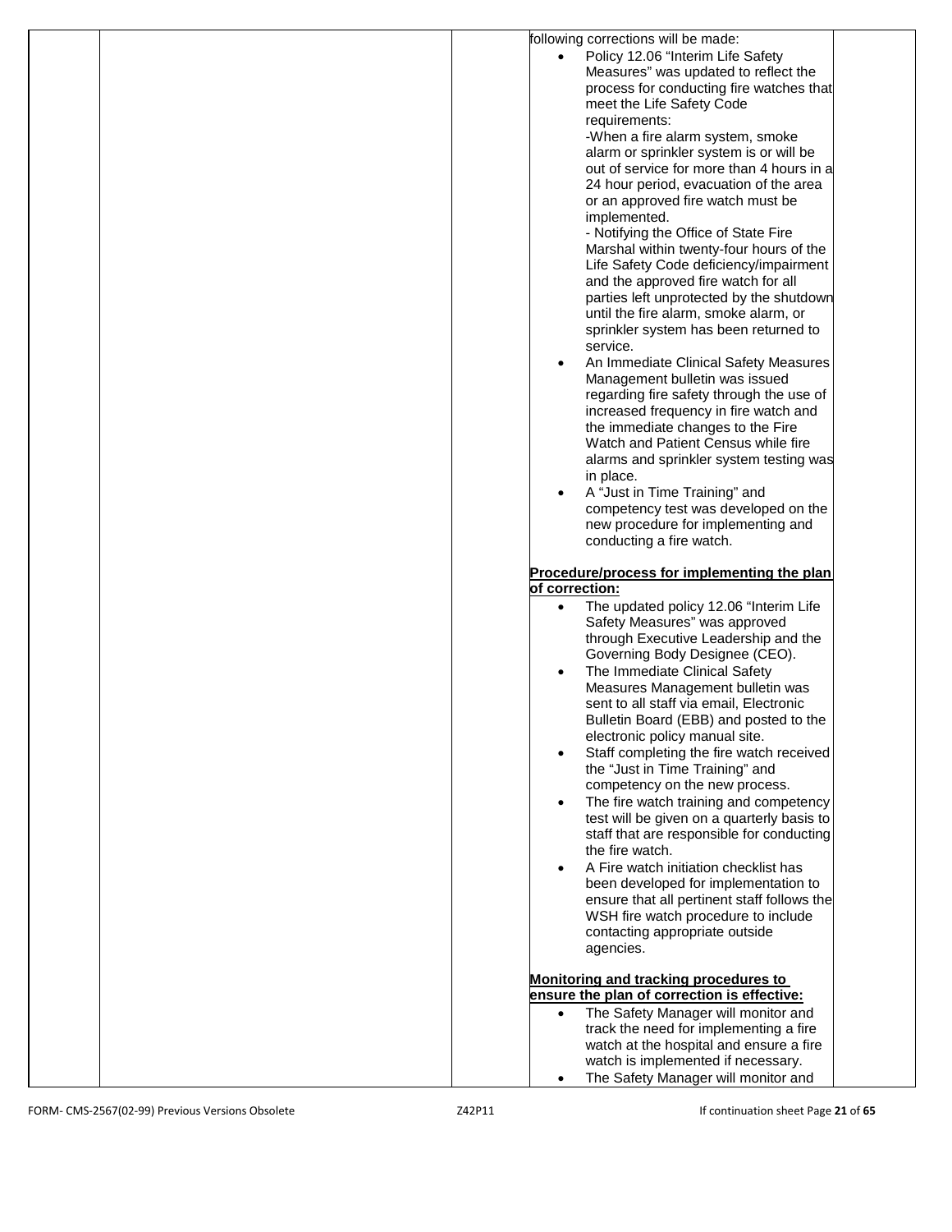following corrections will be made:

- Policy 12.06 "Interim Life Safety Measures" was updated to reflect the process for conducting fire watches that meet the Life Safety Code requirements:
  -When a fire alarm system, smoke alarm or sprinkler system is or will be out of service for more than 4 hours in a 24 hour period, evacuation of the area or an approved fire watch must be implemented.
  - Notifying the Office of State Fire Marshal within twenty-four hours of the Life Safety Code deficiency/impairment and the approved fire watch for all parties left unprotected by the shutdown until the fire alarm, smoke alarm, or sprinkler system has been returned to service.
- An Immediate Clinical Safety Measures Management bulletin was issued regarding fire safety through the use of increased frequency in fire watch and the immediate changes to the Fire Watch and Patient Census while fire alarms and sprinkler system testing was in place.
- A "Just in Time Training" and competency test was developed on the new procedure for implementing and conducting a fire watch.

**Procedure/process for implementing the plan of correction:**

- The updated policy 12.06 "Interim Life Safety Measures" was approved through Executive Leadership and the Governing Body Designee (CEO).
- The Immediate Clinical Safety Measures Management bulletin was sent to all staff via email, Electronic Bulletin Board (EBB) and posted to the electronic policy manual site.
- Staff completing the fire watch received the "Just in Time Training" and competency on the new process.
- The fire watch training and competency test will be given on a quarterly basis to staff that are responsible for conducting the fire watch.
- A Fire watch initiation checklist has been developed for implementation to ensure that all pertinent staff follows the WSH fire watch procedure to include contacting appropriate outside agencies.

**Monitoring and tracking procedures to ensure the plan of correction is effective:**

- The Safety Manager will monitor and track the need for implementing a fire watch at the hospital and ensure a fire watch is implemented if necessary.
- The Safety Manager will monitor and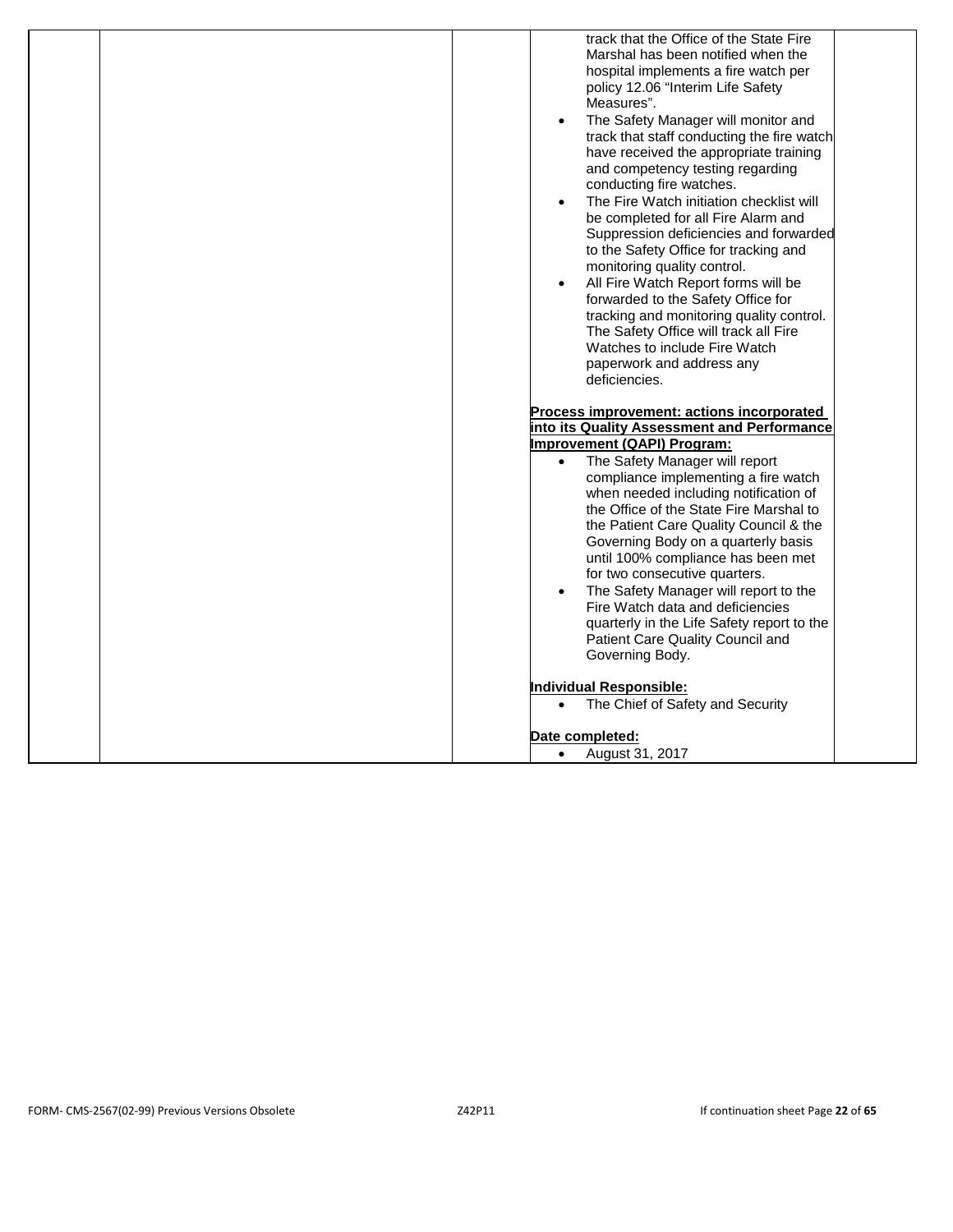track that the Office of the State Fire Marshal has been notified when the hospital implements a fire watch per policy 12.06 "Interim Life Safety Measures".

- The Safety Manager will monitor and track that staff conducting the fire watch have received the appropriate training and competency testing regarding conducting fire watches.
- The Fire Watch initiation checklist will be completed for all Fire Alarm and Suppression deficiencies and forwarded to the Safety Office for tracking and monitoring quality control.
- All Fire Watch Report forms will be forwarded to the Safety Office for tracking and monitoring quality control. The Safety Office will track all Fire Watches to include Fire Watch paperwork and address any deficiencies.

**Process improvement: actions incorporated into its Quality Assessment and Performance Improvement (QAPI) Program:**

- The Safety Manager will report compliance implementing a fire watch when needed including notification of the Office of the State Fire Marshal to the Patient Care Quality Council & the Governing Body on a quarterly basis until 100% compliance has been met for two consecutive quarters.
- The Safety Manager will report to the Fire Watch data and deficiencies quarterly in the Life Safety report to the Patient Care Quality Council and Governing Body.

**Individual Responsible:**

- The Chief of Safety and Security

**Date completed:**

- August 31, 2017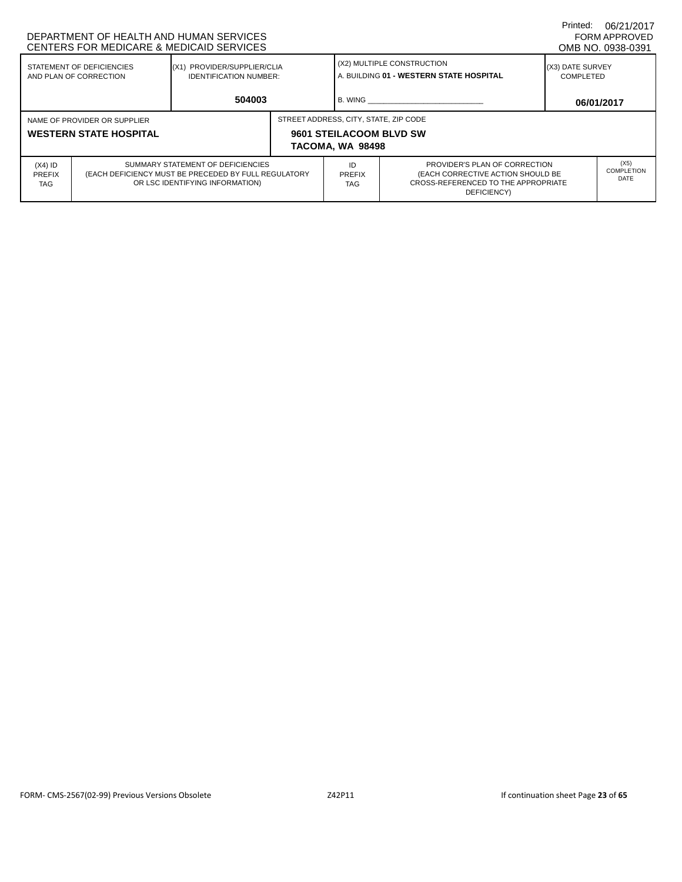DEPARTMENT OF HEALTH AND HUMAN SERVICES
CENTERS FOR MEDICARE & MEDICAID SERVICES

Printed: 06/21/2017
FORM APPROVED
OMB NO. 0938-0391

| STATEMENT OF DEFICIENCIES AND PLAN OF CORRECTION | (X1) PROVIDER/SUPPLIER/CLIA IDENTIFICATION NUMBER: | (X2) MULTIPLE CONSTRUCTION | (X3) DATE SURVEY COMPLETED |
|---|---|---|---|
| | 504003 | A. BUILDING **01 - WESTERN STATE HOSPITAL** B. WING | **06/01/2017** |

| NAME OF PROVIDER OR SUPPLIER | STREET ADDRESS, CITY, STATE, ZIP CODE |
|---|---|
| **WESTERN STATE HOSPITAL** | **9601 STEILACOOM BLVD SW TACOMA, WA 98498** |

| (X4) ID PREFIX TAG | SUMMARY STATEMENT OF DEFICIENCIES (EACH DEFICIENCY MUST BE PRECEDED BY FULL REGULATORY OR LSC IDENTIFYING INFORMATION) | ID PREFIX TAG | PROVIDER'S PLAN OF CORRECTION (EACH CORRECTIVE ACTION SHOULD BE CROSS-REFERENCED TO THE APPROPRIATE DEFICIENCY) | (X5) COMPLETION DATE |
|---|---|---|---|---|

FORM- CMS-2567(02-99) Previous Versions Obsolete Z42P11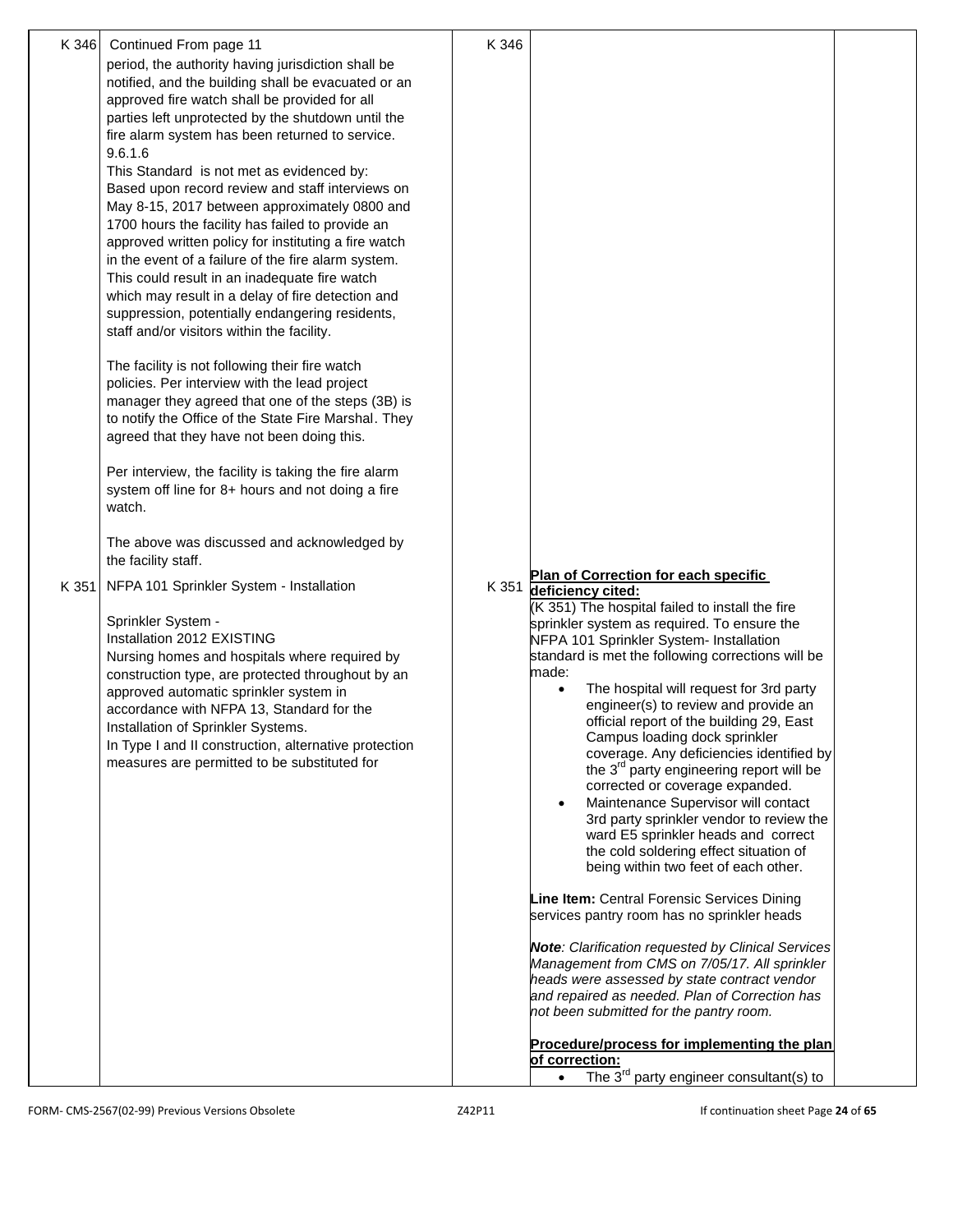| ID | Summary Statement of Deficiencies | ID | Plan of Correction |
|---|---|---|---|
| K 346 | Continued From page 11<br>period, the authority having jurisdiction shall be notified, and the building shall be evacuated or an approved fire watch shall be provided for all parties left unprotected by the shutdown until the fire alarm system has been returned to service.<br>9.6.1.6<br>This Standard is not met as evidenced by:<br>Based upon record review and staff interviews on May 8-15, 2017 between approximately 0800 and 1700 hours the facility has failed to provide an approved written policy for instituting a fire watch in the event of a failure of the fire alarm system. This could result in an inadequate fire watch which may result in a delay of fire detection and suppression, potentially endangering residents, staff and/or visitors within the facility.<br><br>The facility is not following their fire watch policies. Per interview with the lead project manager they agreed that one of the steps (3B) is to notify the Office of the State Fire Marshal. They agreed that they have not been doing this.<br><br>Per interview, the facility is taking the fire alarm system off line for 8+ hours and not doing a fire watch.<br><br>The above was discussed and acknowledged by the facility staff. | K 346 | |
| K 351 | NFPA 101 Sprinkler System - Installation<br><br>Sprinkler System -<br>Installation 2012 EXISTING<br>Nursing homes and hospitals where required by construction type, are protected throughout by an approved automatic sprinkler system in accordance with NFPA 13, Standard for the Installation of Sprinkler Systems.<br>In Type I and II construction, alternative protection measures are permitted to be substituted for | K 351 | **Plan of Correction for each specific deficiency cited:**<br>(K 351) The hospital failed to install the fire sprinkler system as required. To ensure the NFPA 101 Sprinkler System- Installation standard is met the following corrections will be made:<br>• The hospital will request for 3rd party engineer(s) to review and provide an official report of the building 29, East Campus loading dock sprinkler coverage. Any deficiencies identified by the 3rd party engineering report will be corrected or coverage expanded.<br>• Maintenance Supervisor will contact 3rd party sprinkler vendor to review the ward E5 sprinkler heads and correct the cold soldering effect situation of being within two feet of each other.<br><br>**Line Item:** Central Forensic Services Dining services pantry room has no sprinkler heads<br><br>***Note****: Clarification requested by Clinical Services Management from CMS on 7/05/17. All sprinkler heads were assessed by state contract vendor and repaired as needed. Plan of Correction has not been submitted for the pantry room.*<br><br>**Procedure/process for implementing the plan of correction:**<br>• The 3rd party engineer consultant(s) to |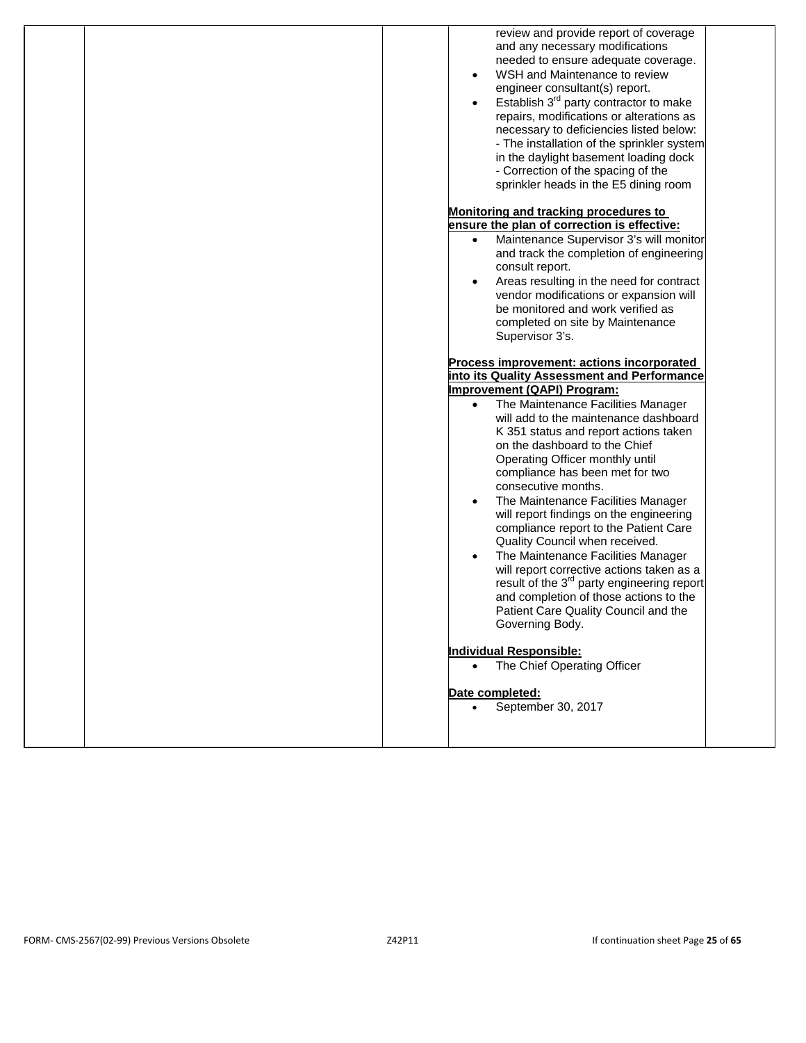review and provide report of coverage and any necessary modifications needed to ensure adequate coverage.

- WSH and Maintenance to review engineer consultant(s) report.
- Establish 3rd party contractor to make repairs, modifications or alterations as necessary to deficiencies listed below:
  - The installation of the sprinkler system in the daylight basement loading dock
  - Correction of the spacing of the sprinkler heads in the E5 dining room

**Monitoring and tracking procedures to ensure the plan of correction is effective:**

- Maintenance Supervisor 3's will monitor and track the completion of engineering consult report.
- Areas resulting in the need for contract vendor modifications or expansion will be monitored and work verified as completed on site by Maintenance Supervisor 3's.

**Process improvement: actions incorporated into its Quality Assessment and Performance Improvement (QAPI) Program:**

- The Maintenance Facilities Manager will add to the maintenance dashboard K 351 status and report actions taken on the dashboard to the Chief Operating Officer monthly until compliance has been met for two consecutive months.
- The Maintenance Facilities Manager will report findings on the engineering compliance report to the Patient Care Quality Council when received.
- The Maintenance Facilities Manager will report corrective actions taken as a result of the 3rd party engineering report and completion of those actions to the Patient Care Quality Council and the Governing Body.

**Individual Responsible:**

- The Chief Operating Officer

**Date completed:**

- September 30, 2017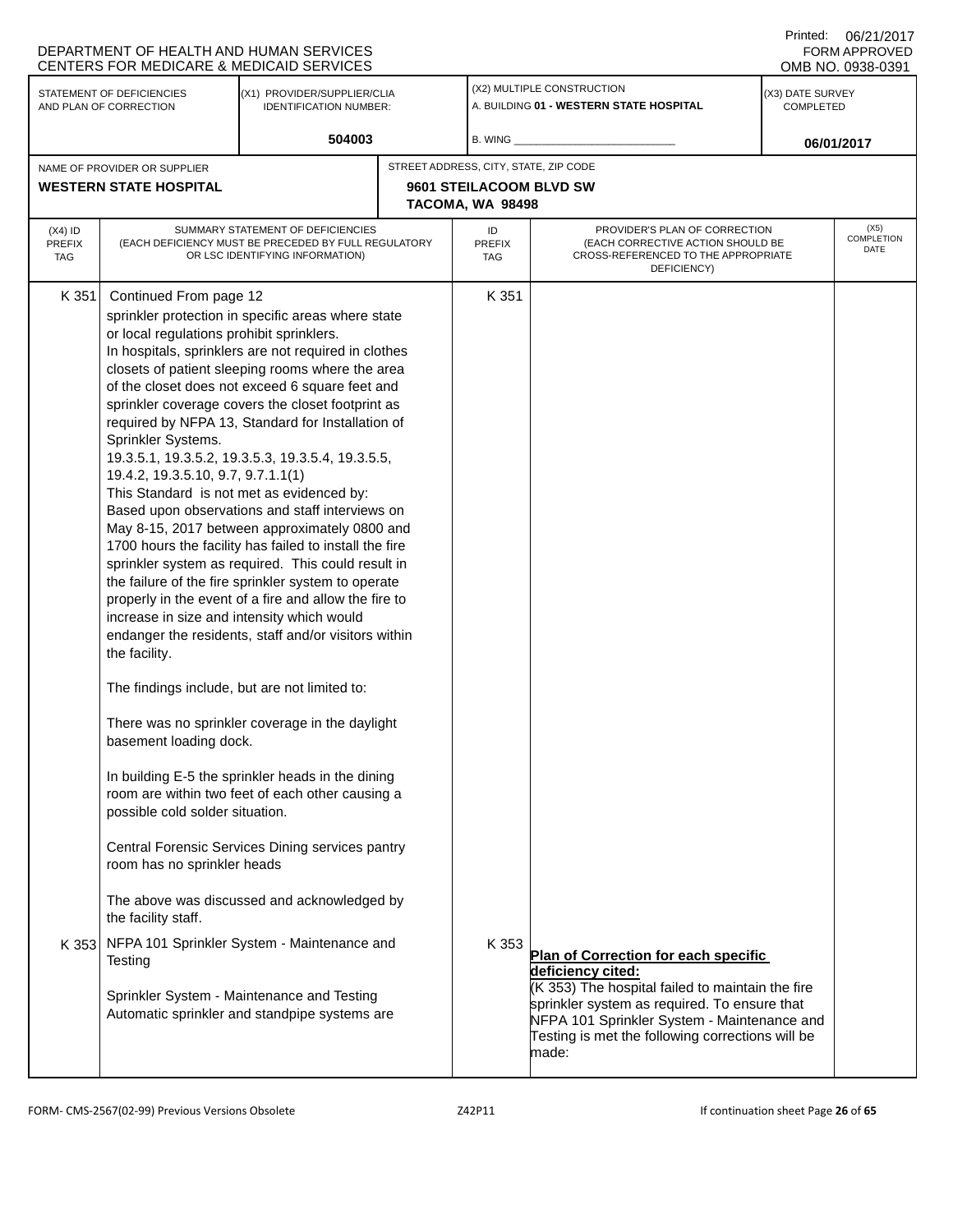DEPARTMENT OF HEALTH AND HUMAN SERVICES
CENTERS FOR MEDICARE & MEDICAID SERVICES

Printed: 06/21/2017
FORM APPROVED
OMB NO. 0938-0391

| STATEMENT OF DEFICIENCIES AND PLAN OF CORRECTION | (X1) PROVIDER/SUPPLIER/CLIA IDENTIFICATION NUMBER: | (X2) MULTIPLE CONSTRUCTION | (X3) DATE SURVEY COMPLETED |
|---|---|---|---|
| | 504003 | A. BUILDING 01 - WESTERN STATE HOSPITAL<br>B. WING ___ | 06/01/2017 |

| NAME OF PROVIDER OR SUPPLIER | STREET ADDRESS, CITY, STATE, ZIP CODE |
|---|---|
| WESTERN STATE HOSPITAL | 9601 STEILACOOM BLVD SW<br>TACOMA, WA 98498 |

| (X4) ID PREFIX TAG | SUMMARY STATEMENT OF DEFICIENCIES (EACH DEFICIENCY MUST BE PRECEDED BY FULL REGULATORY OR LSC IDENTIFYING INFORMATION) | ID PREFIX TAG | PROVIDER'S PLAN OF CORRECTION (EACH CORRECTIVE ACTION SHOULD BE CROSS-REFERENCED TO THE APPROPRIATE DEFICIENCY) | (X5) COMPLETION DATE |
|---|---|---|---|---|
| K 351 | Continued From page 12<br>sprinkler protection in specific areas where state or local regulations prohibit sprinklers.<br>In hospitals, sprinklers are not required in clothes closets of patient sleeping rooms where the area of the closet does not exceed 6 square feet and sprinkler coverage covers the closet footprint as required by NFPA 13, Standard for Installation of Sprinkler Systems.<br>19.3.5.1, 19.3.5.2, 19.3.5.3, 19.3.5.4, 19.3.5.5, 19.4.2, 19.3.5.10, 9.7, 9.7.1.1(1)<br>This Standard is not met as evidenced by:<br>Based upon observations and staff interviews on May 8-15, 2017 between approximately 0800 and 1700 hours the facility has failed to install the fire sprinkler system as required. This could result in the failure of the fire sprinkler system to operate properly in the event of a fire and allow the fire to increase in size and intensity which would endanger the residents, staff and/or visitors within the facility.<br><br>The findings include, but are not limited to:<br><br>There was no sprinkler coverage in the daylight basement loading dock.<br><br>In building E-5 the sprinkler heads in the dining room are within two feet of each other causing a possible cold solder situation.<br><br>Central Forensic Services Dining services pantry room has no sprinkler heads<br><br>The above was discussed and acknowledged by the facility staff. | K 351 | | |
| K 353 | NFPA 101 Sprinkler System - Maintenance and Testing<br><br>Sprinkler System - Maintenance and Testing<br>Automatic sprinkler and standpipe systems are | K 353 | **Plan of Correction for each specific deficiency cited:**<br>(K 353) The hospital failed to maintain the fire sprinkler system as required. To ensure that NFPA 101 Sprinkler System - Maintenance and Testing is met the following corrections will be made: | |

FORM- CMS-2567(02-99) Previous Versions Obsolete Z42P11 If continuation sheet Page 26 of 65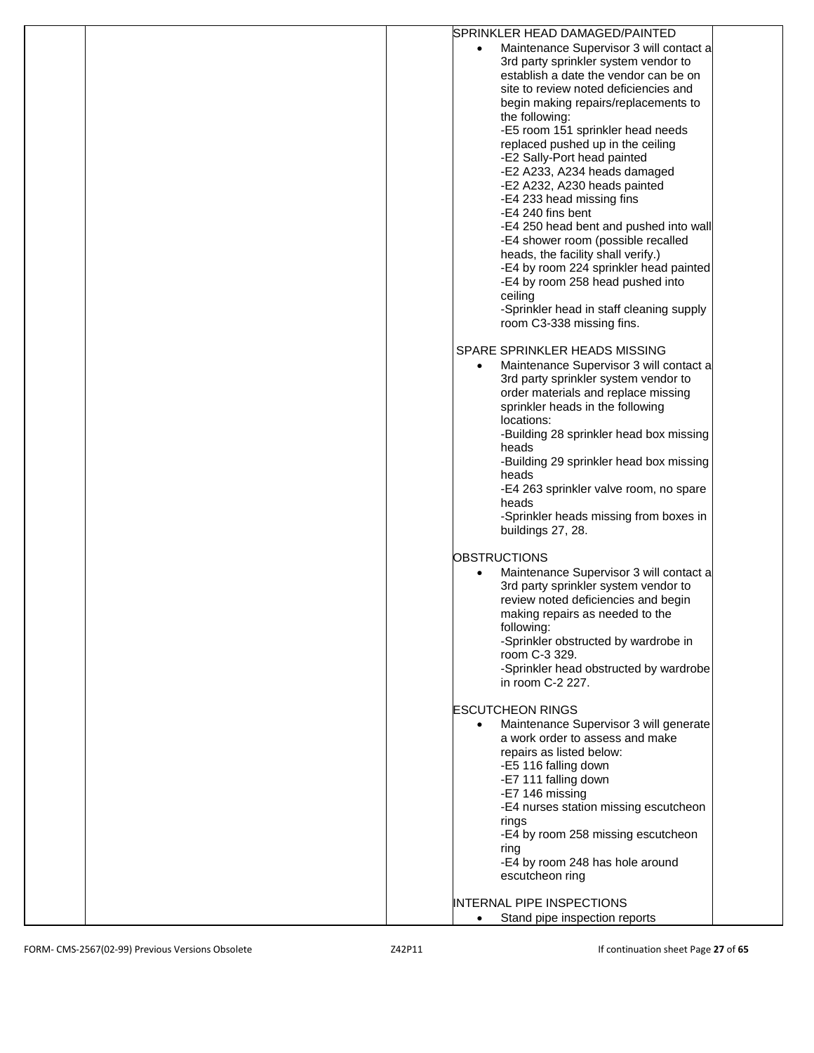SPRINKLER HEAD DAMAGED/PAINTED

- Maintenance Supervisor 3 will contact a 3rd party sprinkler system vendor to establish a date the vendor can be on site to review noted deficiencies and begin making repairs/replacements to the following:
  -E5 room 151 sprinkler head needs replaced pushed up in the ceiling
  -E2 Sally-Port head painted
  -E2 A233, A234 heads damaged
  -E2 A232, A230 heads painted
  -E4 233 head missing fins
  -E4 240 fins bent
  -E4 250 head bent and pushed into wall
  -E4 shower room (possible recalled heads, the facility shall verify.)
  -E4 by room 224 sprinkler head painted
  -E4 by room 258 head pushed into ceiling
  -Sprinkler head in staff cleaning supply room C3-338 missing fins.

SPARE SPRINKLER HEADS MISSING

- Maintenance Supervisor 3 will contact a 3rd party sprinkler system vendor to order materials and replace missing sprinkler heads in the following locations:
  -Building 28 sprinkler head box missing heads
  -Building 29 sprinkler head box missing heads
  -E4 263 sprinkler valve room, no spare heads
  -Sprinkler heads missing from boxes in buildings 27, 28.

OBSTRUCTIONS

- Maintenance Supervisor 3 will contact a 3rd party sprinkler system vendor to review noted deficiencies and begin making repairs as needed to the following:
  -Sprinkler obstructed by wardrobe in room C-3 329.
  -Sprinkler head obstructed by wardrobe in room C-2 227.

ESCUTCHEON RINGS

- Maintenance Supervisor 3 will generate a work order to assess and make repairs as listed below:
  -E5 116 falling down
  -E7 111 falling down
  -E7 146 missing
  -E4 nurses station missing escutcheon rings
  -E4 by room 258 missing escutcheon ring
  -E4 by room 248 has hole around escutcheon ring

INTERNAL PIPE INSPECTIONS

- Stand pipe inspection reports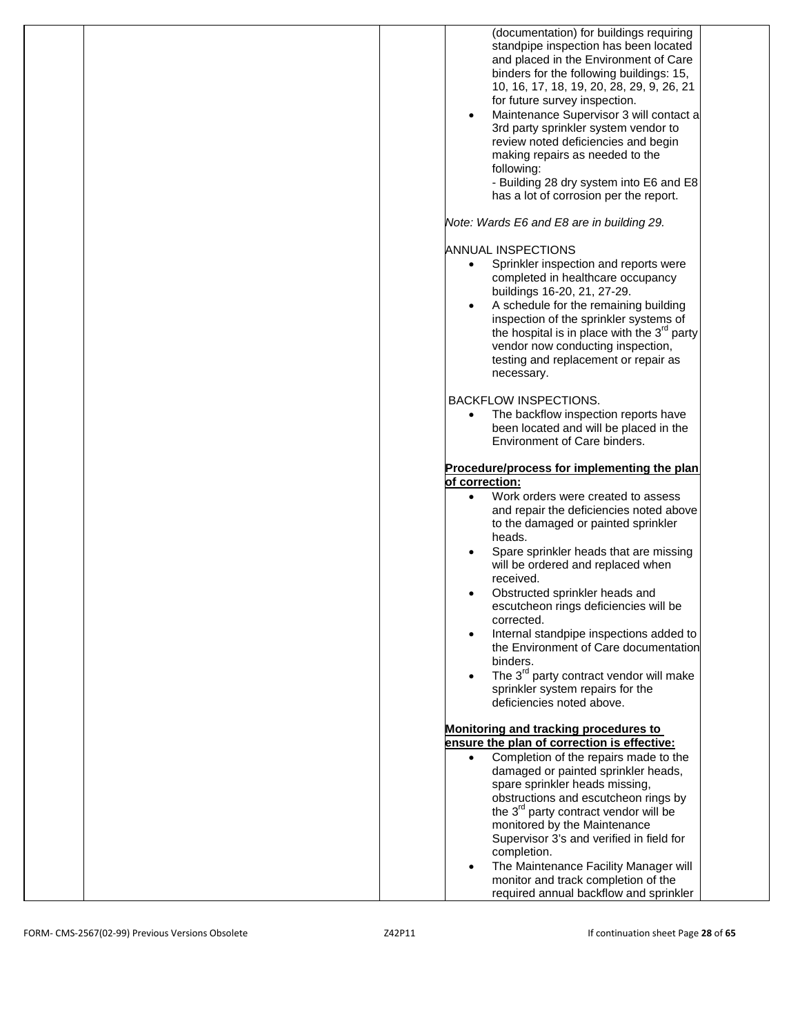(documentation) for buildings requiring standpipe inspection has been located and placed in the Environment of Care binders for the following buildings: 15, 10, 16, 17, 18, 19, 20, 28, 29, 9, 26, 21 for future survey inspection.

- Maintenance Supervisor 3 will contact a 3rd party sprinkler system vendor to review noted deficiencies and begin making repairs as needed to the following:
  - Building 28 dry system into E6 and E8 has a lot of corrosion per the report.

*Note: Wards E6 and E8 are in building 29.*

ANNUAL INSPECTIONS

- Sprinkler inspection and reports were completed in healthcare occupancy buildings 16-20, 21, 27-29.
- A schedule for the remaining building inspection of the sprinkler systems of the hospital is in place with the 3rd party vendor now conducting inspection, testing and replacement or repair as necessary.

BACKFLOW INSPECTIONS.

- The backflow inspection reports have been located and will be placed in the Environment of Care binders.

**Procedure/process for implementing the plan of correction:**

- Work orders were created to assess and repair the deficiencies noted above to the damaged or painted sprinkler heads.
- Spare sprinkler heads that are missing will be ordered and replaced when received.
- Obstructed sprinkler heads and escutcheon rings deficiencies will be corrected.
- Internal standpipe inspections added to the Environment of Care documentation binders.
- The 3rd party contract vendor will make sprinkler system repairs for the deficiencies noted above.

**Monitoring and tracking procedures to ensure the plan of correction is effective:**

- Completion of the repairs made to the damaged or painted sprinkler heads, spare sprinkler heads missing, obstructions and escutcheon rings by the 3rd party contract vendor will be monitored by the Maintenance Supervisor 3's and verified in field for completion.
- The Maintenance Facility Manager will monitor and track completion of the required annual backflow and sprinkler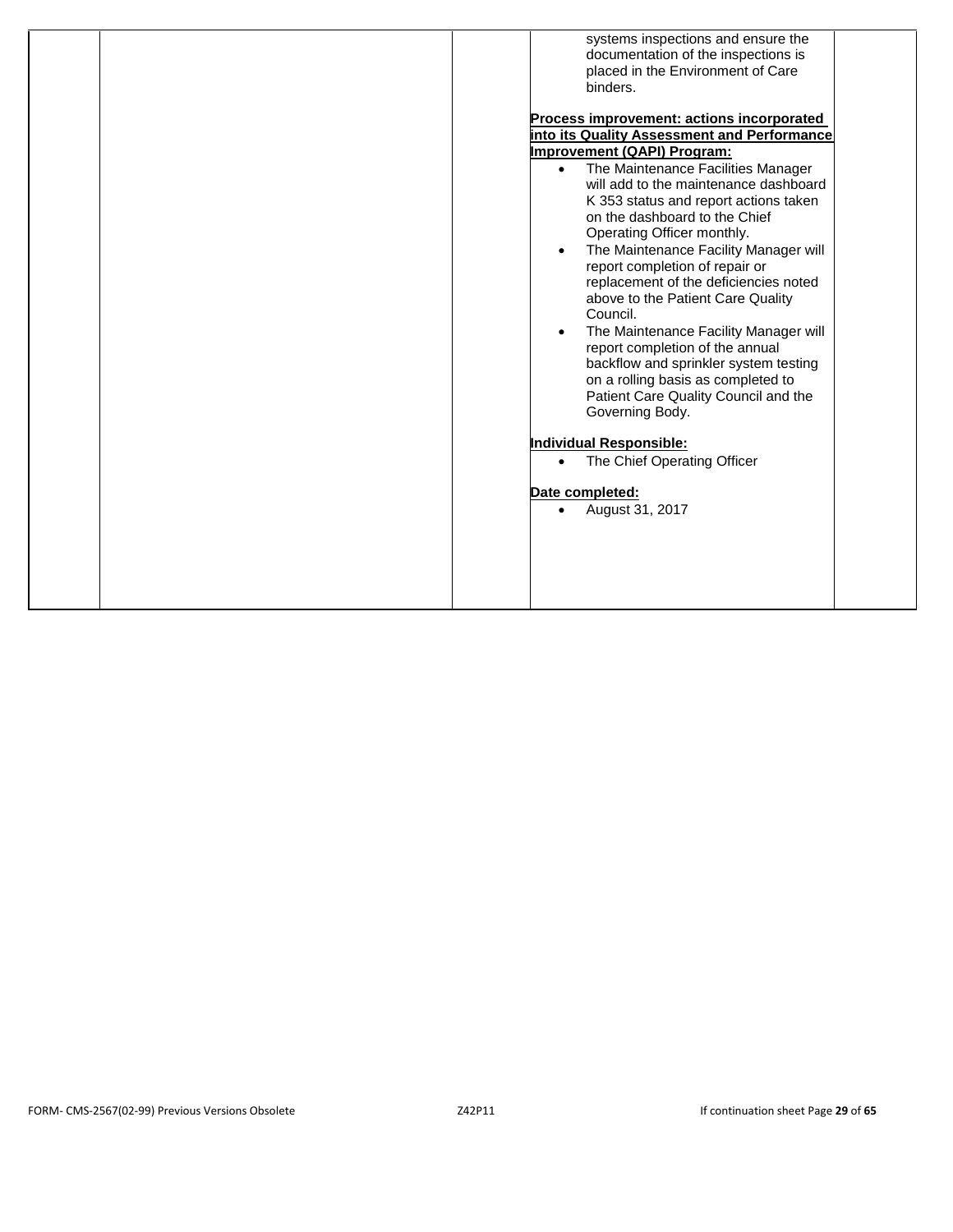systems inspections and ensure the documentation of the inspections is placed in the Environment of Care binders.

**Process improvement: actions incorporated into its Quality Assessment and Performance Improvement (QAPI) Program:**

- The Maintenance Facilities Manager will add to the maintenance dashboard K 353 status and report actions taken on the dashboard to the Chief Operating Officer monthly.
- The Maintenance Facility Manager will report completion of repair or replacement of the deficiencies noted above to the Patient Care Quality Council.
- The Maintenance Facility Manager will report completion of the annual backflow and sprinkler system testing on a rolling basis as completed to Patient Care Quality Council and the Governing Body.

**Individual Responsible:**

- The Chief Operating Officer

**Date completed:**

- August 31, 2017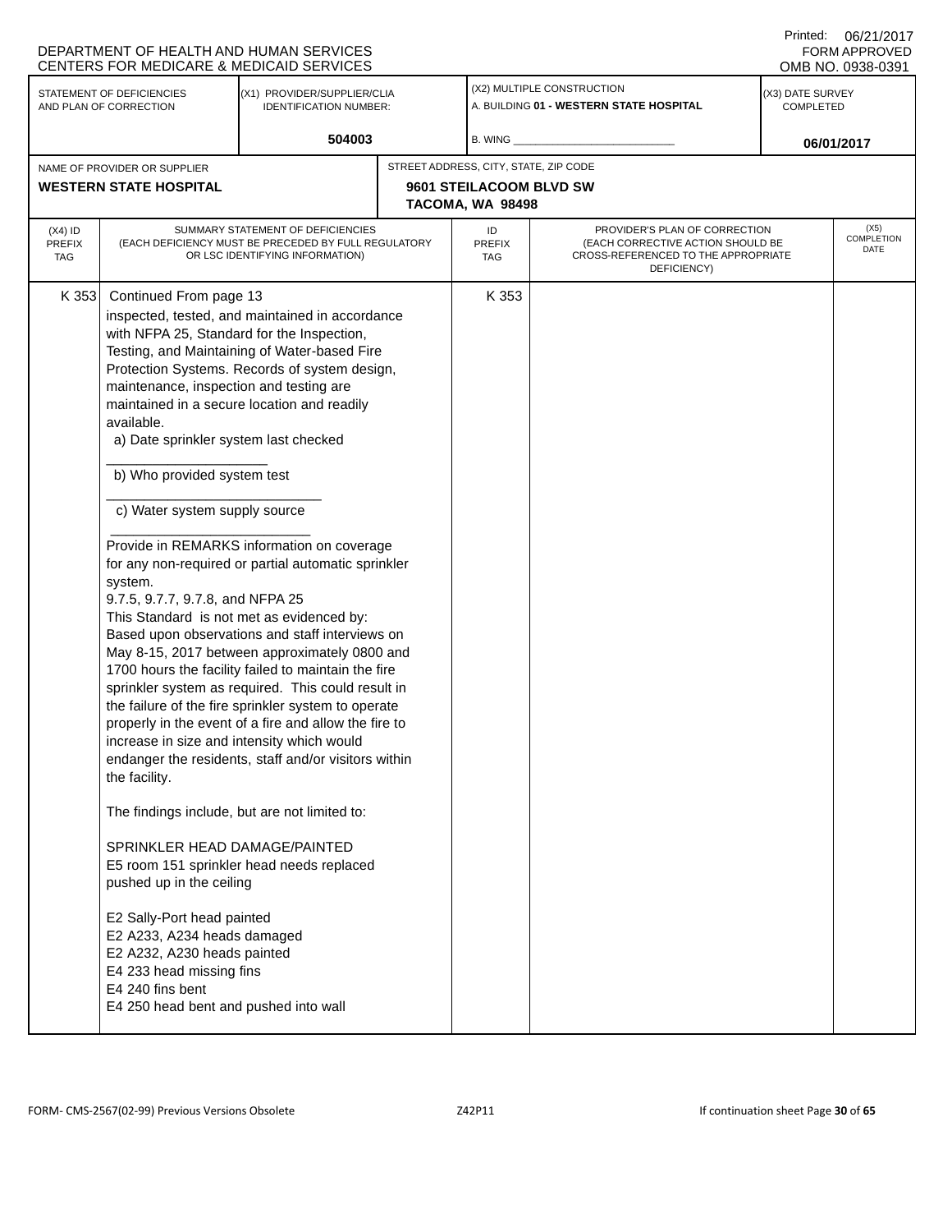DEPARTMENT OF HEALTH AND HUMAN SERVICES
CENTERS FOR MEDICARE & MEDICAID SERVICES

Printed: 06/21/2017
FORM APPROVED
OMB NO. 0938-0391

| STATEMENT OF DEFICIENCIES AND PLAN OF CORRECTION | (X1) PROVIDER/SUPPLIER/CLIA IDENTIFICATION NUMBER: | (X2) MULTIPLE CONSTRUCTION | (X3) DATE SURVEY COMPLETED |
|---|---|---|---|
| | 504003 | A. BUILDING **01 - WESTERN STATE HOSPITAL**<br>B. WING ___ | 06/01/2017 |

| NAME OF PROVIDER OR SUPPLIER | STREET ADDRESS, CITY, STATE, ZIP CODE |
|---|---|
| **WESTERN STATE HOSPITAL** | **9601 STEILACOOM BLVD SW**<br>**TACOMA, WA 98498** |

| (X4) ID PREFIX TAG | SUMMARY STATEMENT OF DEFICIENCIES (EACH DEFICIENCY MUST BE PRECEDED BY FULL REGULATORY OR LSC IDENTIFYING INFORMATION) | ID PREFIX TAG | PROVIDER'S PLAN OF CORRECTION (EACH CORRECTIVE ACTION SHOULD BE CROSS-REFERENCED TO THE APPROPRIATE DEFICIENCY) | (X5) COMPLETION DATE |
|---|---|---|---|---|
| K 353 | Continued From page 13<br>inspected, tested, and maintained in accordance with NFPA 25, Standard for the Inspection, Testing, and Maintaining of Water-based Fire Protection Systems. Records of system design, maintenance, inspection and testing are maintained in a secure location and readily available.<br>a) Date sprinkler system last checked<br>_____________________<br>b) Who provided system test<br>____________________________<br>c) Water system supply source<br>__________________________<br>Provide in REMARKS information on coverage for any non-required or partial automatic sprinkler system.<br>9.7.5, 9.7.7, 9.7.8, and NFPA 25<br>This Standard is not met as evidenced by:<br>Based upon observations and staff interviews on May 8-15, 2017 between approximately 0800 and 1700 hours the facility failed to maintain the fire sprinkler system as required. This could result in the failure of the fire sprinkler system to operate properly in the event of a fire and allow the fire to increase in size and intensity which would endanger the residents, staff and/or visitors within the facility.<br><br>The findings include, but are not limited to:<br><br>SPRINKLER HEAD DAMAGE/PAINTED<br>E5 room 151 sprinkler head needs replaced pushed up in the ceiling<br><br>E2 Sally-Port head painted<br>E2 A233, A234 heads damaged<br>E2 A232, A230 heads painted<br>E4 233 head missing fins<br>E4 240 fins bent<br>E4 250 head bent and pushed into wall | K 353 | | |

FORM- CMS-2567(02-99) Previous Versions Obsolete Z42P11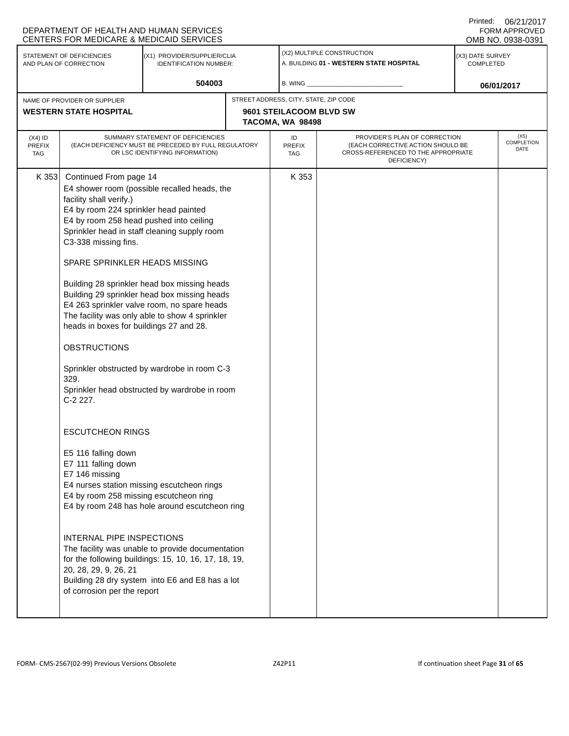DEPARTMENT OF HEALTH AND HUMAN SERVICES
CENTERS FOR MEDICARE & MEDICAID SERVICES

Printed: 06/21/2017
FORM APPROVED
OMB NO. 0938-0391

| STATEMENT OF DEFICIENCIES AND PLAN OF CORRECTION | (X1) PROVIDER/SUPPLIER/CLIA IDENTIFICATION NUMBER: | (X2) MULTIPLE CONSTRUCTION | (X3) DATE SURVEY COMPLETED |
|---|---|---|---|
| | 504003 | A. BUILDING 01 - WESTERN STATE HOSPITAL<br>B. WING | 06/01/2017 |

| NAME OF PROVIDER OR SUPPLIER | STREET ADDRESS, CITY, STATE, ZIP CODE |
|---|---|
| **WESTERN STATE HOSPITAL** | **9601 STEILACOOM BLVD SW<br>TACOMA, WA 98498** |

| (X4) ID PREFIX TAG | SUMMARY STATEMENT OF DEFICIENCIES (EACH DEFICIENCY MUST BE PRECEDED BY FULL REGULATORY OR LSC IDENTIFYING INFORMATION) | ID PREFIX TAG | PROVIDER'S PLAN OF CORRECTION (EACH CORRECTIVE ACTION SHOULD BE CROSS-REFERENCED TO THE APPROPRIATE DEFICIENCY) | (X5) COMPLETION DATE |
|---|---|---|---|---|
| K 353 | Continued From page 14<br>E4 shower room (possible recalled heads, the facility shall verify.)<br>E4 by room 224 sprinkler head painted<br>E4 by room 258 head pushed into ceiling<br>Sprinkler head in staff cleaning supply room C3-338 missing fins.<br><br>SPARE SPRINKLER HEADS MISSING<br><br>Building 28 sprinkler head box missing heads<br>Building 29 sprinkler head box missing heads<br>E4 263 sprinkler valve room, no spare heads<br>The facility was only able to show 4 sprinkler heads in boxes for buildings 27 and 28.<br><br>OBSTRUCTIONS<br><br>Sprinkler obstructed by wardrobe in room C-3 329.<br>Sprinkler head obstructed by wardrobe in room C-2 227.<br><br>ESCUTCHEON RINGS<br><br>E5 116 falling down<br>E7 111 falling down<br>E7 146 missing<br>E4 nurses station missing escutcheon rings<br>E4 by room 258 missing escutcheon ring<br>E4 by room 248 has hole around escutcheon ring<br><br>INTERNAL PIPE INSPECTIONS<br>The facility was unable to provide documentation for the following buildings: 15, 10, 16, 17, 18, 19, 20, 28, 29, 9, 26, 21<br>Building 28 dry system into E6 and E8 has a lot of corrosion per the report | K 353 | | |

FORM- CMS-2567(02-99) Previous Versions Obsolete Z42P11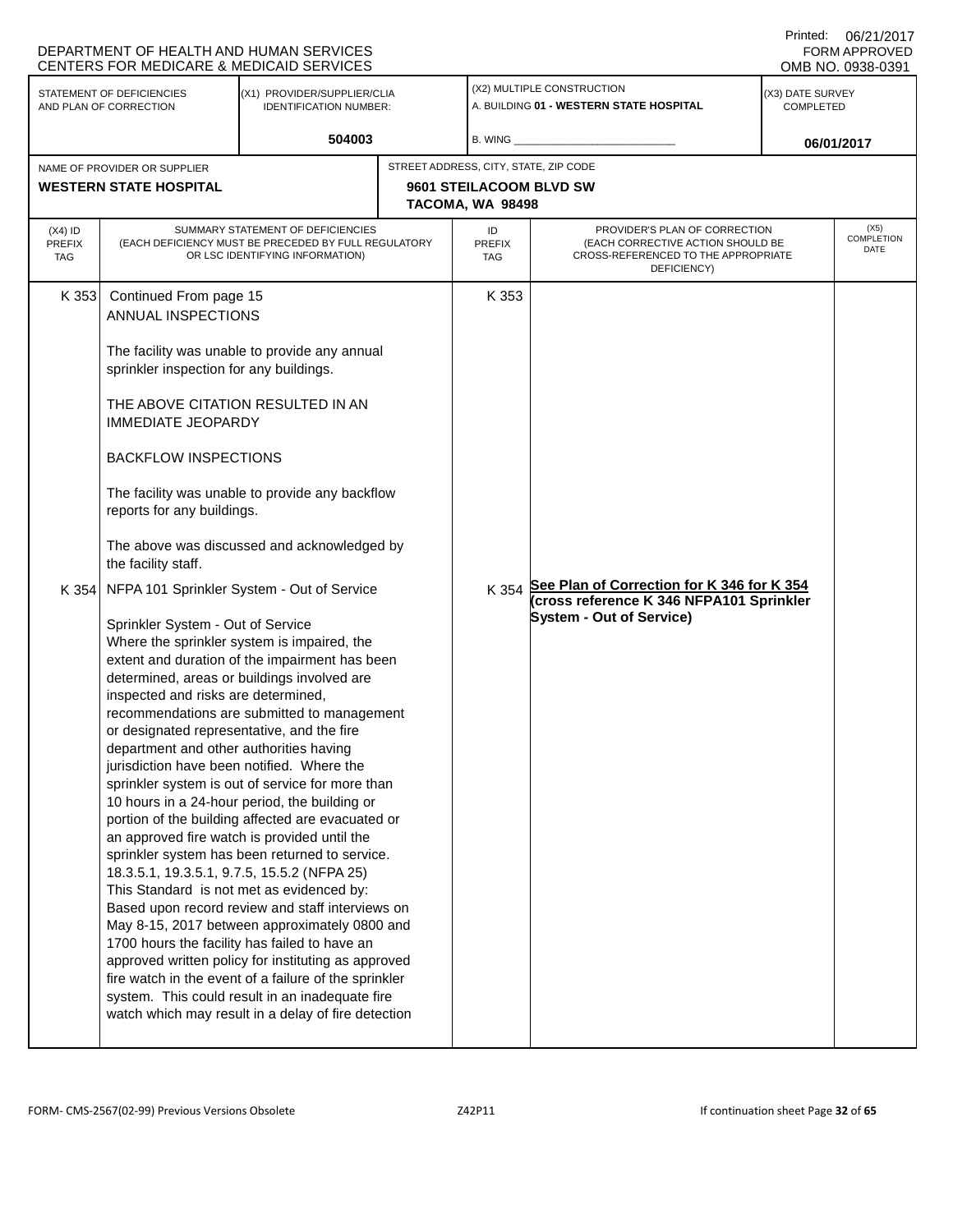DEPARTMENT OF HEALTH AND HUMAN SERVICES
CENTERS FOR MEDICARE & MEDICAID SERVICES

Printed: 06/21/2017
FORM APPROVED
OMB NO. 0938-0391

| STATEMENT OF DEFICIENCIES AND PLAN OF CORRECTION | (X1) PROVIDER/SUPPLIER/CLIA IDENTIFICATION NUMBER: | (X2) MULTIPLE CONSTRUCTION | (X3) DATE SURVEY COMPLETED |
|---|---|---|---|
| | 504003 | A. BUILDING 01 - WESTERN STATE HOSPITAL<br>B. WING ____________ | 06/01/2017 |

| NAME OF PROVIDER OR SUPPLIER | STREET ADDRESS, CITY, STATE, ZIP CODE |
|---|---|
| **WESTERN STATE HOSPITAL** | **9601 STEILACOOM BLVD SW<br>TACOMA, WA 98498** |

| (X4) ID PREFIX TAG | SUMMARY STATEMENT OF DEFICIENCIES (EACH DEFICIENCY MUST BE PRECEDED BY FULL REGULATORY OR LSC IDENTIFYING INFORMATION) | ID PREFIX TAG | PROVIDER'S PLAN OF CORRECTION (EACH CORRECTIVE ACTION SHOULD BE CROSS-REFERENCED TO THE APPROPRIATE DEFICIENCY) | (X5) COMPLETION DATE |
|---|---|---|---|---|
| K 353 | Continued From page 15<br>ANNUAL INSPECTIONS<br><br>The facility was unable to provide any annual sprinkler inspection for any buildings.<br><br>THE ABOVE CITATION RESULTED IN AN IMMEDIATE JEOPARDY<br><br>BACKFLOW INSPECTIONS<br><br>The facility was unable to provide any backflow reports for any buildings.<br><br>The above was discussed and acknowledged by the facility staff. | K 353 | | |
| K 354 | NFPA 101 Sprinkler System - Out of Service<br><br>Sprinkler System - Out of Service<br>Where the sprinkler system is impaired, the extent and duration of the impairment has been determined, areas or buildings involved are inspected and risks are determined, recommendations are submitted to management or designated representative, and the fire department and other authorities having jurisdiction have been notified. Where the sprinkler system is out of service for more than 10 hours in a 24-hour period, the building or portion of the building affected are evacuated or an approved fire watch is provided until the sprinkler system has been returned to service.<br>18.3.5.1, 19.3.5.1, 9.7.5, 15.5.2 (NFPA 25)<br>This Standard is not met as evidenced by:<br>Based upon record review and staff interviews on May 8-15, 2017 between approximately 0800 and 1700 hours the facility has failed to have an approved written policy for instituting as approved fire watch in the event of a failure of the sprinkler system. This could result in an inadequate fire watch which may result in a delay of fire detection | K 354 | **See Plan of Correction for K 346 for K 354 (cross reference K 346 NFPA101 Sprinkler System - Out of Service)** | |

FORM- CMS-2567(02-99) Previous Versions Obsolete Z42P11 If continuation sheet Page 32 of 65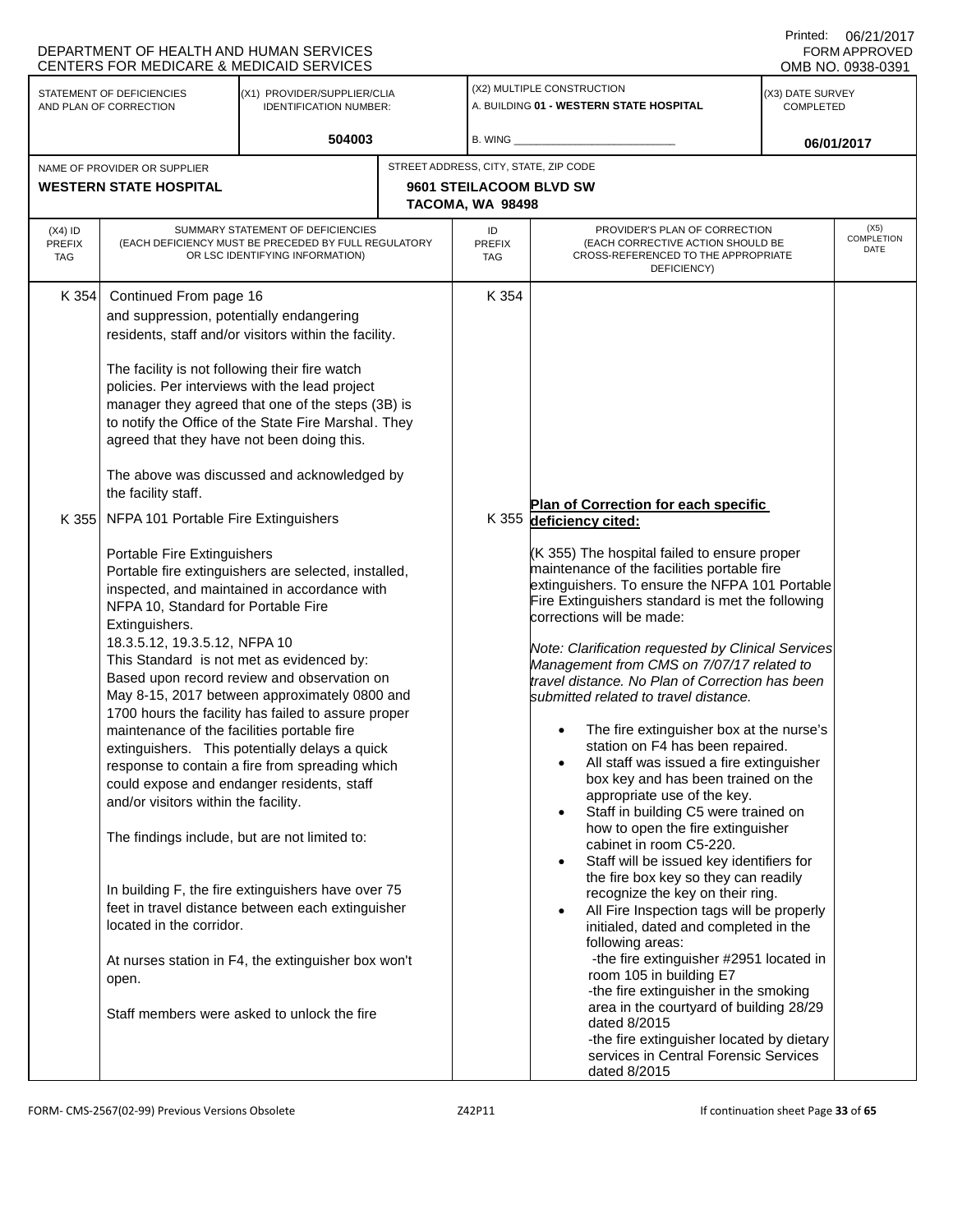DEPARTMENT OF HEALTH AND HUMAN SERVICES
CENTERS FOR MEDICARE & MEDICAID SERVICES

Printed: 06/21/2017
FORM APPROVED
OMB NO. 0938-0391

| STATEMENT OF DEFICIENCIES AND PLAN OF CORRECTION | (X1) PROVIDER/SUPPLIER/CLIA IDENTIFICATION NUMBER: | (X2) MULTIPLE CONSTRUCTION | (X3) DATE SURVEY COMPLETED |
|---|---|---|---|
| | 504003 | A. BUILDING 01 - WESTERN STATE HOSPITAL<br>B. WING | 06/01/2017 |

| NAME OF PROVIDER OR SUPPLIER | STREET ADDRESS, CITY, STATE, ZIP CODE |
|---|---|
| WESTERN STATE HOSPITAL | 9601 STEILACOOM BLVD SW<br>TACOMA, WA 98498 |

| (X4) ID PREFIX TAG | SUMMARY STATEMENT OF DEFICIENCIES (EACH DEFICIENCY MUST BE PRECEDED BY FULL REGULATORY OR LSC IDENTIFYING INFORMATION) | ID PREFIX TAG | PROVIDER'S PLAN OF CORRECTION (EACH CORRECTIVE ACTION SHOULD BE CROSS-REFERENCED TO THE APPROPRIATE DEFICIENCY) | (X5) COMPLETION DATE |
|---|---|---|---|---|
| K 354 | Continued From page 16<br>and suppression, potentially endangering residents, staff and/or visitors within the facility.<br><br>The facility is not following their fire watch policies. Per interviews with the lead project manager they agreed that one of the steps (3B) is to notify the Office of the State Fire Marshal. They agreed that they have not been doing this.<br><br>The above was discussed and acknowledged by the facility staff. | K 354 | | |
| K 355 | NFPA 101 Portable Fire Extinguishers<br><br>Portable Fire Extinguishers<br>Portable fire extinguishers are selected, installed, inspected, and maintained in accordance with NFPA 10, Standard for Portable Fire Extinguishers.<br>18.3.5.12, 19.3.5.12, NFPA 10<br>This Standard is not met as evidenced by:<br>Based upon record review and observation on May 8-15, 2017 between approximately 0800 and 1700 hours the facility has failed to assure proper maintenance of the facilities portable fire extinguishers. This potentially delays a quick response to contain a fire from spreading which could expose and endanger residents, staff and/or visitors within the facility.<br><br>The findings include, but are not limited to:<br><br>In building F, the fire extinguishers have over 75 feet in travel distance between each extinguisher located in the corridor.<br><br>At nurses station in F4, the extinguisher box won't open.<br><br>Staff members were asked to unlock the fire | K 355 | **Plan of Correction for each specific deficiency cited:**<br><br>(K 355) The hospital failed to ensure proper maintenance of the facilities portable fire extinguishers. To ensure the NFPA 101 Portable Fire Extinguishers standard is met the following corrections will be made:<br><br>*Note: Clarification requested by Clinical Services Management from CMS on 7/07/17 related to travel distance. No Plan of Correction has been submitted related to travel distance.*<br><br>• The fire extinguisher box at the nurse's station on F4 has been repaired.<br>• All staff was issued a fire extinguisher box key and has been trained on the appropriate use of the key.<br>• Staff in building C5 were trained on how to open the fire extinguisher cabinet in room C5-220.<br>• Staff will be issued key identifiers for the fire box key so they can readily recognize the key on their ring.<br>• All Fire Inspection tags will be properly initialed, dated and completed in the following areas:<br>-the fire extinguisher #2951 located in room 105 in building E7<br>-the fire extinguisher in the smoking area in the courtyard of building 28/29 dated 8/2015<br>-the fire extinguisher located by dietary services in Central Forensic Services dated 8/2015 | |

FORM- CMS-2567(02-99) Previous Versions Obsolete Z42P11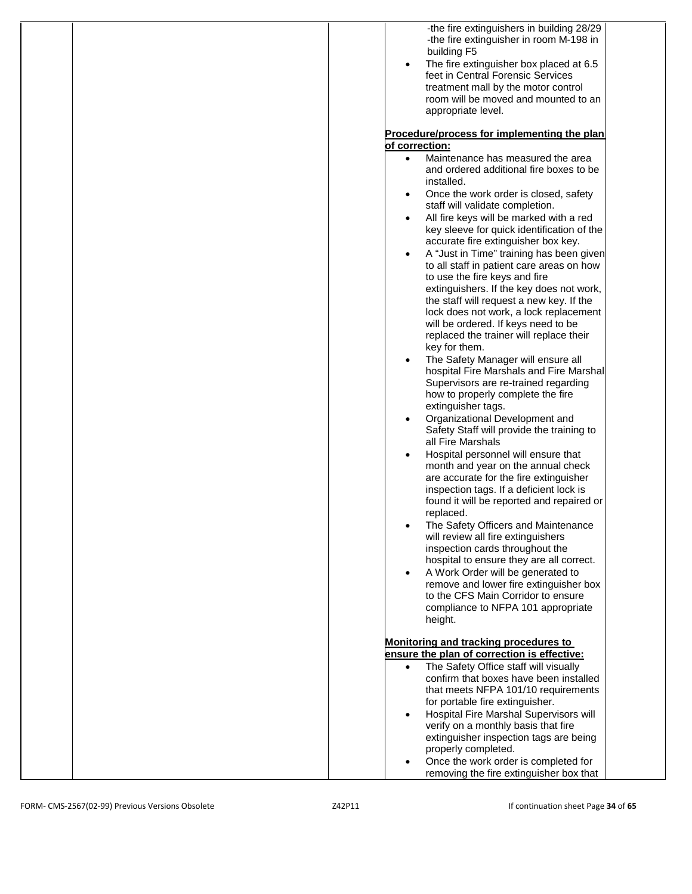-the fire extinguishers in building 28/29
-the fire extinguisher in room M-198 in building F5

- The fire extinguisher box placed at 6.5 feet in Central Forensic Services treatment mall by the motor control room will be moved and mounted to an appropriate level.

**Procedure/process for implementing the plan of correction:**

- Maintenance has measured the area and ordered additional fire boxes to be installed.
- Once the work order is closed, safety staff will validate completion.
- All fire keys will be marked with a red key sleeve for quick identification of the accurate fire extinguisher box key.
- A "Just in Time" training has been given to all staff in patient care areas on how to use the fire keys and fire extinguishers. If the key does not work, the staff will request a new key. If the lock does not work, a lock replacement will be ordered. If keys need to be replaced the trainer will replace their key for them.
- The Safety Manager will ensure all hospital Fire Marshals and Fire Marshal Supervisors are re-trained regarding how to properly complete the fire extinguisher tags.
- Organizational Development and Safety Staff will provide the training to all Fire Marshals
- Hospital personnel will ensure that month and year on the annual check are accurate for the fire extinguisher inspection tags. If a deficient lock is found it will be reported and repaired or replaced.
- The Safety Officers and Maintenance will review all fire extinguishers inspection cards throughout the hospital to ensure they are all correct.
- A Work Order will be generated to remove and lower fire extinguisher box to the CFS Main Corridor to ensure compliance to NFPA 101 appropriate height.

**Monitoring and tracking procedures to ensure the plan of correction is effective:**

- The Safety Office staff will visually confirm that boxes have been installed that meets NFPA 101/10 requirements for portable fire extinguisher.
- Hospital Fire Marshal Supervisors will verify on a monthly basis that fire extinguisher inspection tags are being properly completed.
- Once the work order is completed for removing the fire extinguisher box that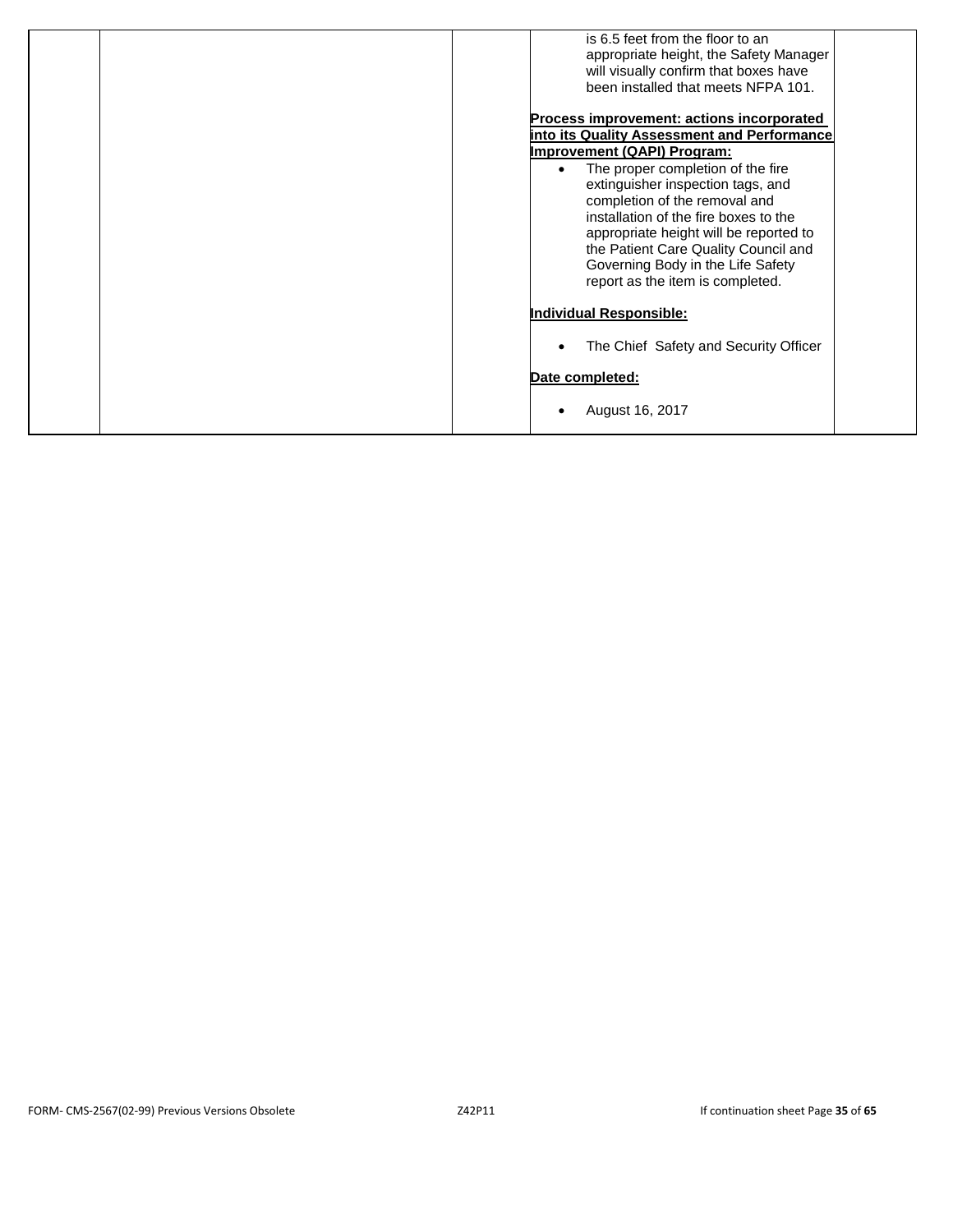| | | | | |
|---|---|---|---|---|
| | | | is 6.5 feet from the floor to an appropriate height, the Safety Manager will visually confirm that boxes have been installed that meets NFPA 101.<br><br>**Process improvement: actions incorporated into its Quality Assessment and Performance Improvement (QAPI) Program:**<br>• The proper completion of the fire extinguisher inspection tags, and completion of the removal and installation of the fire boxes to the appropriate height will be reported to the Patient Care Quality Council and Governing Body in the Life Safety report as the item is completed.<br><br>**Individual Responsible:**<br>• The Chief Safety and Security Officer<br><br>**Date completed:**<br>• August 16, 2017 | |

FORM- CMS-2567(02-99) Previous Versions Obsolete Z42P11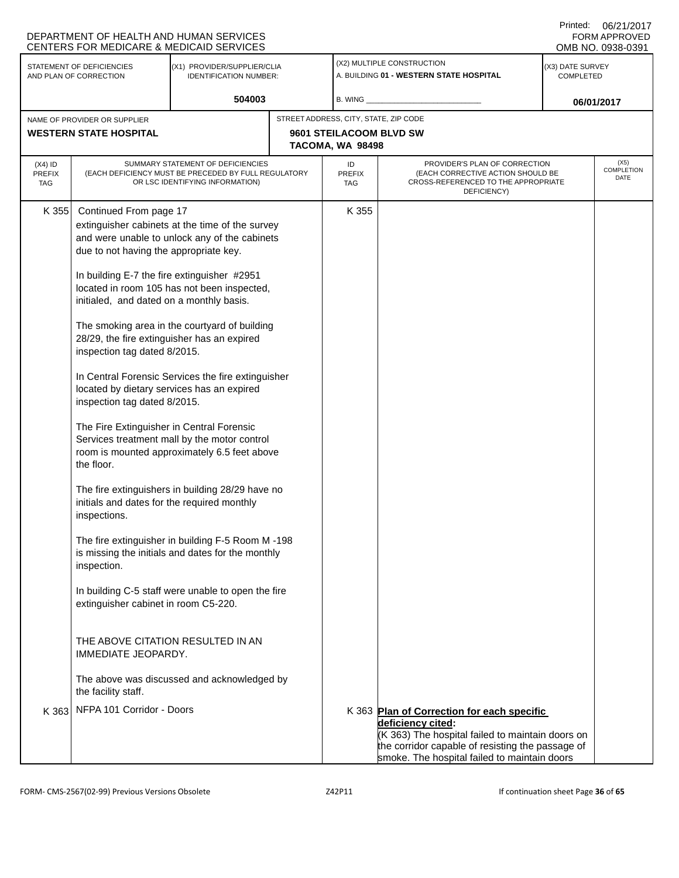DEPARTMENT OF HEALTH AND HUMAN SERVICES
CENTERS FOR MEDICARE & MEDICAID SERVICES

Printed: 06/21/2017
FORM APPROVED
OMB NO. 0938-0391

| STATEMENT OF DEFICIENCIES AND PLAN OF CORRECTION | (X1) PROVIDER/SUPPLIER/CLIA IDENTIFICATION NUMBER: | (X2) MULTIPLE CONSTRUCTION | (X3) DATE SURVEY COMPLETED |
|---|---|---|---|
| | 504003 | A. BUILDING **01 - WESTERN STATE HOSPITAL**<br>B. WING ___ | **06/01/2017** |

| NAME OF PROVIDER OR SUPPLIER | STREET ADDRESS, CITY, STATE, ZIP CODE |
|---|---|
| **WESTERN STATE HOSPITAL** | **9601 STEILACOOM BLVD SW<br>TACOMA, WA 98498** |

| (X4) ID PREFIX TAG | SUMMARY STATEMENT OF DEFICIENCIES (EACH DEFICIENCY MUST BE PRECEDED BY FULL REGULATORY OR LSC IDENTIFYING INFORMATION) | ID PREFIX TAG | PROVIDER'S PLAN OF CORRECTION (EACH CORRECTIVE ACTION SHOULD BE CROSS-REFERENCED TO THE APPROPRIATE DEFICIENCY) | (X5) COMPLETION DATE |
|---|---|---|---|---|
| K 355 | Continued From page 17<br>extinguisher cabinets at the time of the survey and were unable to unlock any of the cabinets due to not having the appropriate key.<br><br>In building E-7 the fire extinguisher #2951 located in room 105 has not been inspected, initialed, and dated on a monthly basis.<br><br>The smoking area in the courtyard of building 28/29, the fire extinguisher has an expired inspection tag dated 8/2015.<br><br>In Central Forensic Services the fire extinguisher located by dietary services has an expired inspection tag dated 8/2015.<br><br>The Fire Extinguisher in Central Forensic Services treatment mall by the motor control room is mounted approximately 6.5 feet above the floor.<br><br>The fire extinguishers in building 28/29 have no initials and dates for the required monthly inspections.<br><br>The fire extinguisher in building F-5 Room M -198 is missing the initials and dates for the monthly inspection.<br><br>In building C-5 staff were unable to open the fire extinguisher cabinet in room C5-220.<br><br>THE ABOVE CITATION RESULTED IN AN IMMEDIATE JEOPARDY.<br><br>The above was discussed and acknowledged by the facility staff. | K 355 | | |
| K 363 | NFPA 101 Corridor - Doors | K 363 | **Plan of Correction for each specific deficiency cited:**<br>(K 363) The hospital failed to maintain doors on the corridor capable of resisting the passage of smoke. The hospital failed to maintain doors | |

FORM- CMS-2567(02-99) Previous Versions Obsolete Z42P11 If continuation sheet Page 36 of 65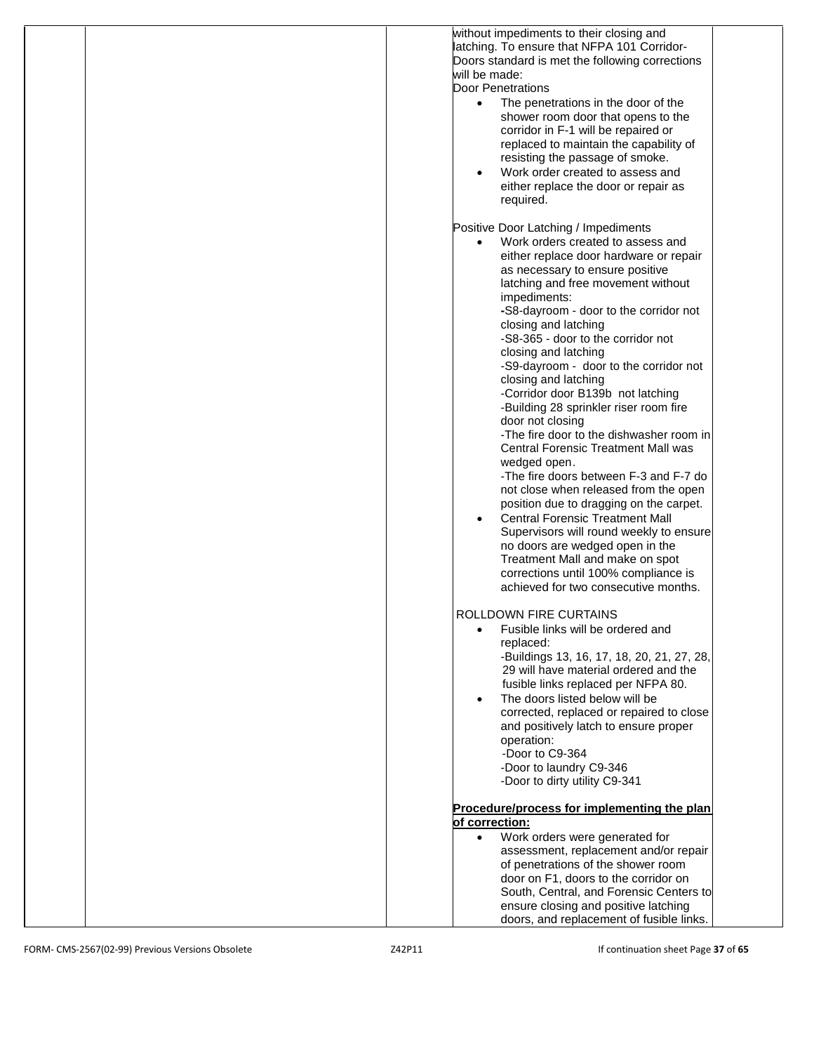without impediments to their closing and latching. To ensure that NFPA 101 Corridor-Doors standard is met the following corrections will be made:

Door Penetrations

- The penetrations in the door of the shower room door that opens to the corridor in F-1 will be repaired or replaced to maintain the capability of resisting the passage of smoke.
- Work order created to assess and either replace the door or repair as required.

Positive Door Latching / Impediments

- Work orders created to assess and either replace door hardware or repair as necessary to ensure positive latching and free movement without impediments:
  - -S8-dayroom - door to the corridor not closing and latching
  - -S8-365 - door to the corridor not closing and latching
  - -S9-dayroom - door to the corridor not closing and latching
  - -Corridor door B139b not latching
  - -Building 28 sprinkler riser room fire door not closing
  - -The fire door to the dishwasher room in Central Forensic Treatment Mall was wedged open.
  - -The fire doors between F-3 and F-7 do not close when released from the open position due to dragging on the carpet.
- Central Forensic Treatment Mall Supervisors will round weekly to ensure no doors are wedged open in the Treatment Mall and make on spot corrections until 100% compliance is achieved for two consecutive months.

ROLLDOWN FIRE CURTAINS

- Fusible links will be ordered and replaced:
  - -Buildings 13, 16, 17, 18, 20, 21, 27, 28, 29 will have material ordered and the fusible links replaced per NFPA 80.
- The doors listed below will be corrected, replaced or repaired to close and positively latch to ensure proper operation:
  - -Door to C9-364
  - -Door to laundry C9-346
  - -Door to dirty utility C9-341

**Procedure/process for implementing the plan of correction:**

- Work orders were generated for assessment, replacement and/or repair of penetrations of the shower room door on F1, doors to the corridor on South, Central, and Forensic Centers to ensure closing and positive latching doors, and replacement of fusible links.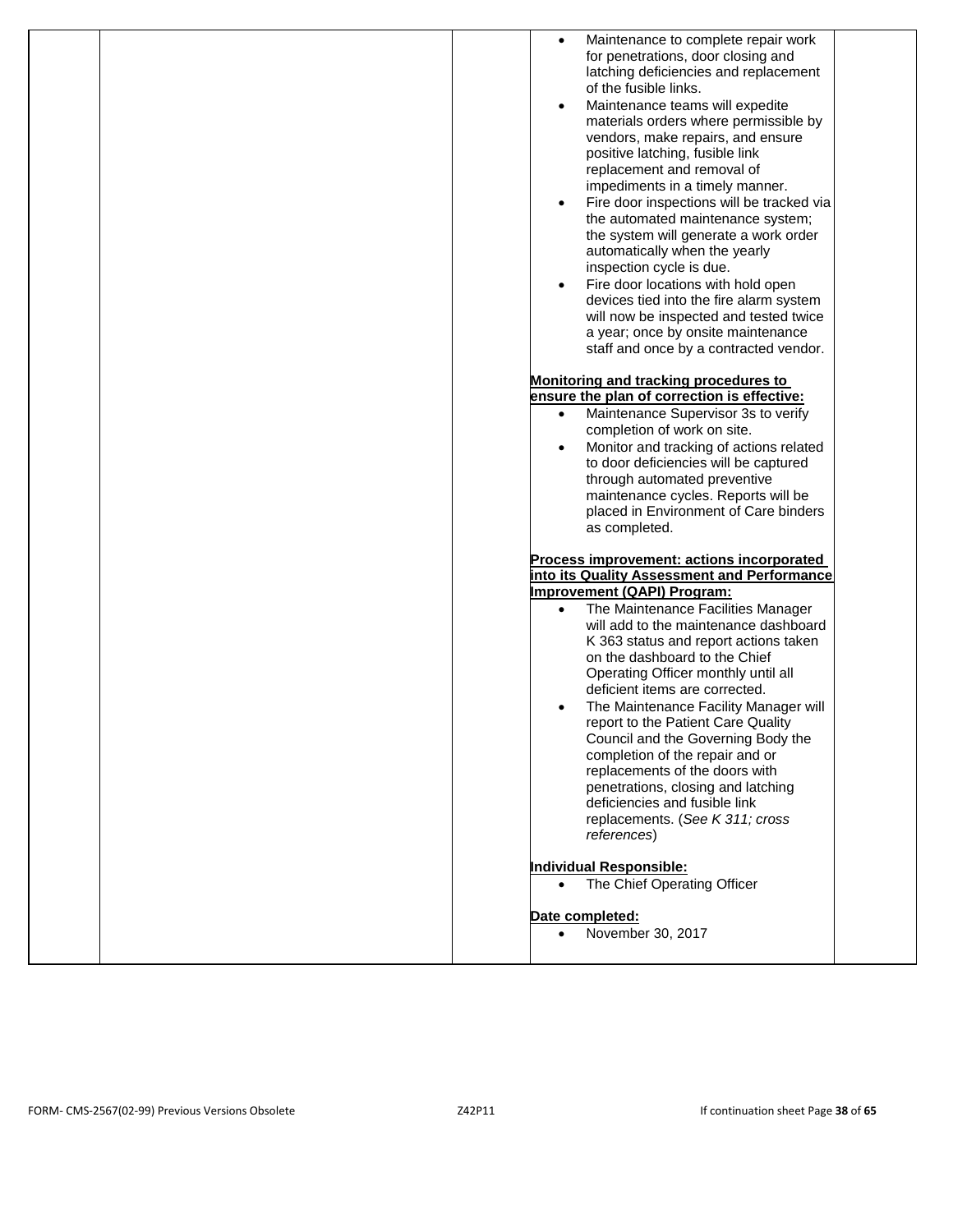- Maintenance to complete repair work for penetrations, door closing and latching deficiencies and replacement of the fusible links.
- Maintenance teams will expedite materials orders where permissible by vendors, make repairs, and ensure positive latching, fusible link replacement and removal of impediments in a timely manner.
- Fire door inspections will be tracked via the automated maintenance system; the system will generate a work order automatically when the yearly inspection cycle is due.
- Fire door locations with hold open devices tied into the fire alarm system will now be inspected and tested twice a year; once by onsite maintenance staff and once by a contracted vendor.

**Monitoring and tracking procedures to ensure the plan of correction is effective:**

- Maintenance Supervisor 3s to verify completion of work on site.
- Monitor and tracking of actions related to door deficiencies will be captured through automated preventive maintenance cycles. Reports will be placed in Environment of Care binders as completed.

**Process improvement: actions incorporated into its Quality Assessment and Performance Improvement (QAPI) Program:**

- The Maintenance Facilities Manager will add to the maintenance dashboard K 363 status and report actions taken on the dashboard to the Chief Operating Officer monthly until all deficient items are corrected.
- The Maintenance Facility Manager will report to the Patient Care Quality Council and the Governing Body the completion of the repair and or replacements of the doors with penetrations, closing and latching deficiencies and fusible link replacements. (*See K 311; cross references*)

**Individual Responsible:**

- The Chief Operating Officer

**Date completed:**

- November 30, 2017

FORM- CMS-2567(02-99) Previous Versions Obsolete Z42P11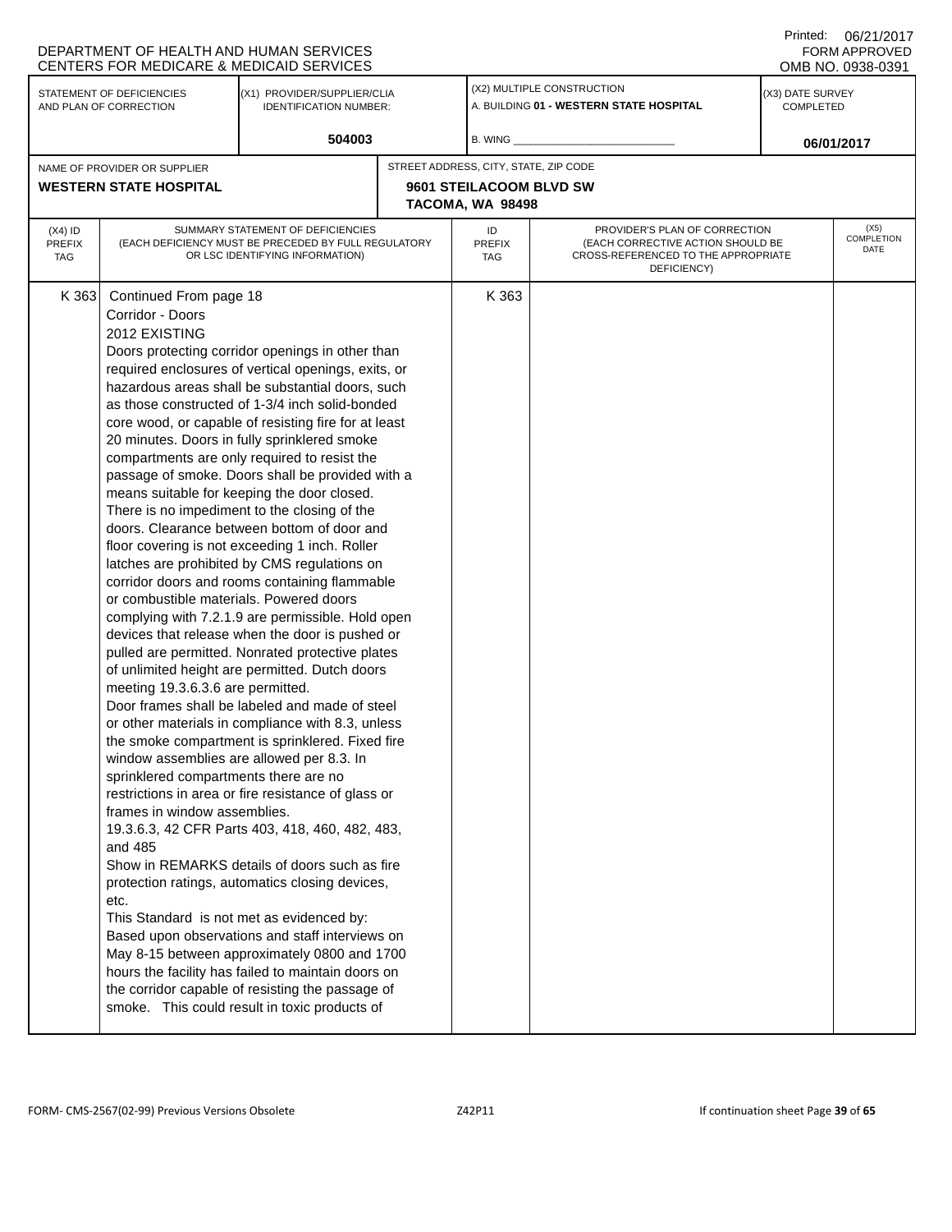DEPARTMENT OF HEALTH AND HUMAN SERVICES
CENTERS FOR MEDICARE & MEDICAID SERVICES

Printed: 06/21/2017
FORM APPROVED
OMB NO. 0938-0391

| STATEMENT OF DEFICIENCIES AND PLAN OF CORRECTION | (X1) PROVIDER/SUPPLIER/CLIA IDENTIFICATION NUMBER: | (X2) MULTIPLE CONSTRUCTION | (X3) DATE SURVEY COMPLETED |
|---|---|---|---|
| | 504003 | A. BUILDING **01 - WESTERN STATE HOSPITAL** B. WING | 06/01/2017 |

| NAME OF PROVIDER OR SUPPLIER | STREET ADDRESS, CITY, STATE, ZIP CODE |
|---|---|
| **WESTERN STATE HOSPITAL** | **9601 STEILACOOM BLVD SW TACOMA, WA 98498** |

| (X4) ID PREFIX TAG | SUMMARY STATEMENT OF DEFICIENCIES (EACH DEFICIENCY MUST BE PRECEDED BY FULL REGULATORY OR LSC IDENTIFYING INFORMATION) | ID PREFIX TAG | PROVIDER'S PLAN OF CORRECTION (EACH CORRECTIVE ACTION SHOULD BE CROSS-REFERENCED TO THE APPROPRIATE DEFICIENCY) | (X5) COMPLETION DATE |
|---|---|---|---|---|
| K 363 | Continued From page 18<br>Corridor - Doors<br>2012 EXISTING<br>Doors protecting corridor openings in other than required enclosures of vertical openings, exits, or hazardous areas shall be substantial doors, such as those constructed of 1-3/4 inch solid-bonded core wood, or capable of resisting fire for at least 20 minutes. Doors in fully sprinklered smoke compartments are only required to resist the passage of smoke. Doors shall be provided with a means suitable for keeping the door closed. There is no impediment to the closing of the doors. Clearance between bottom of door and floor covering is not exceeding 1 inch. Roller latches are prohibited by CMS regulations on corridor doors and rooms containing flammable or combustible materials. Powered doors complying with 7.2.1.9 are permissible. Hold open devices that release when the door is pushed or pulled are permitted. Nonrated protective plates of unlimited height are permitted. Dutch doors meeting 19.3.6.3.6 are permitted.<br>Door frames shall be labeled and made of steel or other materials in compliance with 8.3, unless the smoke compartment is sprinklered. Fixed fire window assemblies are allowed per 8.3. In sprinklered compartments there are no restrictions in area or fire resistance of glass or frames in window assemblies.<br>19.3.6.3, 42 CFR Parts 403, 418, 460, 482, 483, and 485<br>Show in REMARKS details of doors such as fire protection ratings, automatics closing devices, etc.<br>This Standard is not met as evidenced by:<br>Based upon observations and staff interviews on May 8-15 between approximately 0800 and 1700 hours the facility has failed to maintain doors on the corridor capable of resisting the passage of smoke. This could result in toxic products of | K 363 | | |

FORM- CMS-2567(02-99) Previous Versions Obsolete — Z42P11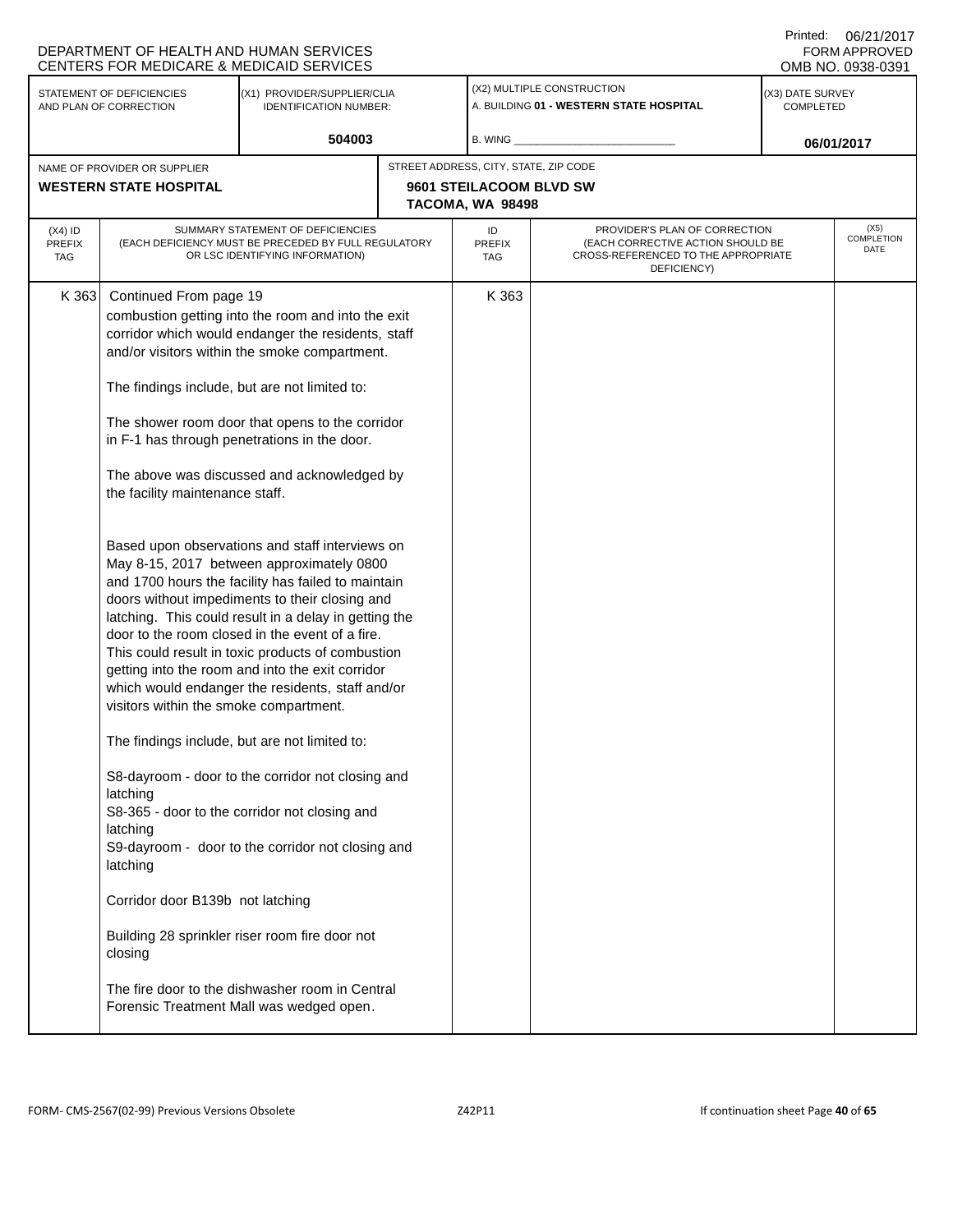DEPARTMENT OF HEALTH AND HUMAN SERVICES
CENTERS FOR MEDICARE & MEDICAID SERVICES

Printed: 06/21/2017
FORM APPROVED
OMB NO. 0938-0391

| STATEMENT OF DEFICIENCIES AND PLAN OF CORRECTION | (X1) PROVIDER/SUPPLIER/CLIA IDENTIFICATION NUMBER: | (X2) MULTIPLE CONSTRUCTION | (X3) DATE SURVEY COMPLETED |
|---|---|---|---|
| | 504003 | A. BUILDING **01 - WESTERN STATE HOSPITAL**<br>B. WING ____________ | **06/01/2017** |

| NAME OF PROVIDER OR SUPPLIER | STREET ADDRESS, CITY, STATE, ZIP CODE |
|---|---|
| **WESTERN STATE HOSPITAL** | **9601 STEILACOOM BLVD SW<br>TACOMA, WA 98498** |

| (X4) ID PREFIX TAG | SUMMARY STATEMENT OF DEFICIENCIES (EACH DEFICIENCY MUST BE PRECEDED BY FULL REGULATORY OR LSC IDENTIFYING INFORMATION) | ID PREFIX TAG | PROVIDER'S PLAN OF CORRECTION (EACH CORRECTIVE ACTION SHOULD BE CROSS-REFERENCED TO THE APPROPRIATE DEFICIENCY) | (X5) COMPLETION DATE |
|---|---|---|---|---|
| K 363 | Continued From page 19<br>combustion getting into the room and into the exit corridor which would endanger the residents, staff and/or visitors within the smoke compartment.<br><br>The findings include, but are not limited to:<br><br>The shower room door that opens to the corridor in F-1 has through penetrations in the door.<br><br>The above was discussed and acknowledged by the facility maintenance staff.<br><br>Based upon observations and staff interviews on May 8-15, 2017 between approximately 0800 and 1700 hours the facility has failed to maintain doors without impediments to their closing and latching. This could result in a delay in getting the door to the room closed in the event of a fire. This could result in toxic products of combustion getting into the room and into the exit corridor which would endanger the residents, staff and/or visitors within the smoke compartment.<br><br>The findings include, but are not limited to:<br><br>S8-dayroom - door to the corridor not closing and latching<br>S8-365 - door to the corridor not closing and latching<br>S9-dayroom - door to the corridor not closing and latching<br><br>Corridor door B139b not latching<br><br>Building 28 sprinkler riser room fire door not closing<br><br>The fire door to the dishwasher room in Central Forensic Treatment Mall was wedged open. | K 363 | | |

FORM- CMS-2567(02-99) Previous Versions Obsolete Z42P11 If continuation sheet Page 40 of 65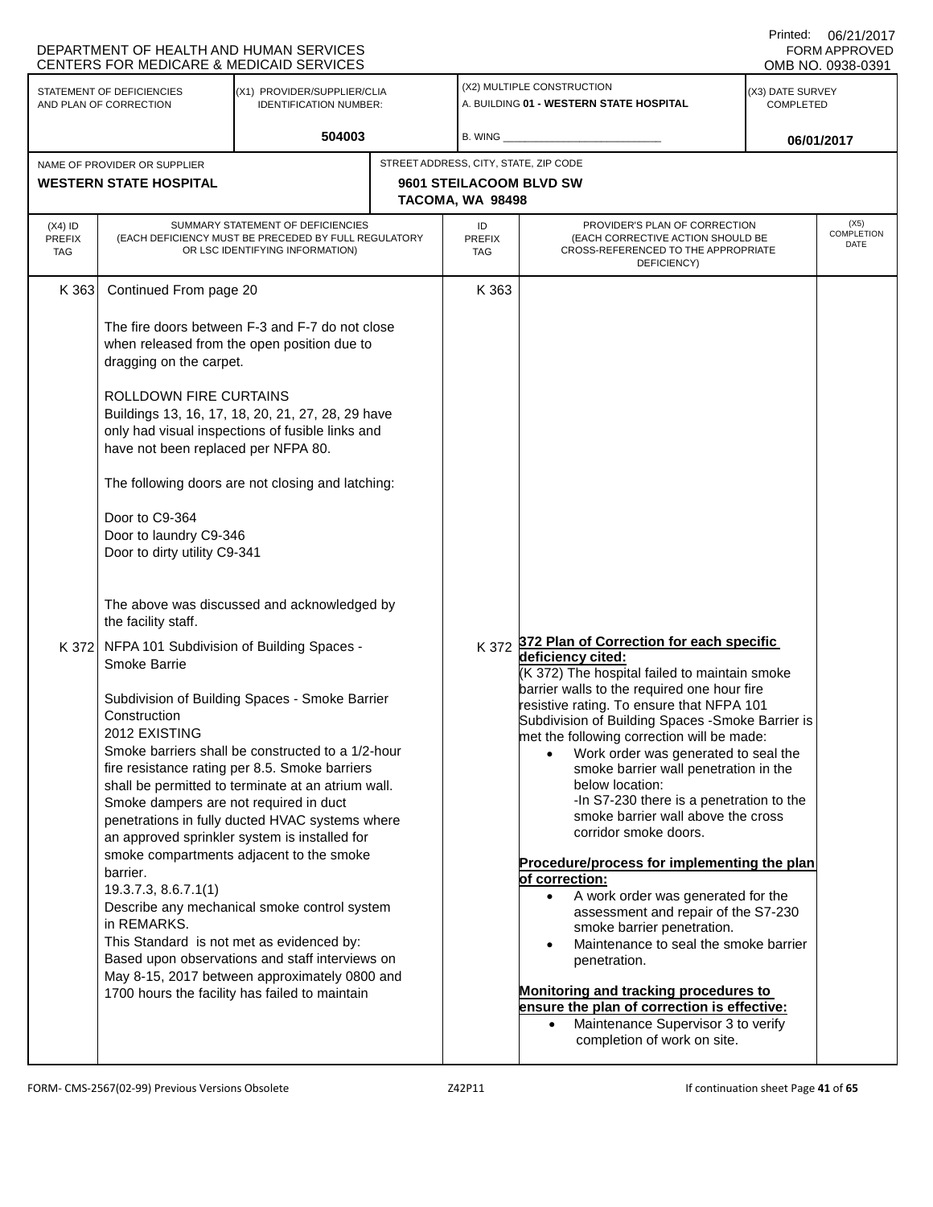DEPARTMENT OF HEALTH AND HUMAN SERVICES
CENTERS FOR MEDICARE & MEDICAID SERVICES

Printed: 06/21/2017
FORM APPROVED
OMB NO. 0938-0391

| STATEMENT OF DEFICIENCIES AND PLAN OF CORRECTION | (X1) PROVIDER/SUPPLIER/CLIA IDENTIFICATION NUMBER: | (X2) MULTIPLE CONSTRUCTION | (X3) DATE SURVEY COMPLETED |
|---|---|---|---|
| | 504003 | A. BUILDING 01 - WESTERN STATE HOSPITAL<br>B. WING | 06/01/2017 |

| NAME OF PROVIDER OR SUPPLIER | STREET ADDRESS, CITY, STATE, ZIP CODE |
|---|---|
| WESTERN STATE HOSPITAL | 9601 STEILACOOM BLVD SW<br>TACOMA, WA 98498 |

| (X4) ID PREFIX TAG | SUMMARY STATEMENT OF DEFICIENCIES (EACH DEFICIENCY MUST BE PRECEDED BY FULL REGULATORY OR LSC IDENTIFYING INFORMATION) | ID PREFIX TAG | PROVIDER'S PLAN OF CORRECTION (EACH CORRECTIVE ACTION SHOULD BE CROSS-REFERENCED TO THE APPROPRIATE DEFICIENCY) | (X5) COMPLETION DATE |
|---|---|---|---|---|
| K 363 | Continued From page 20<br><br>The fire doors between F-3 and F-7 do not close when released from the open position due to dragging on the carpet.<br><br>ROLLDOWN FIRE CURTAINS<br>Buildings 13, 16, 17, 18, 20, 21, 27, 28, 29 have only had visual inspections of fusible links and have not been replaced per NFPA 80.<br><br>The following doors are not closing and latching:<br><br>Door to C9-364<br>Door to laundry C9-346<br>Door to dirty utility C9-341<br><br>The above was discussed and acknowledged by the facility staff. | K 363 | | |
| K 372 | NFPA 101 Subdivision of Building Spaces - Smoke Barrie<br><br>Subdivision of Building Spaces - Smoke Barrier Construction<br>2012 EXISTING<br>Smoke barriers shall be constructed to a 1/2-hour fire resistance rating per 8.5. Smoke barriers shall be permitted to terminate at an atrium wall. Smoke dampers are not required in duct penetrations in fully ducted HVAC systems where an approved sprinkler system is installed for smoke compartments adjacent to the smoke barrier.<br>19.3.7.3, 8.6.7.1(1)<br>Describe any mechanical smoke control system in REMARKS.<br>This Standard is not met as evidenced by:<br>Based upon observations and staff interviews on May 8-15, 2017 between approximately 0800 and 1700 hours the facility has failed to maintain | K 372 | **372 Plan of Correction for each specific deficiency cited:**<br>(K 372) The hospital failed to maintain smoke barrier walls to the required one hour fire resistive rating. To ensure that NFPA 101 Subdivision of Building Spaces -Smoke Barrier is met the following correction will be made:<br>• Work order was generated to seal the smoke barrier wall penetration in the below location:<br>-In S7-230 there is a penetration to the smoke barrier wall above the cross corridor smoke doors.<br><br>**Procedure/process for implementing the plan of correction:**<br>• A work order was generated for the assessment and repair of the S7-230 smoke barrier penetration.<br>• Maintenance to seal the smoke barrier penetration.<br><br>**Monitoring and tracking procedures to ensure the plan of correction is effective:**<br>• Maintenance Supervisor 3 to verify completion of work on site. | |

FORM- CMS-2567(02-99) Previous Versions Obsolete Z42P11 If continuation sheet Page 41 of 65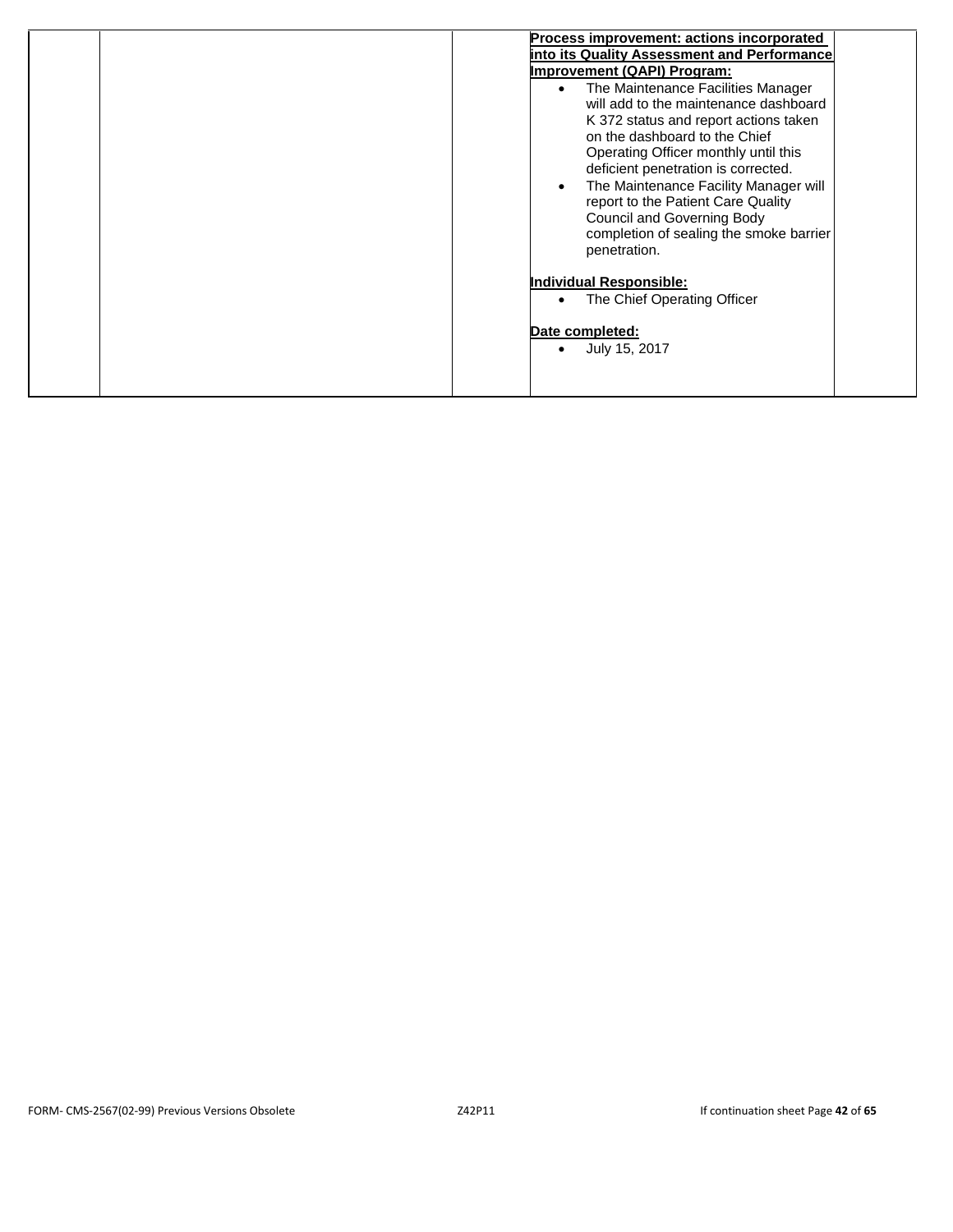| | | | | |
|---|---|---|---|---|
| | | | **Process improvement: actions incorporated into its Quality Assessment and Performance Improvement (QAPI) Program:**<br>• The Maintenance Facilities Manager will add to the maintenance dashboard K 372 status and report actions taken on the dashboard to the Chief Operating Officer monthly until this deficient penetration is corrected.<br>• The Maintenance Facility Manager will report to the Patient Care Quality Council and Governing Body completion of sealing the smoke barrier penetration.<br><br>**Individual Responsible:**<br>• The Chief Operating Officer<br><br>**Date completed:**<br>• July 15, 2017 | |

FORM- CMS-2567(02-99) Previous Versions Obsolete Z42P11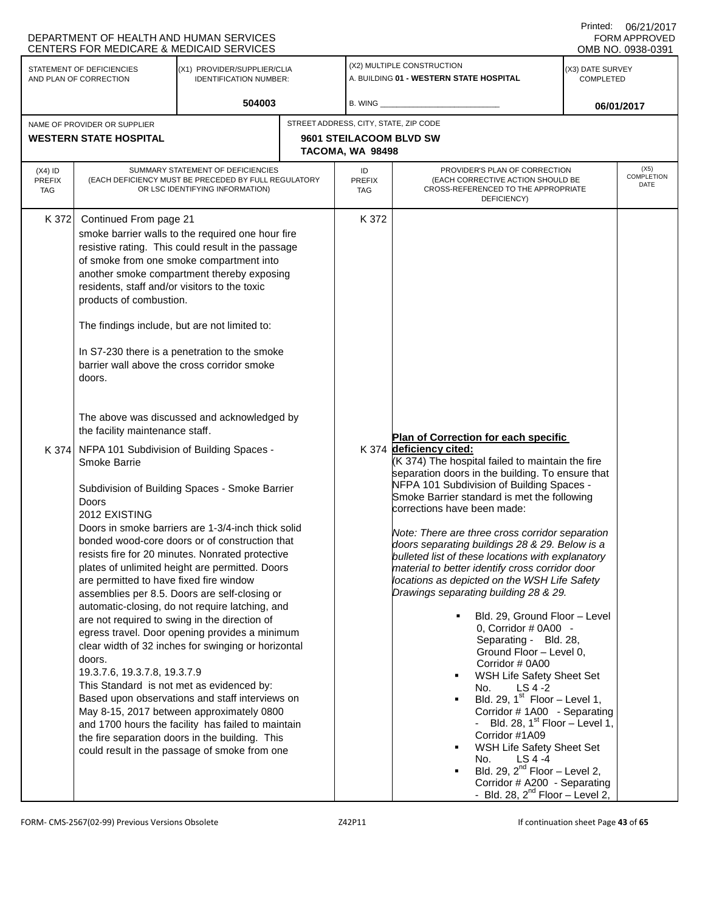DEPARTMENT OF HEALTH AND HUMAN SERVICES
CENTERS FOR MEDICARE & MEDICAID SERVICES

Printed: 06/21/2017
FORM APPROVED
OMB NO. 0938-0391

| STATEMENT OF DEFICIENCIES AND PLAN OF CORRECTION | (X1) PROVIDER/SUPPLIER/CLIA IDENTIFICATION NUMBER: | (X2) MULTIPLE CONSTRUCTION | (X3) DATE SURVEY COMPLETED |
|---|---|---|---|
| | 504003 | A. BUILDING 01 - WESTERN STATE HOSPITAL<br>B. WING | 06/01/2017 |

| NAME OF PROVIDER OR SUPPLIER | STREET ADDRESS, CITY, STATE, ZIP CODE |
|---|---|
| WESTERN STATE HOSPITAL | 9601 STEILACOOM BLVD SW<br>TACOMA, WA 98498 |

| (X4) ID PREFIX TAG | SUMMARY STATEMENT OF DEFICIENCIES (EACH DEFICIENCY MUST BE PRECEDED BY FULL REGULATORY OR LSC IDENTIFYING INFORMATION) | ID PREFIX TAG | PROVIDER'S PLAN OF CORRECTION (EACH CORRECTIVE ACTION SHOULD BE CROSS-REFERENCED TO THE APPROPRIATE DEFICIENCY) | (X5) COMPLETION DATE |
|---|---|---|---|---|
| K 372 | Continued From page 21<br>smoke barrier walls to the required one hour fire resistive rating. This could result in the passage of smoke from one smoke compartment into another smoke compartment thereby exposing residents, staff and/or visitors to the toxic products of combustion.<br><br>The findings include, but are not limited to:<br><br>In S7-230 there is a penetration to the smoke barrier wall above the cross corridor smoke doors.<br><br>The above was discussed and acknowledged by the facility maintenance staff. | K 372 | | |
| K 374 | NFPA 101 Subdivision of Building Spaces - Smoke Barrie<br><br>Subdivision of Building Spaces - Smoke Barrier Doors<br>2012 EXISTING<br>Doors in smoke barriers are 1-3/4-inch thick solid bonded wood-core doors or of construction that resists fire for 20 minutes. Nonrated protective plates of unlimited height are permitted. Doors are permitted to have fixed fire window assemblies per 8.5. Doors are self-closing or automatic-closing, do not require latching, and are not required to swing in the direction of egress travel. Door opening provides a minimum clear width of 32 inches for swinging or horizontal doors.<br>19.3.7.6, 19.3.7.8, 19.3.7.9<br>This Standard is not met as evidenced by:<br>Based upon observations and staff interviews on May 8-15, 2017 between approximately 0800 and 1700 hours the facility has failed to maintain the fire separation doors in the building. This could result in the passage of smoke from one | K 374 | **Plan of Correction for each specific deficiency cited:**<br>(K 374) The hospital failed to maintain the fire separation doors in the building. To ensure that NFPA 101 Subdivision of Building Spaces - Smoke Barrier standard is met the following corrections have been made:<br><br>*Note: There are three cross corridor separation doors separating buildings 28 & 29. Below is a bulleted list of these locations with explanatory material to better identify cross corridor door locations as depicted on the WSH Life Safety Drawings separating building 28 & 29.*<br><br>▪ Bld. 29, Ground Floor – Level 0, Corridor # 0A00 - Separating - Bld. 28, Ground Floor – Level 0, Corridor # 0A00<br>▪ WSH Life Safety Sheet Set No. LS 4 -2<br>▪ Bld. 29, 1st Floor – Level 1, Corridor # 1A00 - Separating - Bld. 28, 1st Floor – Level 1, Corridor #1A09<br>▪ WSH Life Safety Sheet Set No. LS 4 -4<br>▪ Bld. 29, 2nd Floor – Level 2, Corridor # A200 - Separating - Bld. 28, 2nd Floor – Level 2, | |

FORM- CMS-2567(02-99) Previous Versions Obsolete Z42P11 If continuation sheet Page 43 of 65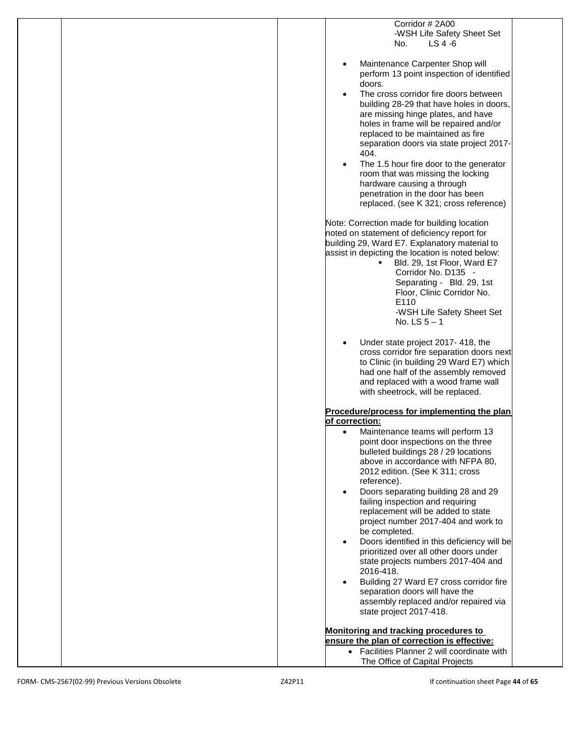Corridor # 2A00
-WSH Life Safety Sheet Set No. LS 4 -6

- Maintenance Carpenter Shop will perform 13 point inspection of identified doors.
- The cross corridor fire doors between building 28-29 that have holes in doors, are missing hinge plates, and have holes in frame will be repaired and/or replaced to be maintained as fire separation doors via state project 2017-404.
- The 1.5 hour fire door to the generator room that was missing the locking hardware causing a through penetration in the door has been replaced. (see K 321; cross reference)

Note: Correction made for building location noted on statement of deficiency report for building 29, Ward E7. Explanatory material to assist in depicting the location is noted below:

- Bld. 29, 1st Floor, Ward E7 Corridor No. D135 - Separating - Bld. 29, 1st Floor, Clinic Corridor No. E110
  -WSH Life Safety Sheet Set No. LS 5 – 1

- Under state project 2017- 418, the cross corridor fire separation doors next to Clinic (in building 29 Ward E7) which had one half of the assembly removed and replaced with a wood frame wall with sheetrock, will be replaced.

**Procedure/process for implementing the plan of correction:**

- Maintenance teams will perform 13 point door inspections on the three bulleted buildings 28 / 29 locations above in accordance with NFPA 80, 2012 edition. (See K 311; cross reference).
- Doors separating building 28 and 29 failing inspection and requiring replacement will be added to state project number 2017-404 and work to be completed.
- Doors identified in this deficiency will be prioritized over all other doors under state projects numbers 2017-404 and 2016-418.
- Building 27 Ward E7 cross corridor fire separation doors will have the assembly replaced and/or repaired via state project 2017-418.

**Monitoring and tracking procedures to ensure the plan of correction is effective:**

- Facilities Planner 2 will coordinate with The Office of Capital Projects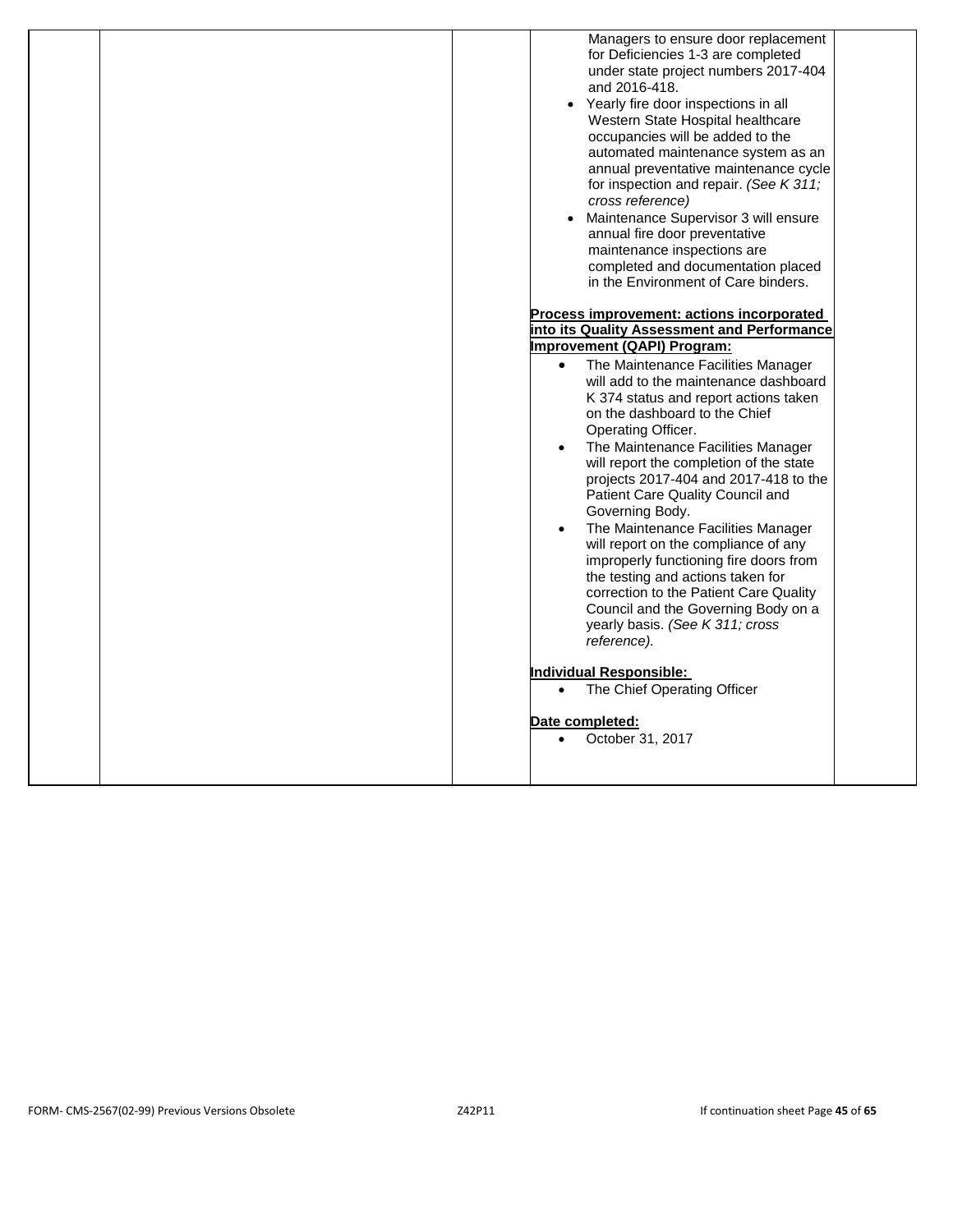Managers to ensure door replacement for Deficiencies 1-3 are completed under state project numbers 2017-404 and 2016-418.

- Yearly fire door inspections in all Western State Hospital healthcare occupancies will be added to the automated maintenance system as an annual preventative maintenance cycle for inspection and repair. *(See K 311; cross reference)*
- Maintenance Supervisor 3 will ensure annual fire door preventative maintenance inspections are completed and documentation placed in the Environment of Care binders.

**Process improvement: actions incorporated into its Quality Assessment and Performance Improvement (QAPI) Program:**

- The Maintenance Facilities Manager will add to the maintenance dashboard K 374 status and report actions taken on the dashboard to the Chief Operating Officer.
- The Maintenance Facilities Manager will report the completion of the state projects 2017-404 and 2017-418 to the Patient Care Quality Council and Governing Body.
- The Maintenance Facilities Manager will report on the compliance of any improperly functioning fire doors from the testing and actions taken for correction to the Patient Care Quality Council and the Governing Body on a yearly basis. *(See K 311; cross reference).*

**Individual Responsible:**

- The Chief Operating Officer

**Date completed:**

- October 31, 2017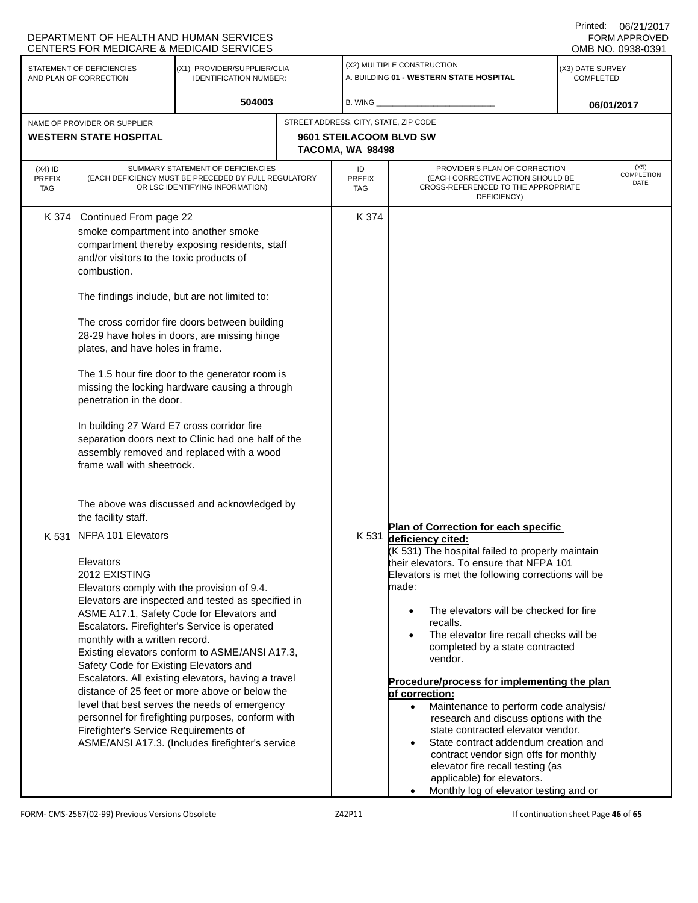DEPARTMENT OF HEALTH AND HUMAN SERVICES
CENTERS FOR MEDICARE & MEDICAID SERVICES

Printed: 06/21/2017
FORM APPROVED
OMB NO. 0938-0391

| STATEMENT OF DEFICIENCIES AND PLAN OF CORRECTION | (X1) PROVIDER/SUPPLIER/CLIA IDENTIFICATION NUMBER: | (X2) MULTIPLE CONSTRUCTION | (X3) DATE SURVEY COMPLETED |
|---|---|---|---|
| | 504003 | A. BUILDING 01 - WESTERN STATE HOSPITAL<br>B. WING | 06/01/2017 |

| NAME OF PROVIDER OR SUPPLIER | STREET ADDRESS, CITY, STATE, ZIP CODE |
|---|---|
| WESTERN STATE HOSPITAL | 9601 STEILACOOM BLVD SW<br>TACOMA, WA 98498 |

| (X4) ID PREFIX TAG | SUMMARY STATEMENT OF DEFICIENCIES (EACH DEFICIENCY MUST BE PRECEDED BY FULL REGULATORY OR LSC IDENTIFYING INFORMATION) | ID PREFIX TAG | PROVIDER'S PLAN OF CORRECTION (EACH CORRECTIVE ACTION SHOULD BE CROSS-REFERENCED TO THE APPROPRIATE DEFICIENCY) | (X5) COMPLETION DATE |
|---|---|---|---|---|
| K 374 | Continued From page 22<br>smoke compartment into another smoke compartment thereby exposing residents, staff and/or visitors to the toxic products of combustion.<br><br>The findings include, but are not limited to:<br><br>The cross corridor fire doors between building 28-29 have holes in doors, are missing hinge plates, and have holes in frame.<br><br>The 1.5 hour fire door to the generator room is missing the locking hardware causing a through penetration in the door.<br><br>In building 27 Ward E7 cross corridor fire separation doors next to Clinic had one half of the assembly removed and replaced with a wood frame wall with sheetrock.<br><br>The above was discussed and acknowledged by the facility staff. | K 374 | | |
| K 531 | NFPA 101 Elevators<br><br>Elevators<br>2012 EXISTING<br>Elevators comply with the provision of 9.4.<br>Elevators are inspected and tested as specified in ASME A17.1, Safety Code for Elevators and Escalators. Firefighter's Service is operated monthly with a written record.<br>Existing elevators conform to ASME/ANSI A17.3, Safety Code for Existing Elevators and Escalators. All existing elevators, having a travel distance of 25 feet or more above or below the level that best serves the needs of emergency personnel for firefighting purposes, conform with Firefighter's Service Requirements of ASME/ANSI A17.3. (Includes firefighter's service | K 531 | **Plan of Correction for each specific deficiency cited:**<br>(K 531) The hospital failed to properly maintain their elevators. To ensure that NFPA 101 Elevators is met the following corrections will be made:<br>• The elevators will be checked for fire recalls.<br>• The elevator fire recall checks will be completed by a state contracted vendor.<br><br>**Procedure/process for implementing the plan of correction:**<br>• Maintenance to perform code analysis/ research and discuss options with the state contracted elevator vendor.<br>• State contract addendum creation and contract vendor sign offs for monthly elevator fire recall testing (as applicable) for elevators.<br>• Monthly log of elevator testing and or | |

FORM- CMS-2567(02-99) Previous Versions Obsolete    Z42P11    If continuation sheet Page 46 of 65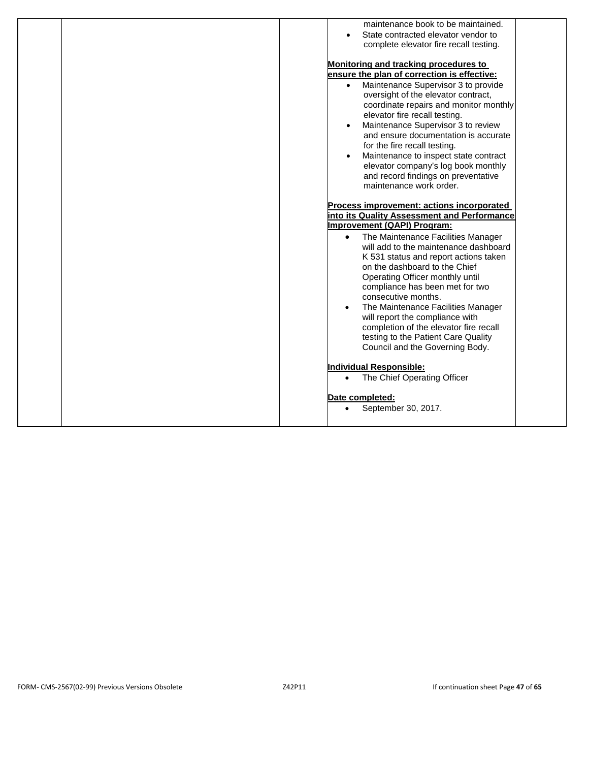maintenance book to be maintained.

- State contracted elevator vendor to complete elevator fire recall testing.

**Monitoring and tracking procedures to ensure the plan of correction is effective:**

- Maintenance Supervisor 3 to provide oversight of the elevator contract, coordinate repairs and monitor monthly elevator fire recall testing.
- Maintenance Supervisor 3 to review and ensure documentation is accurate for the fire recall testing.
- Maintenance to inspect state contract elevator company's log book monthly and record findings on preventative maintenance work order.

**Process improvement: actions incorporated into its Quality Assessment and Performance Improvement (QAPI) Program:**

- The Maintenance Facilities Manager will add to the maintenance dashboard K 531 status and report actions taken on the dashboard to the Chief Operating Officer monthly until compliance has been met for two consecutive months.
- The Maintenance Facilities Manager will report the compliance with completion of the elevator fire recall testing to the Patient Care Quality Council and the Governing Body.

**Individual Responsible:**

- The Chief Operating Officer

**Date completed:**

- September 30, 2017.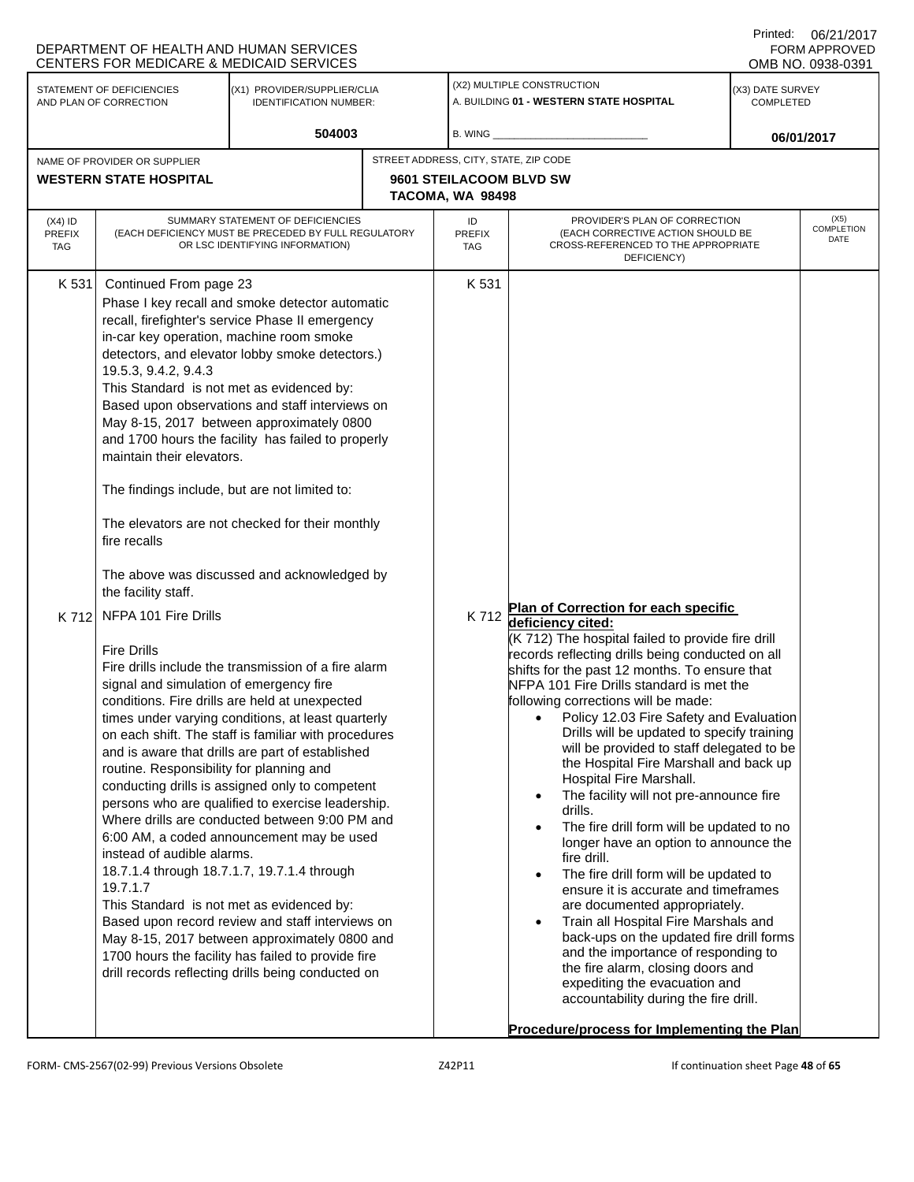DEPARTMENT OF HEALTH AND HUMAN SERVICES
CENTERS FOR MEDICARE & MEDICAID SERVICES

Printed: 06/21/2017
FORM APPROVED
OMB NO. 0938-0391

| STATEMENT OF DEFICIENCIES AND PLAN OF CORRECTION | (X1) PROVIDER/SUPPLIER/CLIA IDENTIFICATION NUMBER: | (X2) MULTIPLE CONSTRUCTION | (X3) DATE SURVEY COMPLETED |
|---|---|---|---|
| | 504003 | A. BUILDING 01 - WESTERN STATE HOSPITAL<br>B. WING | 06/01/2017 |

| NAME OF PROVIDER OR SUPPLIER | STREET ADDRESS, CITY, STATE, ZIP CODE |
|---|---|
| WESTERN STATE HOSPITAL | 9601 STEILACOOM BLVD SW<br>TACOMA, WA 98498 |

| (X4) ID PREFIX TAG | SUMMARY STATEMENT OF DEFICIENCIES (EACH DEFICIENCY MUST BE PRECEDED BY FULL REGULATORY OR LSC IDENTIFYING INFORMATION) | ID PREFIX TAG | PROVIDER'S PLAN OF CORRECTION (EACH CORRECTIVE ACTION SHOULD BE CROSS-REFERENCED TO THE APPROPRIATE DEFICIENCY) | (X5) COMPLETION DATE |
|---|---|---|---|---|
| K 531 | Continued From page 23<br>Phase I key recall and smoke detector automatic recall, firefighter's service Phase II emergency in-car key operation, machine room smoke detectors, and elevator lobby smoke detectors.)<br>19.5.3, 9.4.2, 9.4.3<br>This Standard is not met as evidenced by:<br>Based upon observations and staff interviews on May 8-15, 2017 between approximately 0800 and 1700 hours the facility has failed to properly maintain their elevators.<br><br>The findings include, but are not limited to:<br><br>The elevators are not checked for their monthly fire recalls<br><br>The above was discussed and acknowledged by the facility staff. | K 531 | | |
| K 712 | NFPA 101 Fire Drills<br><br>Fire Drills<br>Fire drills include the transmission of a fire alarm signal and simulation of emergency fire conditions. Fire drills are held at unexpected times under varying conditions, at least quarterly on each shift. The staff is familiar with procedures and is aware that drills are part of established routine. Responsibility for planning and conducting drills is assigned only to competent persons who are qualified to exercise leadership. Where drills are conducted between 9:00 PM and 6:00 AM, a coded announcement may be used instead of audible alarms.<br>18.7.1.4 through 18.7.1.7, 19.7.1.4 through 19.7.1.7<br>This Standard is not met as evidenced by:<br>Based upon record review and staff interviews on May 8-15, 2017 between approximately 0800 and 1700 hours the facility has failed to provide fire drill records reflecting drills being conducted on | K 712 | **Plan of Correction for each specific deficiency cited:**<br>(K 712) The hospital failed to provide fire drill records reflecting drills being conducted on all shifts for the past 12 months. To ensure that NFPA 101 Fire Drills standard is met the following corrections will be made:<br>• Policy 12.03 Fire Safety and Evaluation Drills will be updated to specify training will be provided to staff delegated to be the Hospital Fire Marshall and back up Hospital Fire Marshall.<br>• The facility will not pre-announce fire drills.<br>• The fire drill form will be updated to no longer have an option to announce the fire drill.<br>• The fire drill form will be updated to ensure it is accurate and timeframes are documented appropriately.<br>• Train all Hospital Fire Marshals and back-ups on the updated fire drill forms and the importance of responding to the fire alarm, closing doors and expediting the evacuation and accountability during the fire drill.<br><br>**Procedure/process for Implementing the Plan** | |

FORM- CMS-2567(02-99) Previous Versions Obsolete Z42P11 If continuation sheet Page 48 of 65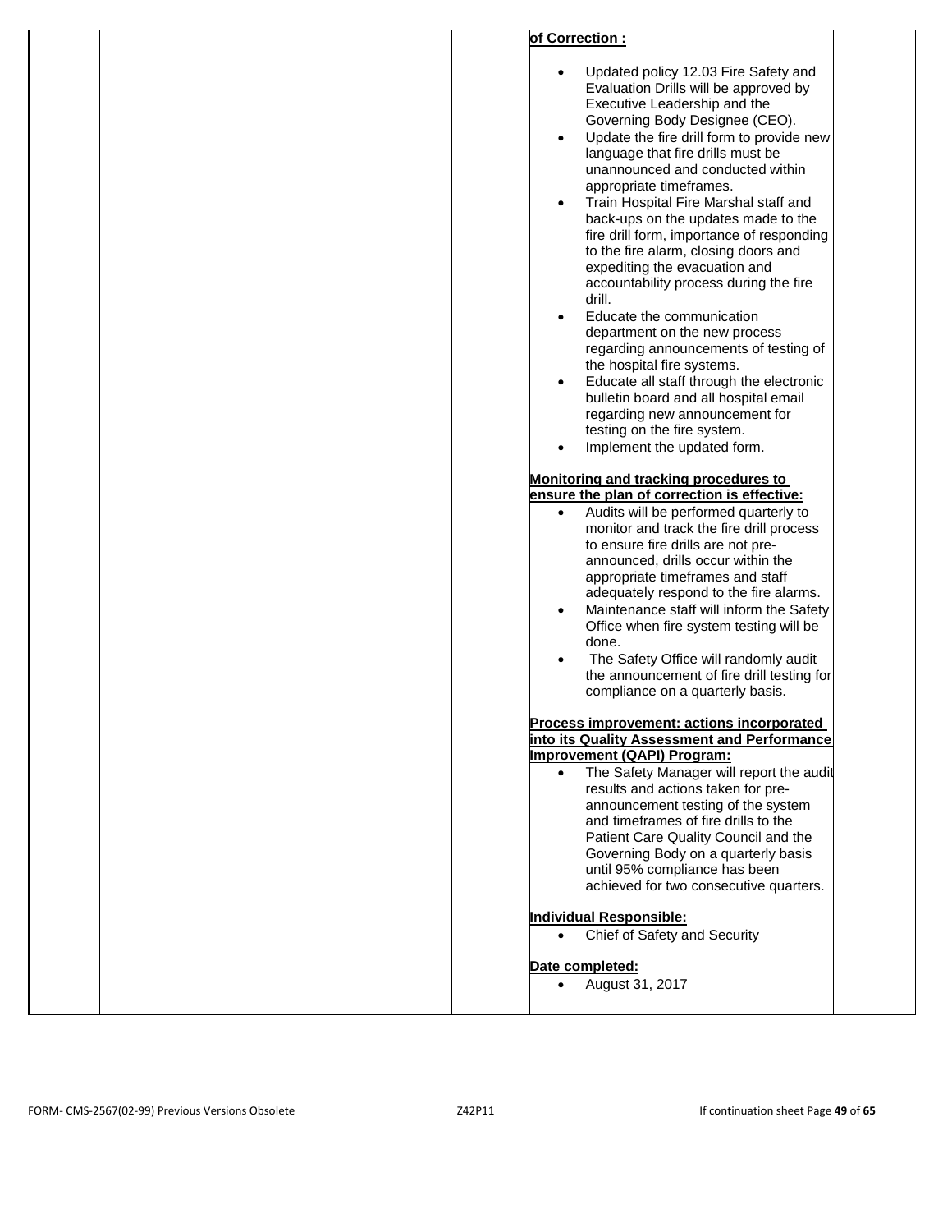**of Correction :**

- Updated policy 12.03 Fire Safety and Evaluation Drills will be approved by Executive Leadership and the Governing Body Designee (CEO).
- Update the fire drill form to provide new language that fire drills must be unannounced and conducted within appropriate timeframes.
- Train Hospital Fire Marshal staff and back-ups on the updates made to the fire drill form, importance of responding to the fire alarm, closing doors and expediting the evacuation and accountability process during the fire drill.
- Educate the communication department on the new process regarding announcements of testing of the hospital fire systems.
- Educate all staff through the electronic bulletin board and all hospital email regarding new announcement for testing on the fire system.
- Implement the updated form.

**Monitoring and tracking procedures to ensure the plan of correction is effective:**

- Audits will be performed quarterly to monitor and track the fire drill process to ensure fire drills are not pre-announced, drills occur within the appropriate timeframes and staff adequately respond to the fire alarms.
- Maintenance staff will inform the Safety Office when fire system testing will be done.
- The Safety Office will randomly audit the announcement of fire drill testing for compliance on a quarterly basis.

**Process improvement: actions incorporated into its Quality Assessment and Performance Improvement (QAPI) Program:**

- The Safety Manager will report the audit results and actions taken for pre-announcement testing of the system and timeframes of fire drills to the Patient Care Quality Council and the Governing Body on a quarterly basis until 95% compliance has been achieved for two consecutive quarters.

**Individual Responsible:**

- Chief of Safety and Security

**Date completed:**

- August 31, 2017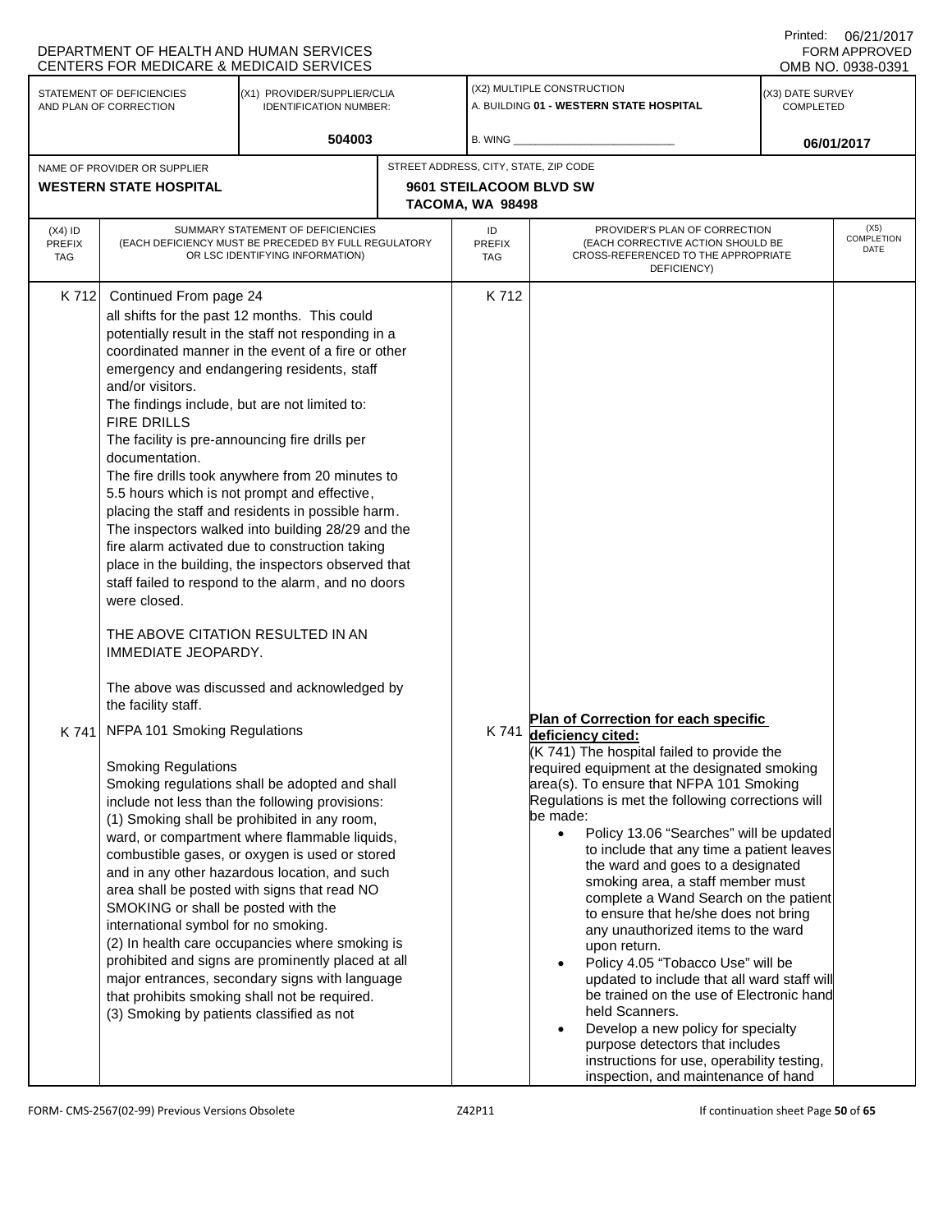DEPARTMENT OF HEALTH AND HUMAN SERVICES
CENTERS FOR MEDICARE & MEDICAID SERVICES

Printed: 06/21/2017
FORM APPROVED
OMB NO. 0938-0391

| STATEMENT OF DEFICIENCIES AND PLAN OF CORRECTION | (X1) PROVIDER/SUPPLIER/CLIA IDENTIFICATION NUMBER: | (X2) MULTIPLE CONSTRUCTION | (X3) DATE SURVEY COMPLETED |
|---|---|---|---|
| | 504003 | A. BUILDING 01 - WESTERN STATE HOSPITAL<br>B. WING | 06/01/2017 |

| NAME OF PROVIDER OR SUPPLIER | STREET ADDRESS, CITY, STATE, ZIP CODE |
|---|---|
| WESTERN STATE HOSPITAL | 9601 STEILACOOM BLVD SW<br>TACOMA, WA 98498 |

| (X4) ID PREFIX TAG | SUMMARY STATEMENT OF DEFICIENCIES (EACH DEFICIENCY MUST BE PRECEDED BY FULL REGULATORY OR LSC IDENTIFYING INFORMATION) | ID PREFIX TAG | PROVIDER'S PLAN OF CORRECTION (EACH CORRECTIVE ACTION SHOULD BE CROSS-REFERENCED TO THE APPROPRIATE DEFICIENCY) | (X5) COMPLETION DATE |
|---|---|---|---|---|
| K 712 | Continued From page 24<br>all shifts for the past 12 months. This could potentially result in the staff not responding in a coordinated manner in the event of a fire or other emergency and endangering residents, staff and/or visitors.<br>The findings include, but are not limited to:<br>FIRE DRILLS<br>The facility is pre-announcing fire drills per documentation.<br>The fire drills took anywhere from 20 minutes to 5.5 hours which is not prompt and effective, placing the staff and residents in possible harm. The inspectors walked into building 28/29 and the fire alarm activated due to construction taking place in the building, the inspectors observed that staff failed to respond to the alarm, and no doors were closed.<br><br>THE ABOVE CITATION RESULTED IN AN IMMEDIATE JEOPARDY.<br><br>The above was discussed and acknowledged by the facility staff. | K 712 | | |
| K 741 | NFPA 101 Smoking Regulations<br><br>Smoking Regulations<br>Smoking regulations shall be adopted and shall include not less than the following provisions:<br>(1) Smoking shall be prohibited in any room, ward, or compartment where flammable liquids, combustible gases, or oxygen is used or stored and in any other hazardous location, and such area shall be posted with signs that read NO SMOKING or shall be posted with the international symbol for no smoking.<br>(2) In health care occupancies where smoking is prohibited and signs are prominently placed at all major entrances, secondary signs with language that prohibits smoking shall not be required.<br>(3) Smoking by patients classified as not | K 741 | **Plan of Correction for each specific deficiency cited:**<br>(K 741) The hospital failed to provide the required equipment at the designated smoking area(s). To ensure that NFPA 101 Smoking Regulations is met the following corrections will be made:<br>• Policy 13.06 "Searches" will be updated to include that any time a patient leaves the ward and goes to a designated smoking area, a staff member must complete a Wand Search on the patient to ensure that he/she does not bring any unauthorized items to the ward upon return.<br>• Policy 4.05 "Tobacco Use" will be updated to include that all ward staff will be trained on the use of Electronic hand held Scanners.<br>• Develop a new policy for specialty purpose detectors that includes instructions for use, operability testing, inspection, and maintenance of hand | |

FORM- CMS-2567(02-99) Previous Versions Obsolete Z42P11 If continuation sheet Page 50 of 65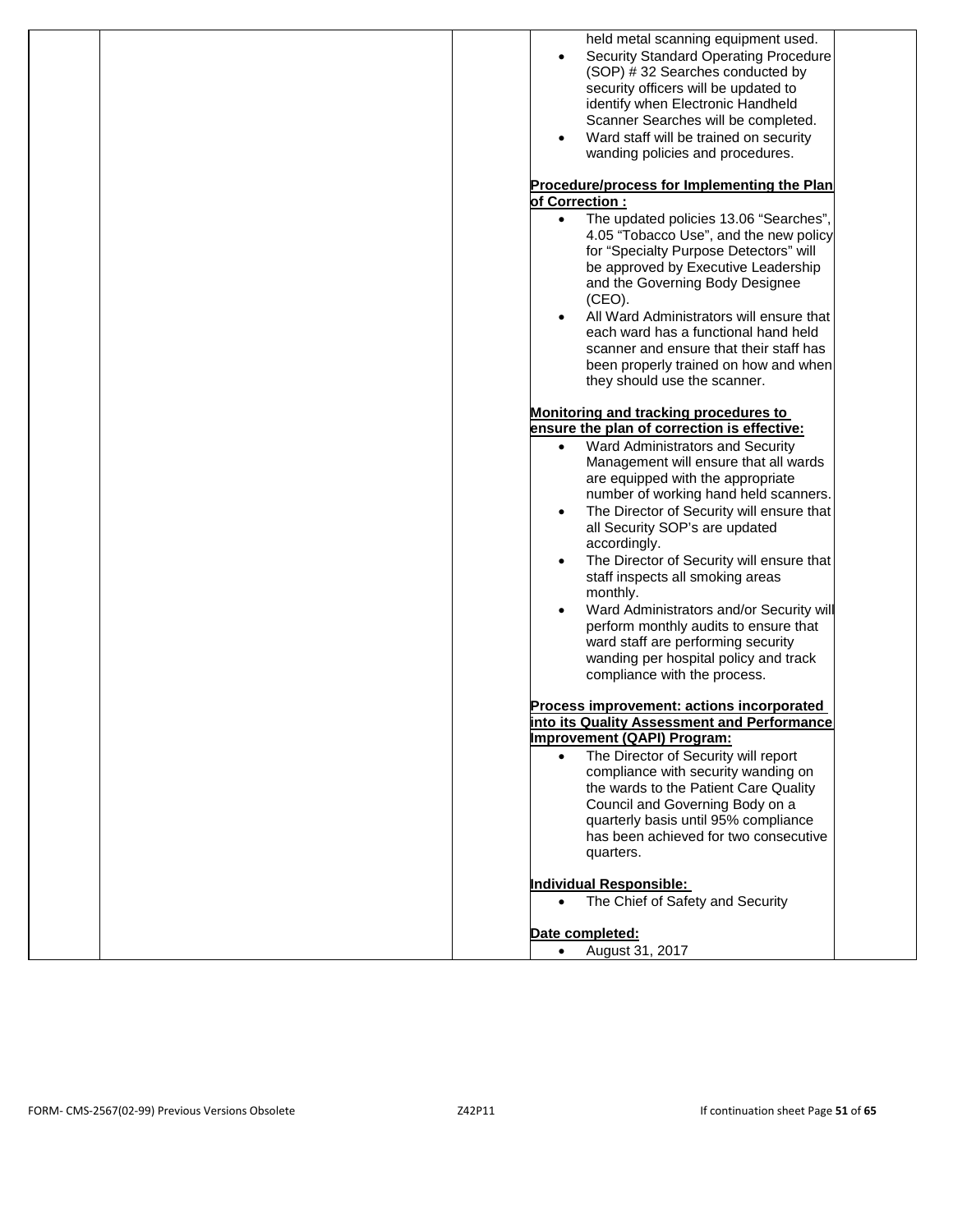held metal scanning equipment used.

- Security Standard Operating Procedure (SOP) # 32 Searches conducted by security officers will be updated to identify when Electronic Handheld Scanner Searches will be completed.
- Ward staff will be trained on security wanding policies and procedures.

**Procedure/process for Implementing the Plan of Correction :**

- The updated policies 13.06 "Searches", 4.05 "Tobacco Use", and the new policy for "Specialty Purpose Detectors" will be approved by Executive Leadership and the Governing Body Designee (CEO).
- All Ward Administrators will ensure that each ward has a functional hand held scanner and ensure that their staff has been properly trained on how and when they should use the scanner.

**Monitoring and tracking procedures to ensure the plan of correction is effective:**

- Ward Administrators and Security Management will ensure that all wards are equipped with the appropriate number of working hand held scanners.
- The Director of Security will ensure that all Security SOP's are updated accordingly.
- The Director of Security will ensure that staff inspects all smoking areas monthly.
- Ward Administrators and/or Security will perform monthly audits to ensure that ward staff are performing security wanding per hospital policy and track compliance with the process.

**Process improvement: actions incorporated into its Quality Assessment and Performance Improvement (QAPI) Program:**

- The Director of Security will report compliance with security wanding on the wards to the Patient Care Quality Council and Governing Body on a quarterly basis until 95% compliance has been achieved for two consecutive quarters.

**Individual Responsible:**

- The Chief of Safety and Security

**Date completed:**

- August 31, 2017

FORM- CMS-2567(02-99) Previous Versions Obsolete Z42P11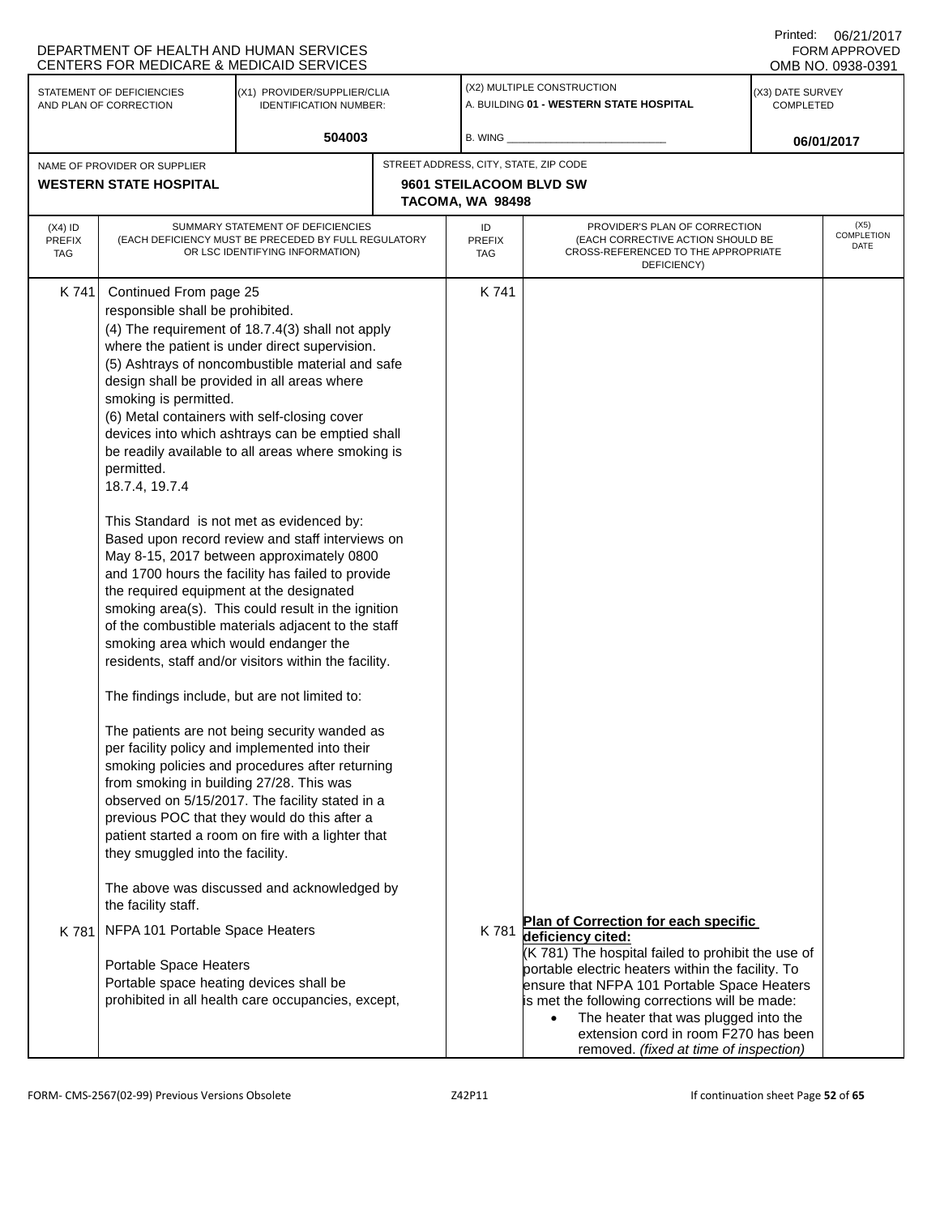DEPARTMENT OF HEALTH AND HUMAN SERVICES
CENTERS FOR MEDICARE & MEDICAID SERVICES

Printed: 06/21/2017
FORM APPROVED
OMB NO. 0938-0391

| STATEMENT OF DEFICIENCIES AND PLAN OF CORRECTION | (X1) PROVIDER/SUPPLIER/CLIA IDENTIFICATION NUMBER: | (X2) MULTIPLE CONSTRUCTION | (X3) DATE SURVEY COMPLETED |
|---|---|---|---|
| | 504003 | A. BUILDING 01 - WESTERN STATE HOSPITAL<br>B. WING ___ | 06/01/2017 |

| NAME OF PROVIDER OR SUPPLIER | STREET ADDRESS, CITY, STATE, ZIP CODE |
|---|---|
| WESTERN STATE HOSPITAL | 9601 STEILACOOM BLVD SW<br>TACOMA, WA 98498 |

| (X4) ID PREFIX TAG | SUMMARY STATEMENT OF DEFICIENCIES (EACH DEFICIENCY MUST BE PRECEDED BY FULL REGULATORY OR LSC IDENTIFYING INFORMATION) | ID PREFIX TAG | PROVIDER'S PLAN OF CORRECTION (EACH CORRECTIVE ACTION SHOULD BE CROSS-REFERENCED TO THE APPROPRIATE DEFICIENCY) | (X5) COMPLETION DATE |
|---|---|---|---|---|
| K 741 | Continued From page 25<br>responsible shall be prohibited.<br>(4) The requirement of 18.7.4(3) shall not apply where the patient is under direct supervision.<br>(5) Ashtrays of noncombustible material and safe design shall be provided in all areas where smoking is permitted.<br>(6) Metal containers with self-closing cover devices into which ashtrays can be emptied shall be readily available to all areas where smoking is permitted.<br>18.7.4, 19.7.4<br><br>This Standard is not met as evidenced by:<br>Based upon record review and staff interviews on May 8-15, 2017 between approximately 0800 and 1700 hours the facility has failed to provide the required equipment at the designated smoking area(s). This could result in the ignition of the combustible materials adjacent to the staff smoking area which would endanger the residents, staff and/or visitors within the facility.<br><br>The findings include, but are not limited to:<br><br>The patients are not being security wanded as per facility policy and implemented into their smoking policies and procedures after returning from smoking in building 27/28. This was observed on 5/15/2017. The facility stated in a previous POC that they would do this after a patient started a room on fire with a lighter that they smuggled into the facility.<br><br>The above was discussed and acknowledged by the facility staff. | K 741 | | |
| K 781 | NFPA 101 Portable Space Heaters<br><br>Portable Space Heaters<br>Portable space heating devices shall be prohibited in all health care occupancies, except, | K 781 | **Plan of Correction for each specific deficiency cited:**<br>(K 781) The hospital failed to prohibit the use of portable electric heaters within the facility. To ensure that NFPA 101 Portable Space Heaters is met the following corrections will be made:<br>• The heater that was plugged into the extension cord in room F270 has been removed. *(fixed at time of inspection)* | |

FORM- CMS-2567(02-99) Previous Versions Obsolete Z42P11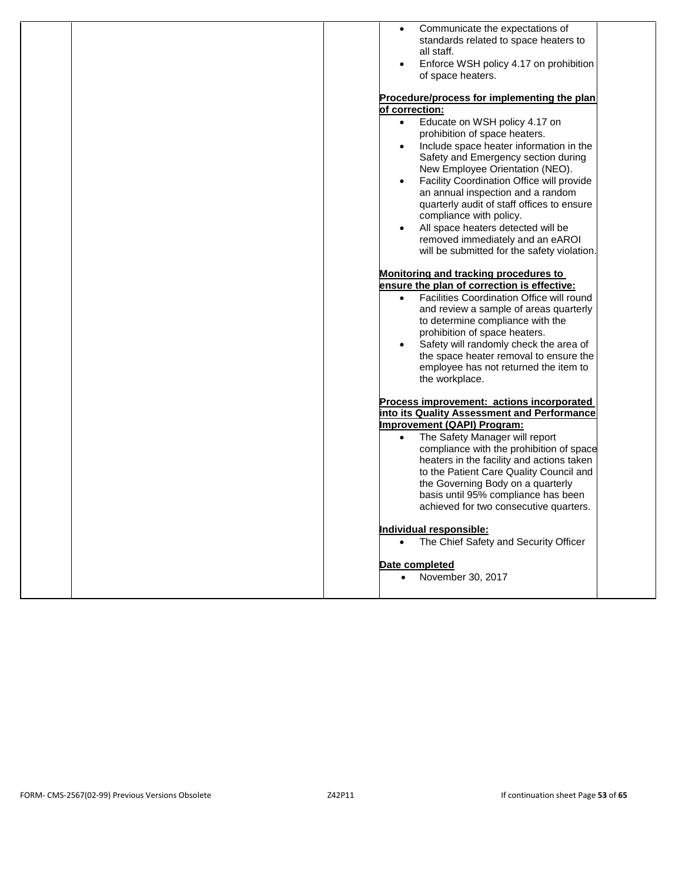- Communicate the expectations of standards related to space heaters to all staff.
- Enforce WSH policy 4.17 on prohibition of space heaters.

**Procedure/process for implementing the plan of correction:**

- Educate on WSH policy 4.17 on prohibition of space heaters.
- Include space heater information in the Safety and Emergency section during New Employee Orientation (NEO).
- Facility Coordination Office will provide an annual inspection and a random quarterly audit of staff offices to ensure compliance with policy.
- All space heaters detected will be removed immediately and an eAROI will be submitted for the safety violation.

**Monitoring and tracking procedures to ensure the plan of correction is effective:**

- Facilities Coordination Office will round and review a sample of areas quarterly to determine compliance with the prohibition of space heaters.
- Safety will randomly check the area of the space heater removal to ensure the employee has not returned the item to the workplace.

**Process improvement: actions incorporated into its Quality Assessment and Performance Improvement (QAPI) Program:**

- The Safety Manager will report compliance with the prohibition of space heaters in the facility and actions taken to the Patient Care Quality Council and the Governing Body on a quarterly basis until 95% compliance has been achieved for two consecutive quarters.

**Individual responsible:**

- The Chief Safety and Security Officer

**Date completed**

- November 30, 2017

FORM- CMS-2567(02-99) Previous Versions Obsolete Z42P11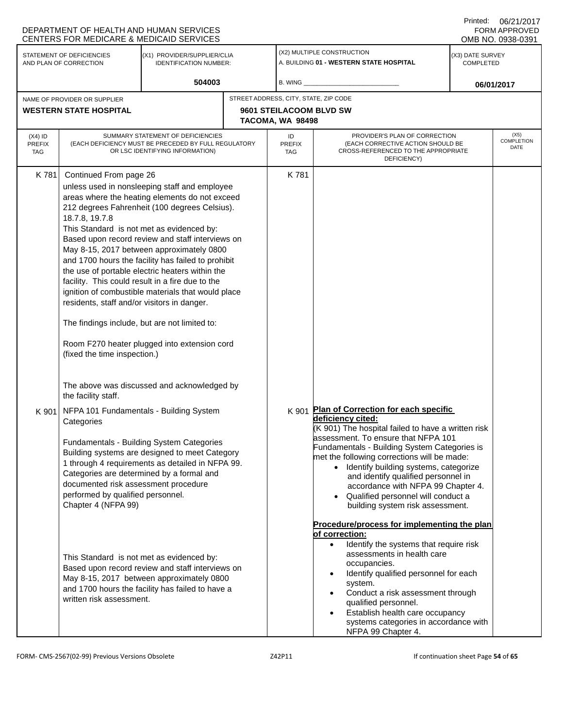DEPARTMENT OF HEALTH AND HUMAN SERVICES
CENTERS FOR MEDICARE & MEDICAID SERVICES

Printed: 06/21/2017
FORM APPROVED
OMB NO. 0938-0391

| STATEMENT OF DEFICIENCIES AND PLAN OF CORRECTION | (X1) PROVIDER/SUPPLIER/CLIA IDENTIFICATION NUMBER: | (X2) MULTIPLE CONSTRUCTION | (X3) DATE SURVEY COMPLETED |
|---|---|---|---|
| | 504003 | A. BUILDING 01 - WESTERN STATE HOSPITAL<br>B. WING ___ | 06/01/2017 |

| NAME OF PROVIDER OR SUPPLIER | STREET ADDRESS, CITY, STATE, ZIP CODE |
|---|---|
| WESTERN STATE HOSPITAL | 9601 STEILACOOM BLVD SW<br>TACOMA, WA 98498 |

| (X4) ID PREFIX TAG | SUMMARY STATEMENT OF DEFICIENCIES (EACH DEFICIENCY MUST BE PRECEDED BY FULL REGULATORY OR LSC IDENTIFYING INFORMATION) | ID PREFIX TAG | PROVIDER'S PLAN OF CORRECTION (EACH CORRECTIVE ACTION SHOULD BE CROSS-REFERENCED TO THE APPROPRIATE DEFICIENCY) | (X5) COMPLETION DATE |
|---|---|---|---|---|
| K 781 | Continued From page 26<br>unless used in nonsleeping staff and employee areas where the heating elements do not exceed 212 degrees Fahrenheit (100 degrees Celsius).<br>18.7.8, 19.7.8<br>This Standard is not met as evidenced by:<br>Based upon record review and staff interviews on May 8-15, 2017 between approximately 0800 and 1700 hours the facility has failed to prohibit the use of portable electric heaters within the facility. This could result in a fire due to the ignition of combustible materials that would place residents, staff and/or visitors in danger.<br><br>The findings include, but are not limited to:<br><br>Room F270 heater plugged into extension cord (fixed the time inspection.)<br><br>The above was discussed and acknowledged by the facility staff. | K 781 | | |
| K 901 | NFPA 101 Fundamentals - Building System Categories<br><br>Fundamentals - Building System Categories<br>Building systems are designed to meet Category 1 through 4 requirements as detailed in NFPA 99. Categories are determined by a formal and documented risk assessment procedure performed by qualified personnel.<br>Chapter 4 (NFPA 99)<br><br>This Standard is not met as evidenced by:<br>Based upon record review and staff interviews on May 8-15, 2017 between approximately 0800 and 1700 hours the facility has failed to have a written risk assessment. | K 901 | **Plan of Correction for each specific deficiency cited:**<br>(K 901) The hospital failed to have a written risk assessment. To ensure that NFPA 101 Fundamentals - Building System Categories is met the following corrections will be made:<br>• Identify building systems, categorize and identify qualified personnel in accordance with NFPA 99 Chapter 4.<br>• Qualified personnel will conduct a building system risk assessment.<br><br>**Procedure/process for implementing the plan of correction:**<br>• Identify the systems that require risk assessments in health care occupancies.<br>• Identify qualified personnel for each system.<br>• Conduct a risk assessment through qualified personnel.<br>• Establish health care occupancy systems categories in accordance with NFPA 99 Chapter 4. | |

FORM- CMS-2567(02-99) Previous Versions Obsolete    Z42P11    If continuation sheet Page 54 of 65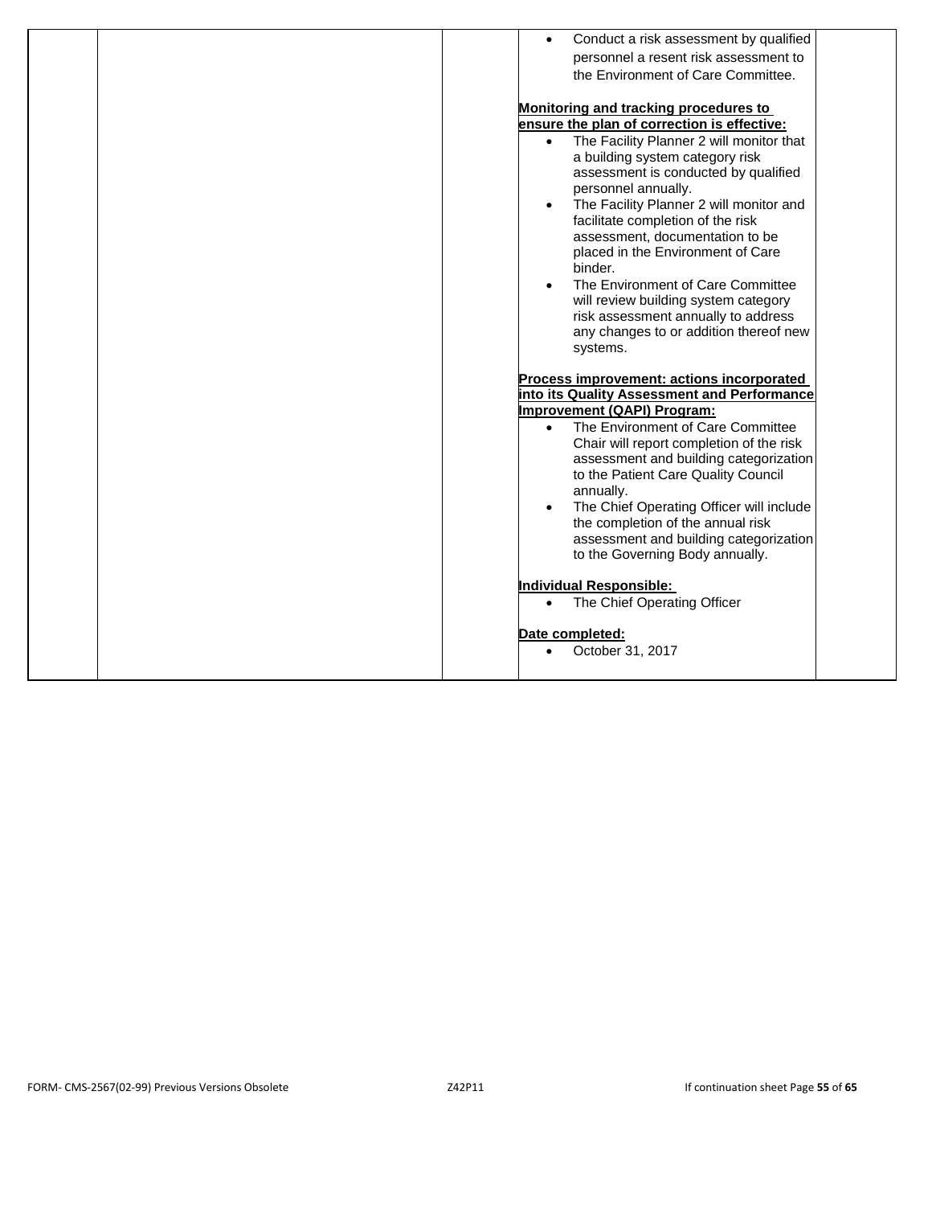| | | | | |
|---|---|---|---|---|
| | | | - Conduct a risk assessment by qualified personnel a resent risk assessment to the Environment of Care Committee.<br><br>**Monitoring and tracking procedures to ensure the plan of correction is effective:**<br>- The Facility Planner 2 will monitor that a building system category risk assessment is conducted by qualified personnel annually.<br>- The Facility Planner 2 will monitor and facilitate completion of the risk assessment, documentation to be placed in the Environment of Care binder.<br>- The Environment of Care Committee will review building system category risk assessment annually to address any changes to or addition thereof new systems.<br><br>**Process improvement: actions incorporated into its Quality Assessment and Performance Improvement (QAPI) Program:**<br>- The Environment of Care Committee Chair will report completion of the risk assessment and building categorization to the Patient Care Quality Council annually.<br>- The Chief Operating Officer will include the completion of the annual risk assessment and building categorization to the Governing Body annually.<br><br>**Individual Responsible:**<br>- The Chief Operating Officer<br><br>**Date completed:**<br>- October 31, 2017 | |

FORM- CMS-2567(02-99) Previous Versions Obsolete Z42P11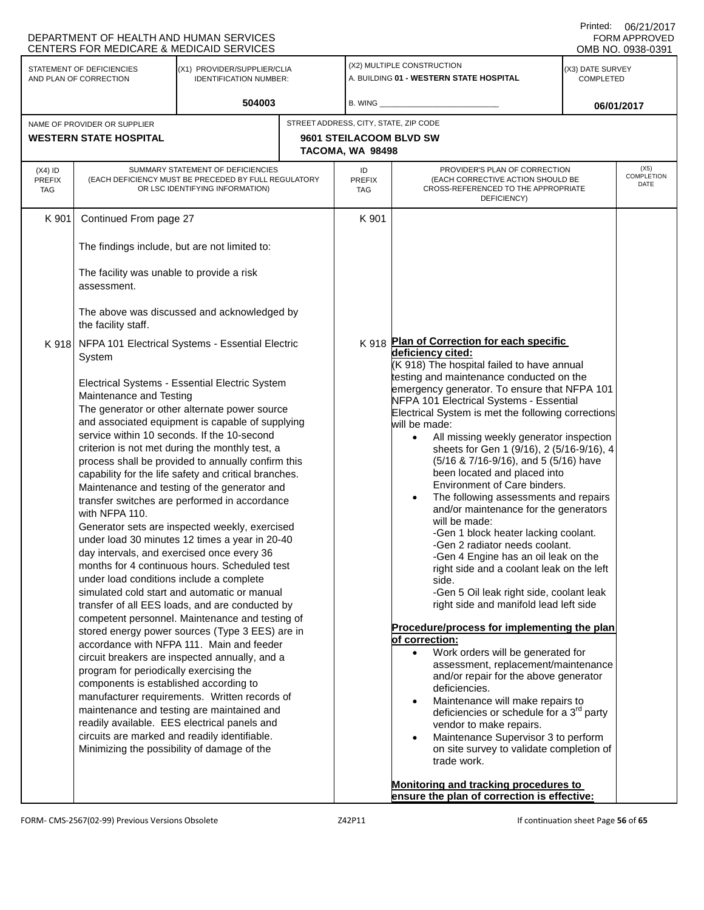DEPARTMENT OF HEALTH AND HUMAN SERVICES
CENTERS FOR MEDICARE & MEDICAID SERVICES

Printed: 06/21/2017
FORM APPROVED
OMB NO. 0938-0391

| STATEMENT OF DEFICIENCIES AND PLAN OF CORRECTION | (X1) PROVIDER/SUPPLIER/CLIA IDENTIFICATION NUMBER: | (X2) MULTIPLE CONSTRUCTION | (X3) DATE SURVEY COMPLETED |
|---|---|---|---|
| | 504003 | A. BUILDING 01 - WESTERN STATE HOSPITAL<br>B. WING | 06/01/2017 |

NAME OF PROVIDER OR SUPPLIER: **WESTERN STATE HOSPITAL**

STREET ADDRESS, CITY, STATE, ZIP CODE: **9601 STEILACOOM BLVD SW, TACOMA, WA 98498**

| (X4) ID PREFIX TAG | SUMMARY STATEMENT OF DEFICIENCIES (EACH DEFICIENCY MUST BE PRECEDED BY FULL REGULATORY OR LSC IDENTIFYING INFORMATION) | ID PREFIX TAG | PROVIDER'S PLAN OF CORRECTION (EACH CORRECTIVE ACTION SHOULD BE CROSS-REFERENCED TO THE APPROPRIATE DEFICIENCY) | (X5) COMPLETION DATE |
|---|---|---|---|---|
| K 901 | Continued From page 27<br><br>The findings include, but are not limited to:<br><br>The facility was unable to provide a risk assessment.<br><br>The above was discussed and acknowledged by the facility staff. | K 901 | | |
| K 918 | NFPA 101 Electrical Systems - Essential Electric System<br><br>Electrical Systems - Essential Electric System Maintenance and Testing<br>The generator or other alternate power source and associated equipment is capable of supplying service within 10 seconds. If the 10-second criterion is not met during the monthly test, a process shall be provided to annually confirm this capability for the life safety and critical branches. Maintenance and testing of the generator and transfer switches are performed in accordance with NFPA 110.<br>Generator sets are inspected weekly, exercised under load 30 minutes 12 times a year in 20-40 day intervals, and exercised once every 36 months for 4 continuous hours. Scheduled test under load conditions include a complete simulated cold start and automatic or manual transfer of all EES loads, and are conducted by competent personnel. Maintenance and testing of stored energy power sources (Type 3 EES) are in accordance with NFPA 111. Main and feeder circuit breakers are inspected annually, and a program for periodically exercising the components is established according to manufacturer requirements. Written records of maintenance and testing are maintained and readily available. EES electrical panels and circuits are marked and readily identifiable. Minimizing the possibility of damage of the | K 918 | **Plan of Correction for each specific deficiency cited:**<br>(K 918) The hospital failed to have annual testing and maintenance conducted on the emergency generator. To ensure that NFPA 101 NFPA 101 Electrical Systems - Essential Electrical System is met the following corrections will be made:<br>• All missing weekly generator inspection sheets for Gen 1 (9/16), 2 (5/16-9/16), 4 (5/16 & 7/16-9/16), and 5 (5/16) have been located and placed into Environment of Care binders.<br>• The following assessments and repairs and/or maintenance for the generators will be made:<br>-Gen 1 block heater lacking coolant.<br>-Gen 2 radiator needs coolant.<br>-Gen 4 Engine has an oil leak on the right side and a coolant leak on the left side.<br>-Gen 5 Oil leak right side, coolant leak right side and manifold lead left side<br><br>**Procedure/process for implementing the plan of correction:**<br>• Work orders will be generated for assessment, replacement/maintenance and/or repair for the above generator deficiencies.<br>• Maintenance will make repairs to deficiencies or schedule for a 3rd party vendor to make repairs.<br>• Maintenance Supervisor 3 to perform on site survey to validate completion of trade work.<br><br>**Monitoring and tracking procedures to ensure the plan of correction is effective:** | |

FORM- CMS-2567(02-99) Previous Versions Obsolete Z42P11 If continuation sheet Page 56 of 65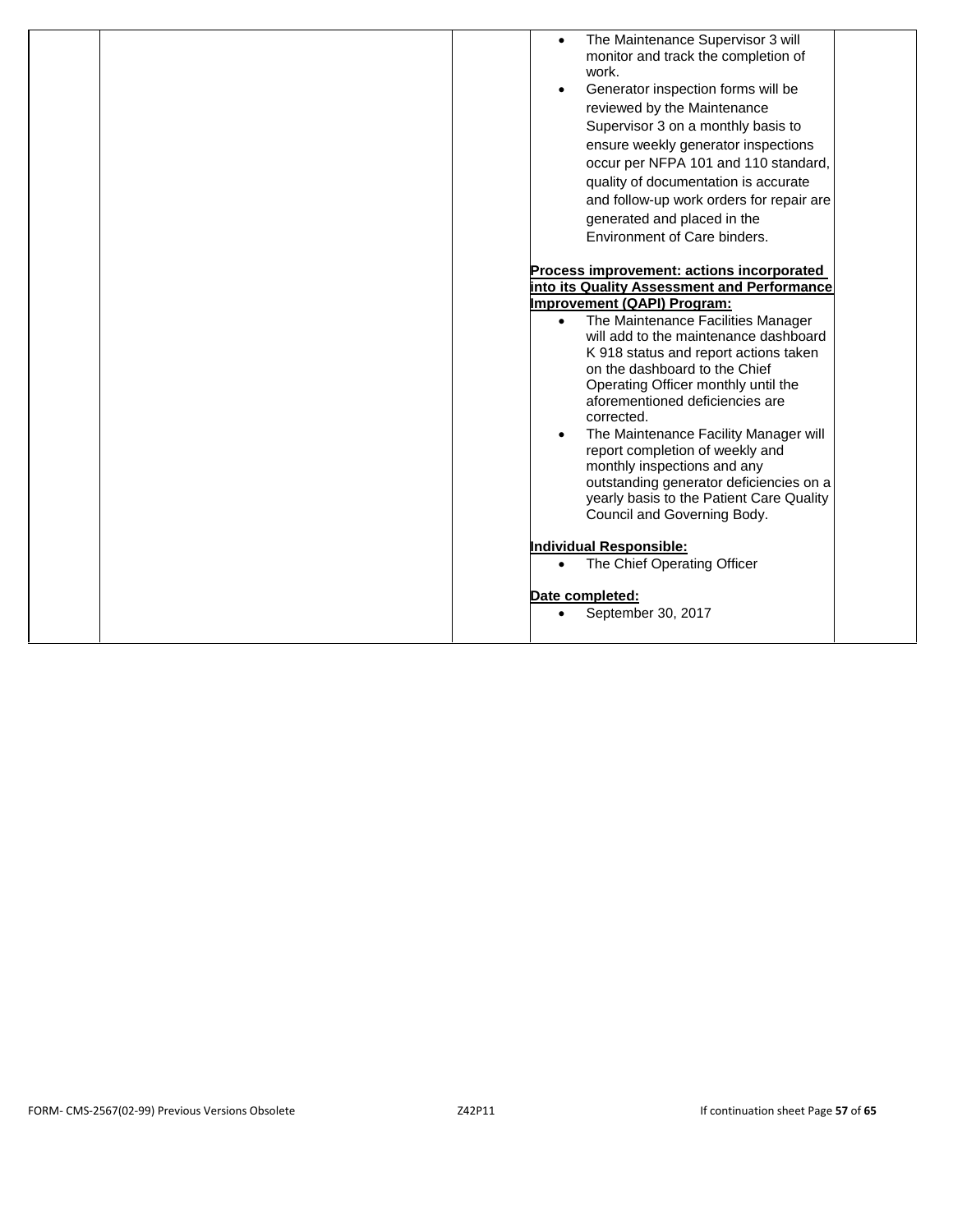- The Maintenance Supervisor 3 will monitor and track the completion of work.
- Generator inspection forms will be reviewed by the Maintenance Supervisor 3 on a monthly basis to ensure weekly generator inspections occur per NFPA 101 and 110 standard, quality of documentation is accurate and follow-up work orders for repair are generated and placed in the Environment of Care binders.

**Process improvement: actions incorporated into its Quality Assessment and Performance Improvement (QAPI) Program:**

- The Maintenance Facilities Manager will add to the maintenance dashboard K 918 status and report actions taken on the dashboard to the Chief Operating Officer monthly until the aforementioned deficiencies are corrected.
- The Maintenance Facility Manager will report completion of weekly and monthly inspections and any outstanding generator deficiencies on a yearly basis to the Patient Care Quality Council and Governing Body.

**Individual Responsible:**

- The Chief Operating Officer

**Date completed:**

- September 30, 2017

FORM- CMS-2567(02-99) Previous Versions Obsolete Z42P11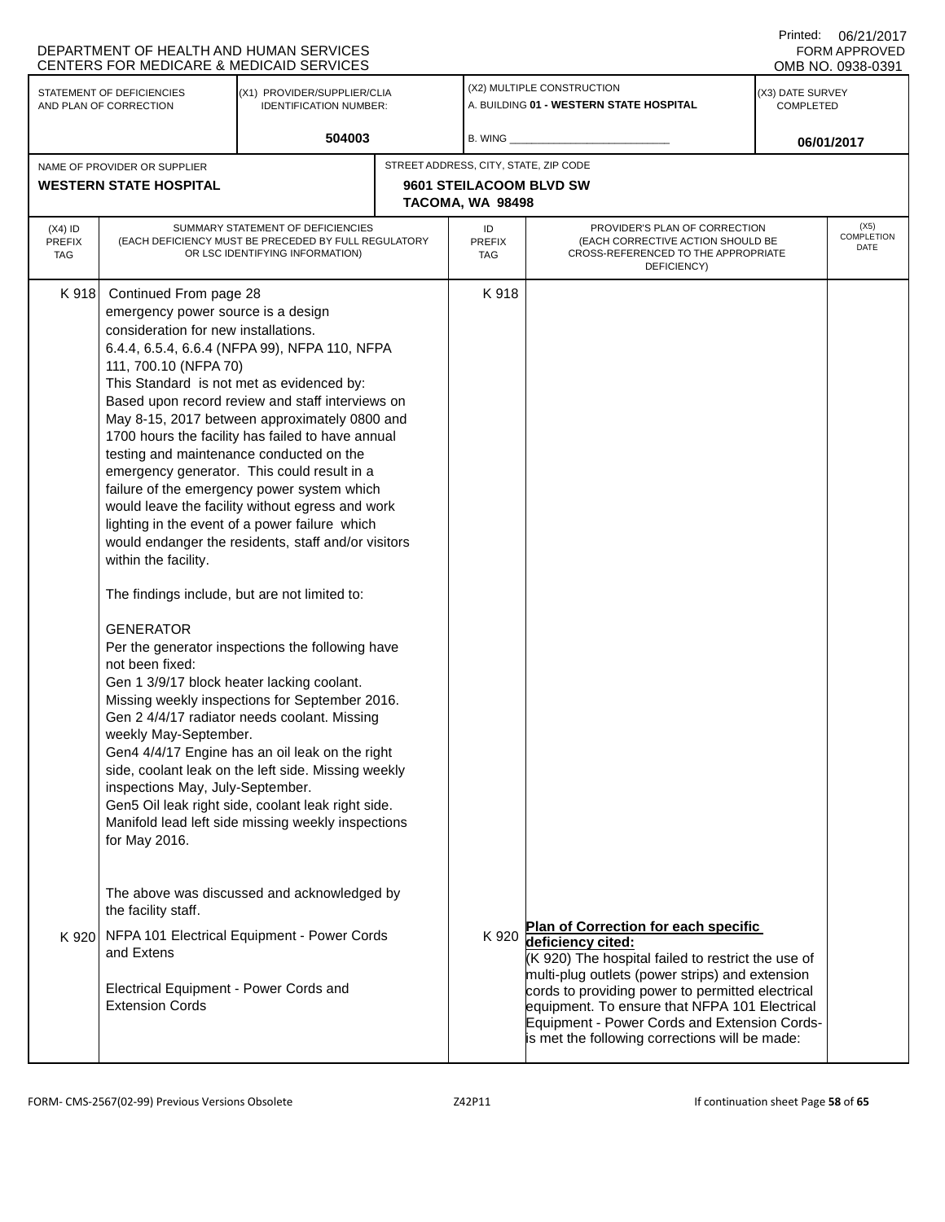DEPARTMENT OF HEALTH AND HUMAN SERVICES
CENTERS FOR MEDICARE & MEDICAID SERVICES

Printed: 06/21/2017
FORM APPROVED
OMB NO. 0938-0391

| STATEMENT OF DEFICIENCIES AND PLAN OF CORRECTION | (X1) PROVIDER/SUPPLIER/CLIA IDENTIFICATION NUMBER: | (X2) MULTIPLE CONSTRUCTION | (X3) DATE SURVEY COMPLETED |
|---|---|---|---|
| | 504003 | A. BUILDING 01 - WESTERN STATE HOSPITAL<br>B. WING ___ | 06/01/2017 |

| NAME OF PROVIDER OR SUPPLIER | STREET ADDRESS, CITY, STATE, ZIP CODE |
|---|---|
| WESTERN STATE HOSPITAL | 9601 STEILACOOM BLVD SW<br>TACOMA, WA 98498 |

| (X4) ID PREFIX TAG | SUMMARY STATEMENT OF DEFICIENCIES (EACH DEFICIENCY MUST BE PRECEDED BY FULL REGULATORY OR LSC IDENTIFYING INFORMATION) | ID PREFIX TAG | PROVIDER'S PLAN OF CORRECTION (EACH CORRECTIVE ACTION SHOULD BE CROSS-REFERENCED TO THE APPROPRIATE DEFICIENCY) | (X5) COMPLETION DATE |
|---|---|---|---|---|
| K 918 | Continued From page 28<br>emergency power source is a design consideration for new installations.<br>6.4.4, 6.5.4, 6.6.4 (NFPA 99), NFPA 110, NFPA 111, 700.10 (NFPA 70)<br>This Standard is not met as evidenced by:<br>Based upon record review and staff interviews on May 8-15, 2017 between approximately 0800 and 1700 hours the facility has failed to have annual testing and maintenance conducted on the emergency generator. This could result in a failure of the emergency power system which would leave the facility without egress and work lighting in the event of a power failure which would endanger the residents, staff and/or visitors within the facility.<br><br>The findings include, but are not limited to:<br><br>GENERATOR<br>Per the generator inspections the following have not been fixed:<br>Gen 1 3/9/17 block heater lacking coolant. Missing weekly inspections for September 2016.<br>Gen 2 4/4/17 radiator needs coolant. Missing weekly May-September.<br>Gen4 4/4/17 Engine has an oil leak on the right side, coolant leak on the left side. Missing weekly inspections May, July-September.<br>Gen5 Oil leak right side, coolant leak right side. Manifold lead left side missing weekly inspections for May 2016.<br><br>The above was discussed and acknowledged by the facility staff. | K 918 | | |
| K 920 | NFPA 101 Electrical Equipment - Power Cords and Extens<br><br>Electrical Equipment - Power Cords and Extension Cords | K 920 | **Plan of Correction for each specific deficiency cited:**<br>(K 920) The hospital failed to restrict the use of multi-plug outlets (power strips) and extension cords to providing power to permitted electrical equipment. To ensure that NFPA 101 Electrical Equipment - Power Cords and Extension Cords- is met the following corrections will be made: | |

FORM- CMS-2567(02-99) Previous Versions Obsolete Z42P11 If continuation sheet Page 58 of 65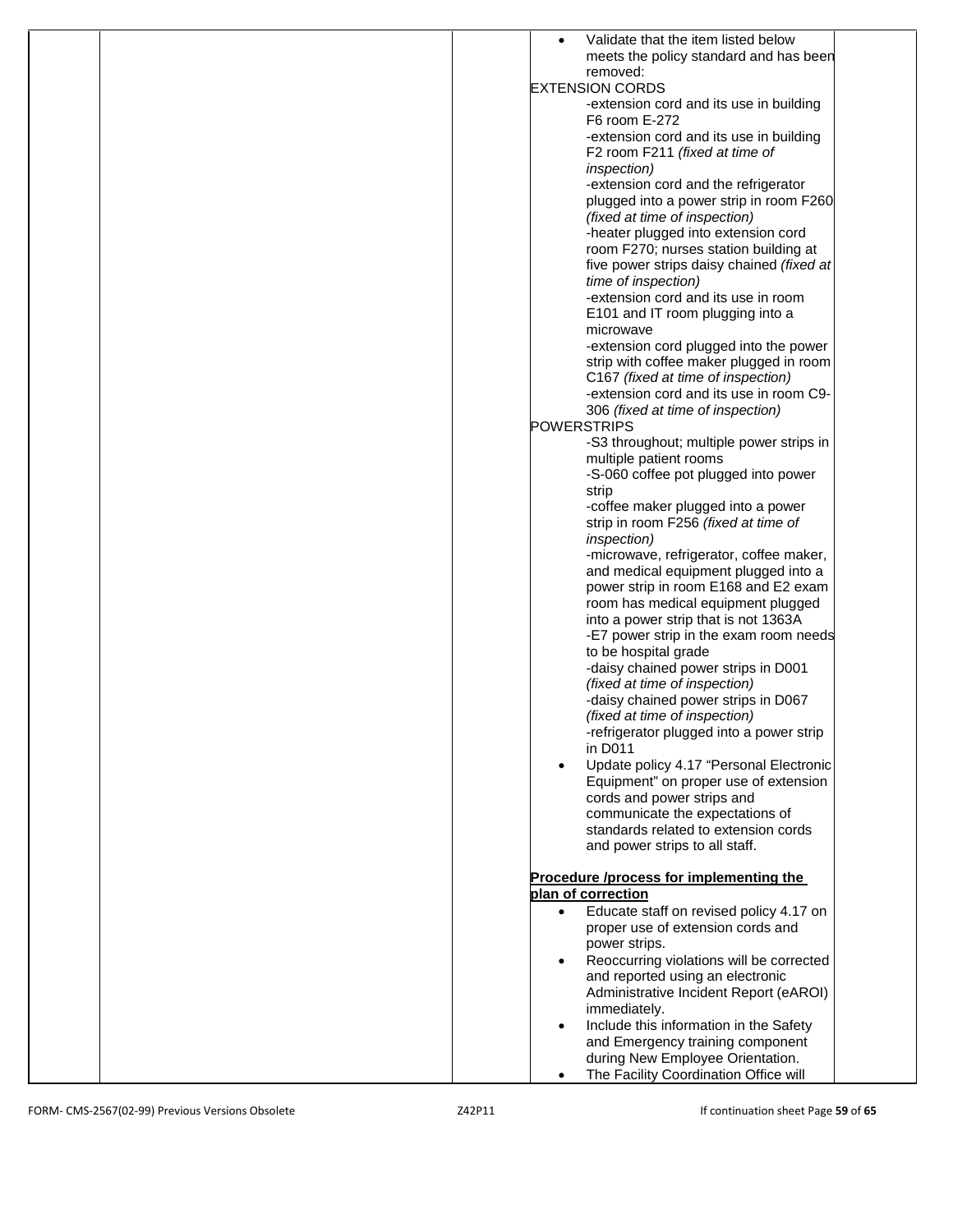- Validate that the item listed below meets the policy standard and has been removed:

EXTENSION CORDS

-extension cord and its use in building F6 room E-272

-extension cord and its use in building F2 room F211 *(fixed at time of inspection)*

-extension cord and the refrigerator plugged into a power strip in room F260 *(fixed at time of inspection)*

-heater plugged into extension cord room F270; nurses station building at five power strips daisy chained *(fixed at time of inspection)*

-extension cord and its use in room E101 and IT room plugging into a microwave

-extension cord plugged into the power strip with coffee maker plugged in room C167 *(fixed at time of inspection)*

-extension cord and its use in room C9-306 *(fixed at time of inspection)*

POWERSTRIPS

-S3 throughout; multiple power strips in multiple patient rooms

-S-060 coffee pot plugged into power strip

-coffee maker plugged into a power strip in room F256 *(fixed at time of inspection)*

-microwave, refrigerator, coffee maker, and medical equipment plugged into a power strip in room E168 and E2 exam room has medical equipment plugged into a power strip that is not 1363A

-E7 power strip in the exam room needs to be hospital grade

-daisy chained power strips in D001 *(fixed at time of inspection)*

-daisy chained power strips in D067 *(fixed at time of inspection)*

-refrigerator plugged into a power strip in D011

- Update policy 4.17 "Personal Electronic Equipment" on proper use of extension cords and power strips and communicate the expectations of standards related to extension cords and power strips to all staff.

**Procedure /process for implementing the plan of correction**

- Educate staff on revised policy 4.17 on proper use of extension cords and power strips.
- Reoccurring violations will be corrected and reported using an electronic Administrative Incident Report (eAROI) immediately.
- Include this information in the Safety and Emergency training component during New Employee Orientation.
- The Facility Coordination Office will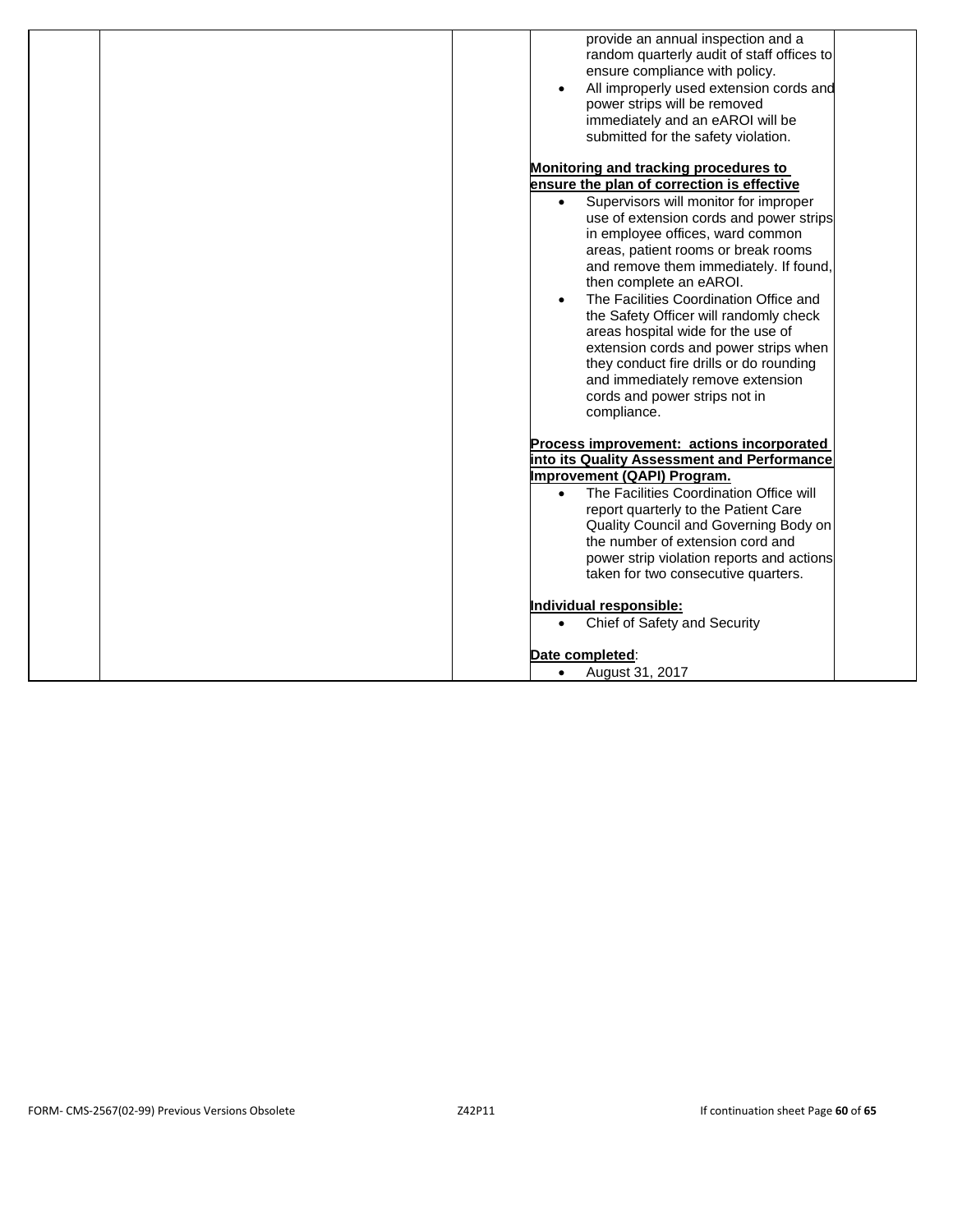provide an annual inspection and a random quarterly audit of staff offices to ensure compliance with policy.

- All improperly used extension cords and power strips will be removed immediately and an eAROI will be submitted for the safety violation.

**Monitoring and tracking procedures to ensure the plan of correction is effective**

- Supervisors will monitor for improper use of extension cords and power strips in employee offices, ward common areas, patient rooms or break rooms and remove them immediately. If found, then complete an eAROI.
- The Facilities Coordination Office and the Safety Officer will randomly check areas hospital wide for the use of extension cords and power strips when they conduct fire drills or do rounding and immediately remove extension cords and power strips not in compliance.

**Process improvement: actions incorporated into its Quality Assessment and Performance Improvement (QAPI) Program.**

- The Facilities Coordination Office will report quarterly to the Patient Care Quality Council and Governing Body on the number of extension cord and power strip violation reports and actions taken for two consecutive quarters.

**Individual responsible:**

- Chief of Safety and Security

**Date completed**:

- August 31, 2017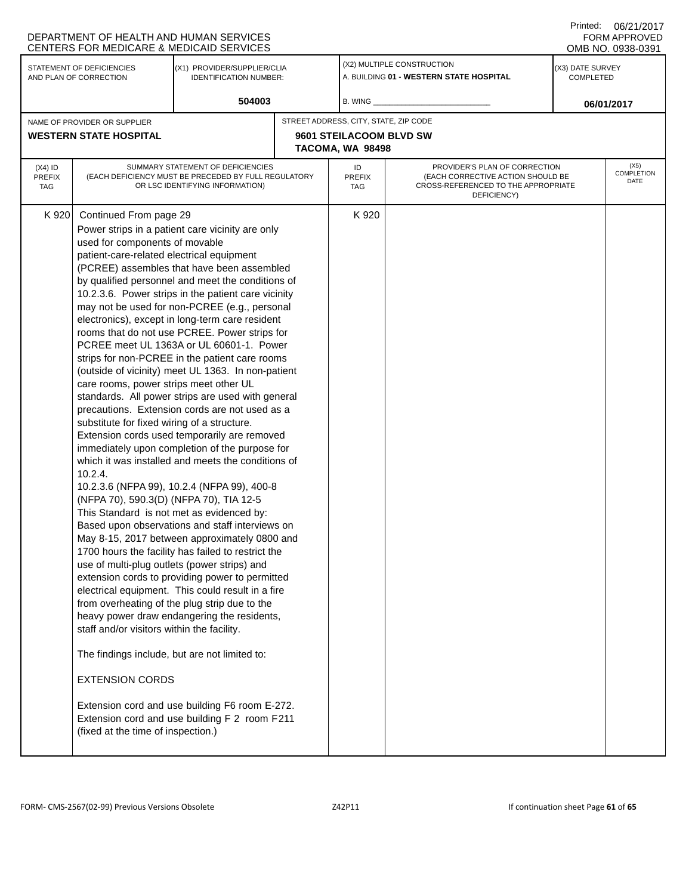DEPARTMENT OF HEALTH AND HUMAN SERVICES
CENTERS FOR MEDICARE & MEDICAID SERVICES

Printed: 06/21/2017
FORM APPROVED
OMB NO. 0938-0391

| STATEMENT OF DEFICIENCIES AND PLAN OF CORRECTION | (X1) PROVIDER/SUPPLIER/CLIA IDENTIFICATION NUMBER: | (X2) MULTIPLE CONSTRUCTION | (X3) DATE SURVEY COMPLETED |
|---|---|---|---|
| | 504003 | A. BUILDING 01 - WESTERN STATE HOSPITAL<br>B. WING | 06/01/2017 |

| NAME OF PROVIDER OR SUPPLIER | STREET ADDRESS, CITY, STATE, ZIP CODE |
|---|---|
| WESTERN STATE HOSPITAL | 9601 STEILACOOM BLVD SW<br>TACOMA, WA 98498 |

| (X4) ID PREFIX TAG | SUMMARY STATEMENT OF DEFICIENCIES (EACH DEFICIENCY MUST BE PRECEDED BY FULL REGULATORY OR LSC IDENTIFYING INFORMATION) | ID PREFIX TAG | PROVIDER'S PLAN OF CORRECTION (EACH CORRECTIVE ACTION SHOULD BE CROSS-REFERENCED TO THE APPROPRIATE DEFICIENCY) | (X5) COMPLETION DATE |
|---|---|---|---|---|
| K 920 | Continued From page 29<br>Power strips in a patient care vicinity are only used for components of movable patient-care-related electrical equipment (PCREE) assembles that have been assembled by qualified personnel and meet the conditions of 10.2.3.6. Power strips in the patient care vicinity may not be used for non-PCREE (e.g., personal electronics), except in long-term care resident rooms that do not use PCREE. Power strips for PCREE meet UL 1363A or UL 60601-1. Power strips for non-PCREE in the patient care rooms (outside of vicinity) meet UL 1363. In non-patient care rooms, power strips meet other UL standards. All power strips are used with general precautions. Extension cords are not used as a substitute for fixed wiring of a structure. Extension cords used temporarily are removed immediately upon completion of the purpose for which it was installed and meets the conditions of 10.2.4.<br>10.2.3.6 (NFPA 99), 10.2.4 (NFPA 99), 400-8 (NFPA 70), 590.3(D) (NFPA 70), TIA 12-5<br>This Standard is not met as evidenced by:<br>Based upon observations and staff interviews on May 8-15, 2017 between approximately 0800 and 1700 hours the facility has failed to restrict the use of multi-plug outlets (power strips) and extension cords to providing power to permitted electrical equipment. This could result in a fire from overheating of the plug strip due to the heavy power draw endangering the residents, staff and/or visitors within the facility.<br><br>The findings include, but are not limited to:<br><br>EXTENSION CORDS<br><br>Extension cord and use building F6 room E-272.<br>Extension cord and use building F 2 room F211 (fixed at the time of inspection.) | K 920 | | |

FORM- CMS-2567(02-99) Previous Versions Obsolete Z42P11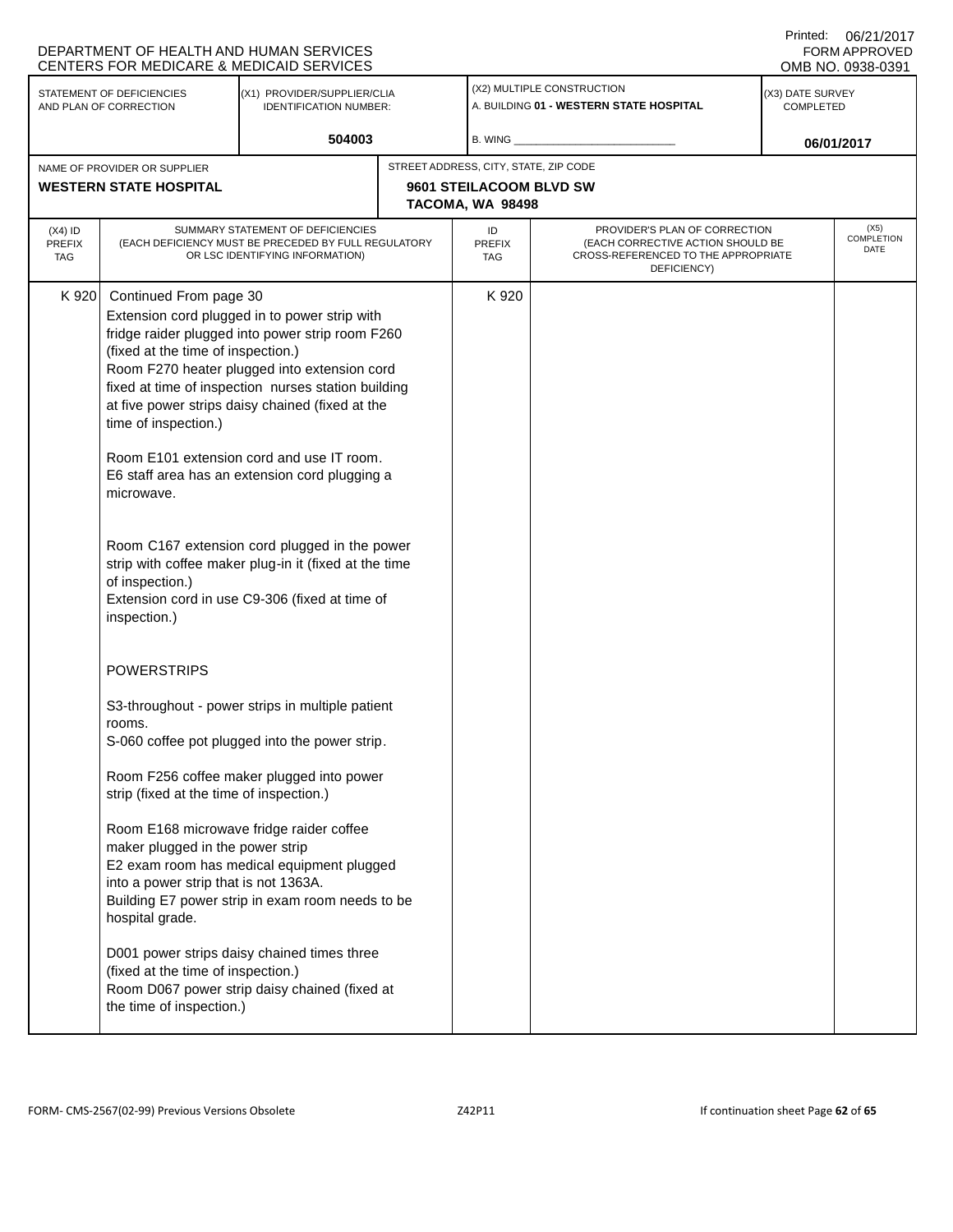DEPARTMENT OF HEALTH AND HUMAN SERVICES
CENTERS FOR MEDICARE & MEDICAID SERVICES

Printed: 06/21/2017
FORM APPROVED
OMB NO. 0938-0391

| STATEMENT OF DEFICIENCIES AND PLAN OF CORRECTION | (X1) PROVIDER/SUPPLIER/CLIA IDENTIFICATION NUMBER: | (X2) MULTIPLE CONSTRUCTION | (X3) DATE SURVEY COMPLETED |
|---|---|---|---|
| | 504003 | A. BUILDING **01 - WESTERN STATE HOSPITAL**<br>B. WING | 06/01/2017 |

| NAME OF PROVIDER OR SUPPLIER | STREET ADDRESS, CITY, STATE, ZIP CODE |
|---|---|
| **WESTERN STATE HOSPITAL** | **9601 STEILACOOM BLVD SW**<br>**TACOMA, WA 98498** |

| (X4) ID PREFIX TAG | SUMMARY STATEMENT OF DEFICIENCIES (EACH DEFICIENCY MUST BE PRECEDED BY FULL REGULATORY OR LSC IDENTIFYING INFORMATION) | ID PREFIX TAG | PROVIDER'S PLAN OF CORRECTION (EACH CORRECTIVE ACTION SHOULD BE CROSS-REFERENCED TO THE APPROPRIATE DEFICIENCY) | (X5) COMPLETION DATE |
|---|---|---|---|---|
| K 920 | Continued From page 30<br>Extension cord plugged in to power strip with fridge raider plugged into power strip room F260 (fixed at the time of inspection.)<br>Room F270 heater plugged into extension cord fixed at time of inspection nurses station building at five power strips daisy chained (fixed at the time of inspection.)<br><br>Room E101 extension cord and use IT room.<br>E6 staff area has an extension cord plugging a microwave.<br><br>Room C167 extension cord plugged in the power strip with coffee maker plug-in it (fixed at the time of inspection.)<br>Extension cord in use C9-306 (fixed at time of inspection.)<br><br>POWERSTRIPS<br><br>S3-throughout - power strips in multiple patient rooms.<br>S-060 coffee pot plugged into the power strip.<br><br>Room F256 coffee maker plugged into power strip (fixed at the time of inspection.)<br><br>Room E168 microwave fridge raider coffee maker plugged in the power strip<br>E2 exam room has medical equipment plugged into a power strip that is not 1363A.<br>Building E7 power strip in exam room needs to be hospital grade.<br><br>D001 power strips daisy chained times three (fixed at the time of inspection.)<br>Room D067 power strip daisy chained (fixed at the time of inspection.) | K 920 | | |

FORM- CMS-2567(02-99) Previous Versions Obsolete Z42P11 If continuation sheet Page 62 of 65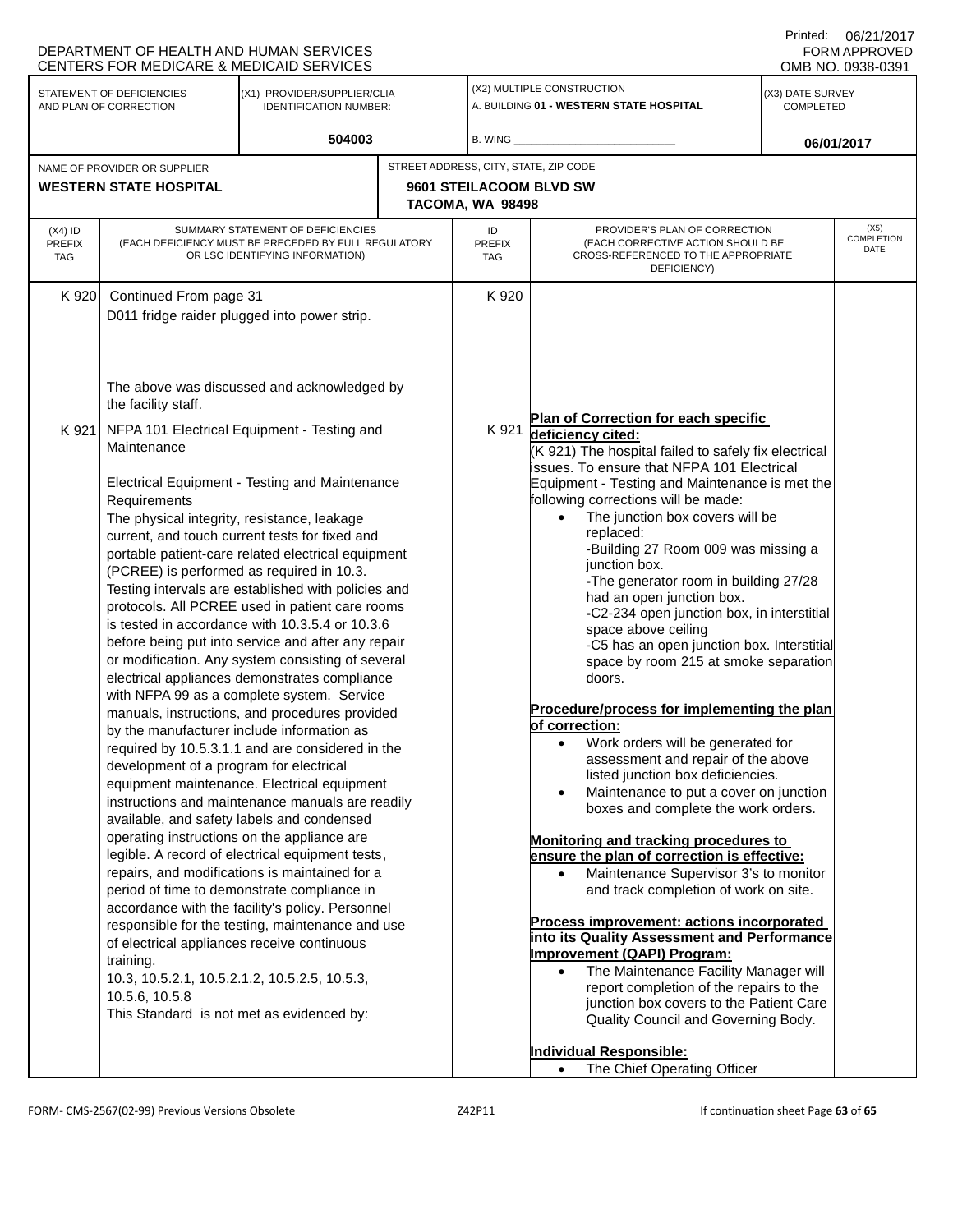DEPARTMENT OF HEALTH AND HUMAN SERVICES
CENTERS FOR MEDICARE & MEDICAID SERVICES

Printed: 06/21/2017
FORM APPROVED
OMB NO. 0938-0391

| STATEMENT OF DEFICIENCIES AND PLAN OF CORRECTION | (X1) PROVIDER/SUPPLIER/CLIA IDENTIFICATION NUMBER: | (X2) MULTIPLE CONSTRUCTION | (X3) DATE SURVEY COMPLETED |
|---|---|---|---|
| | 504003 | A. BUILDING 01 - WESTERN STATE HOSPITAL<br>B. WING ___ | 06/01/2017 |

| NAME OF PROVIDER OR SUPPLIER | STREET ADDRESS, CITY, STATE, ZIP CODE |
|---|---|
| WESTERN STATE HOSPITAL | 9601 STEILACOOM BLVD SW<br>TACOMA, WA 98498 |

| (X4) ID PREFIX TAG | SUMMARY STATEMENT OF DEFICIENCIES (EACH DEFICIENCY MUST BE PRECEDED BY FULL REGULATORY OR LSC IDENTIFYING INFORMATION) | ID PREFIX TAG | PROVIDER'S PLAN OF CORRECTION (EACH CORRECTIVE ACTION SHOULD BE CROSS-REFERENCED TO THE APPROPRIATE DEFICIENCY) | (X5) COMPLETION DATE |
|---|---|---|---|---|
| K 920 | Continued From page 31<br>D011 fridge raider plugged into power strip.<br><br>The above was discussed and acknowledged by the facility staff. | K 920 | | |
| K 921 | NFPA 101 Electrical Equipment - Testing and Maintenance<br><br>Electrical Equipment - Testing and Maintenance Requirements<br>The physical integrity, resistance, leakage current, and touch current tests for fixed and portable patient-care related electrical equipment (PCREE) is performed as required in 10.3. Testing intervals are established with policies and protocols. All PCREE used in patient care rooms is tested in accordance with 10.3.5.4 or 10.3.6 before being put into service and after any repair or modification. Any system consisting of several electrical appliances demonstrates compliance with NFPA 99 as a complete system. Service manuals, instructions, and procedures provided by the manufacturer include information as required by 10.5.3.1.1 and are considered in the development of a program for electrical equipment maintenance. Electrical equipment instructions and maintenance manuals are readily available, and safety labels and condensed operating instructions on the appliance are legible. A record of electrical equipment tests, repairs, and modifications is maintained for a period of time to demonstrate compliance in accordance with the facility's policy. Personnel responsible for the testing, maintenance and use of electrical appliances receive continuous training.<br>10.3, 10.5.2.1, 10.5.2.1.2, 10.5.2.5, 10.5.3, 10.5.6, 10.5.8<br>This Standard is not met as evidenced by: | K 921 | **Plan of Correction for each specific deficiency cited:**<br>(K 921) The hospital failed to safely fix electrical issues. To ensure that NFPA 101 Electrical Equipment - Testing and Maintenance is met the following corrections will be made:<br>• The junction box covers will be replaced:<br>-Building 27 Room 009 was missing a junction box.<br>-The generator room in building 27/28 had an open junction box.<br>-C2-234 open junction box, in interstitial space above ceiling<br>-C5 has an open junction box. Interstitial space by room 215 at smoke separation doors.<br><br>**Procedure/process for implementing the plan of correction:**<br>• Work orders will be generated for assessment and repair of the above listed junction box deficiencies.<br>• Maintenance to put a cover on junction boxes and complete the work orders.<br><br>**Monitoring and tracking procedures to ensure the plan of correction is effective:**<br>• Maintenance Supervisor 3's to monitor and track completion of work on site.<br><br>**Process improvement: actions incorporated into its Quality Assessment and Performance Improvement (QAPI) Program:**<br>• The Maintenance Facility Manager will report completion of the repairs to the junction box covers to the Patient Care Quality Council and Governing Body.<br><br>**Individual Responsible:**<br>• The Chief Operating Officer | |

FORM- CMS-2567(02-99) Previous Versions Obsolete Z42P11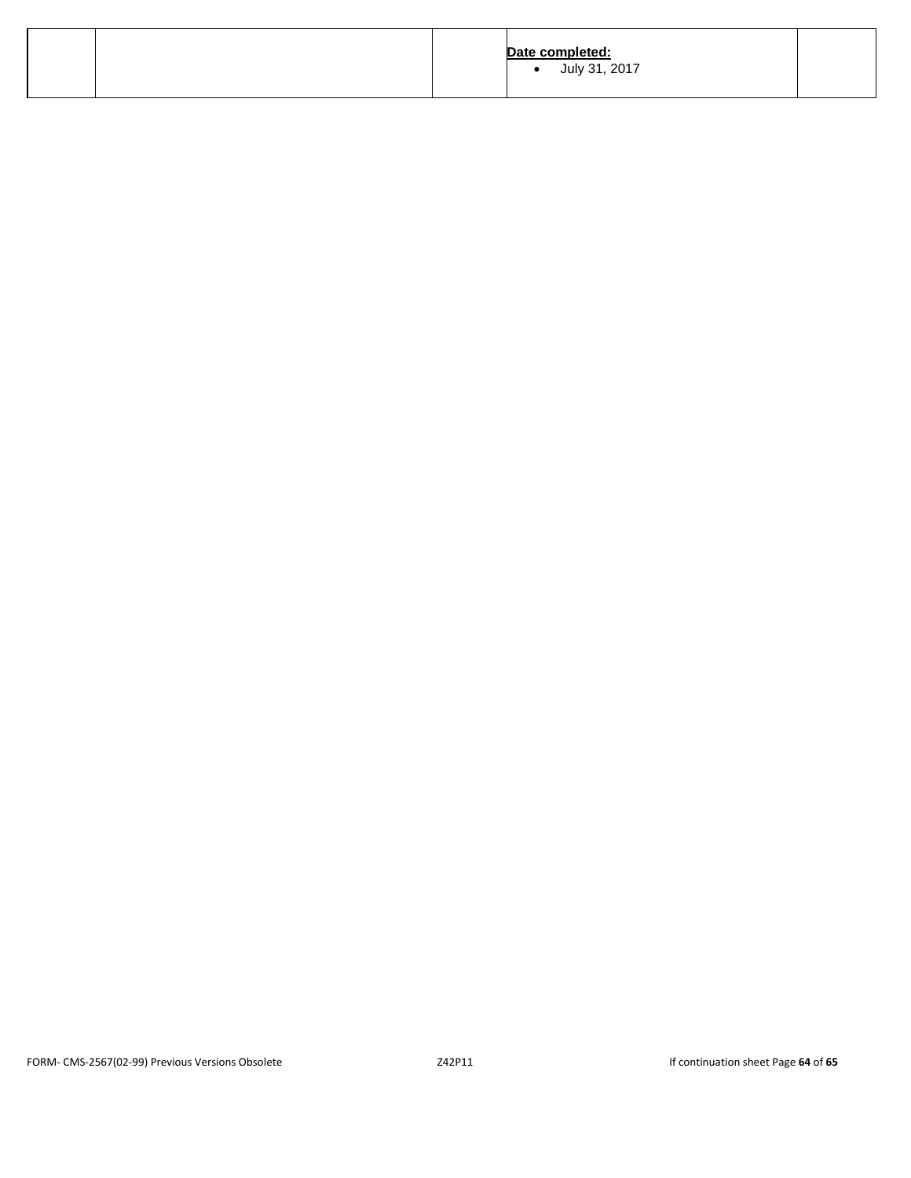| | | | Date completed:<br>• July 31, 2017 | |
|---|---|---|---|---|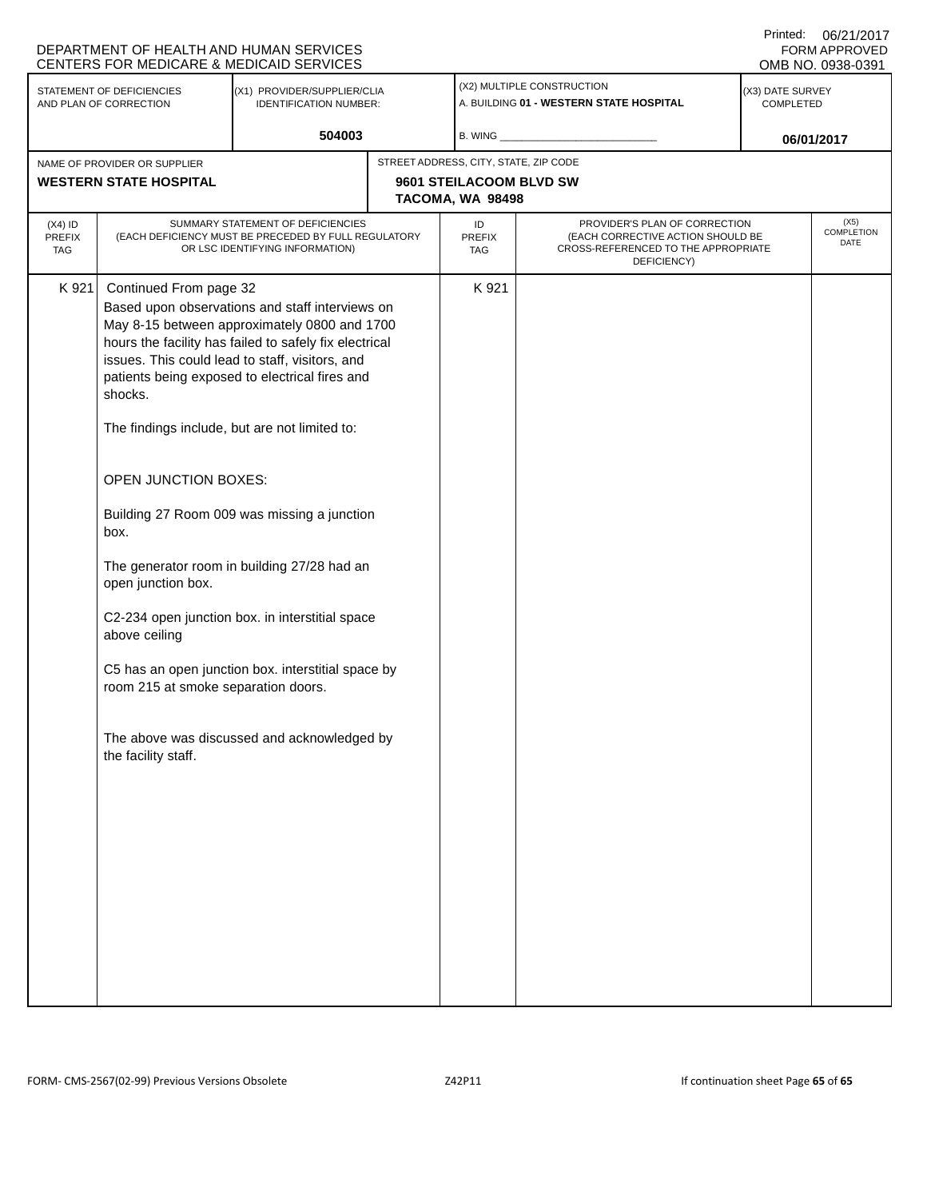DEPARTMENT OF HEALTH AND HUMAN SERVICES
CENTERS FOR MEDICARE & MEDICAID SERVICES

Printed: 06/21/2017
FORM APPROVED
OMB NO. 0938-0391

| STATEMENT OF DEFICIENCIES AND PLAN OF CORRECTION | (X1) PROVIDER/SUPPLIER/CLIA IDENTIFICATION NUMBER: | (X2) MULTIPLE CONSTRUCTION | (X3) DATE SURVEY COMPLETED |
|---|---|---|---|
| | 504003 | A. BUILDING 01 - WESTERN STATE HOSPITAL<br>B. WING ___ | 06/01/2017 |

| NAME OF PROVIDER OR SUPPLIER | STREET ADDRESS, CITY, STATE, ZIP CODE |
|---|---|
| WESTERN STATE HOSPITAL | 9601 STEILACOOM BLVD SW<br>TACOMA, WA 98498 |

| (X4) ID PREFIX TAG | SUMMARY STATEMENT OF DEFICIENCIES (EACH DEFICIENCY MUST BE PRECEDED BY FULL REGULATORY OR LSC IDENTIFYING INFORMATION) | ID PREFIX TAG | PROVIDER'S PLAN OF CORRECTION (EACH CORRECTIVE ACTION SHOULD BE CROSS-REFERENCED TO THE APPROPRIATE DEFICIENCY) | (X5) COMPLETION DATE |
|---|---|---|---|---|
| K 921 | Continued From page 32<br>Based upon observations and staff interviews on May 8-15 between approximately 0800 and 1700 hours the facility has failed to safely fix electrical issues. This could lead to staff, visitors, and patients being exposed to electrical fires and shocks.<br><br>The findings include, but are not limited to:<br><br>OPEN JUNCTION BOXES:<br><br>Building 27 Room 009 was missing a junction box.<br><br>The generator room in building 27/28 had an open junction box.<br><br>C2-234 open junction box. in interstitial space above ceiling<br><br>C5 has an open junction box. interstitial space by room 215 at smoke separation doors.<br><br>The above was discussed and acknowledged by the facility staff. | K 921 | | |

FORM- CMS-2567(02-99) Previous Versions Obsolete Z42P11